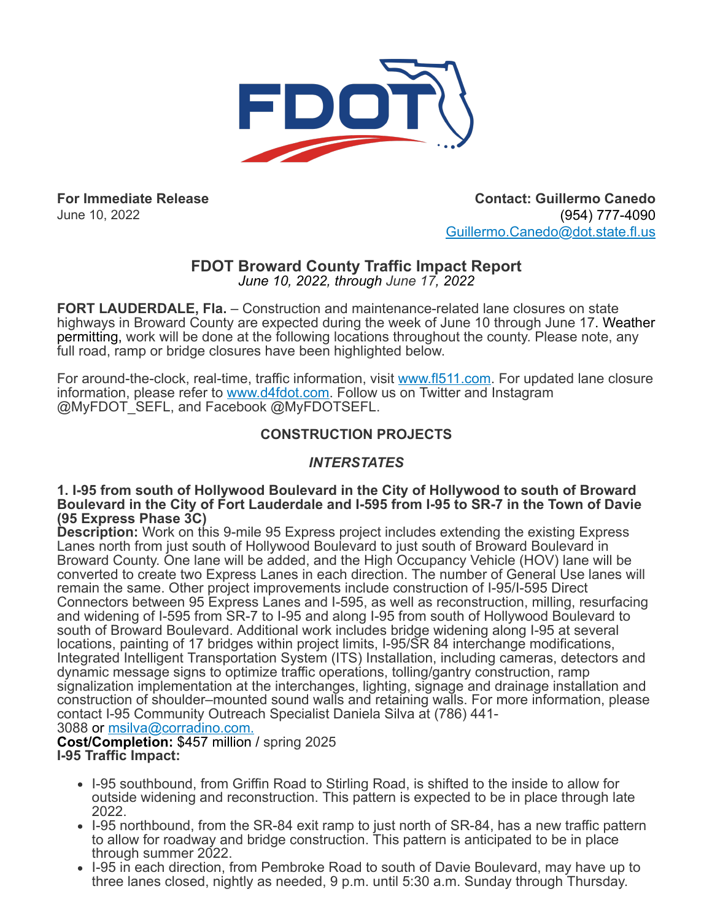**For Immediate Release**
June 10, 2022

**Contact: Guillermo Canedo**
(954) 777-4090
Guillermo.Canedo@dot.state.fl.us

## FDOT Broward County Traffic Impact Report

*June 10, 2022, through June 17, 2022*

**FORT LAUDERDALE, Fla.** – Construction and maintenance-related lane closures on state highways in Broward County are expected during the week of June 10 through June 17. Weather permitting, work will be done at the following locations throughout the county. Please note, any full road, ramp or bridge closures have been highlighted below.

For around-the-clock, real-time, traffic information, visit www.fl511.com. For updated lane closure information, please refer to www.d4fdot.com. Follow us on Twitter and Instagram @MyFDOT_SEFL, and Facebook @MyFDOTSEFL.

### CONSTRUCTION PROJECTS

#### *INTERSTATES*

**1. I-95 from south of Hollywood Boulevard in the City of Hollywood to south of Broward Boulevard in the City of Fort Lauderdale and I-595 from I-95 to SR-7 in the Town of Davie (95 Express Phase 3C)**

**Description:** Work on this 9-mile 95 Express project includes extending the existing Express Lanes north from just south of Hollywood Boulevard to just south of Broward Boulevard in Broward County. One lane will be added, and the High Occupancy Vehicle (HOV) lane will be converted to create two Express Lanes in each direction. The number of General Use lanes will remain the same. Other project improvements include construction of I-95/I-595 Direct Connectors between 95 Express Lanes and I-595, as well as reconstruction, milling, resurfacing and widening of I-595 from SR-7 to I-95 and along I-95 from south of Hollywood Boulevard to south of Broward Boulevard. Additional work includes bridge widening along I-95 at several locations, painting of 17 bridges within project limits, I-95/SR 84 interchange modifications, Integrated Intelligent Transportation System (ITS) Installation, including cameras, detectors and dynamic message signs to optimize traffic operations, tolling/gantry construction, ramp signalization implementation at the interchanges, lighting, signage and drainage installation and construction of shoulder–mounted sound walls and retaining walls. For more information, please contact I-95 Community Outreach Specialist Daniela Silva at (786) 441-3088 or msilva@corradino.com.

**Cost/Completion:** $457 million / spring 2025

**I-95 Traffic Impact:**

- I-95 southbound, from Griffin Road to Stirling Road, is shifted to the inside to allow for outside widening and reconstruction. This pattern is expected to be in place through late 2022.
- I-95 northbound, from the SR-84 exit ramp to just north of SR-84, has a new traffic pattern to allow for roadway and bridge construction. This pattern is anticipated to be in place through summer 2022.
- I-95 in each direction, from Pembroke Road to south of Davie Boulevard, may have up to three lanes closed, nightly as needed, 9 p.m. until 5:30 a.m. Sunday through Thursday.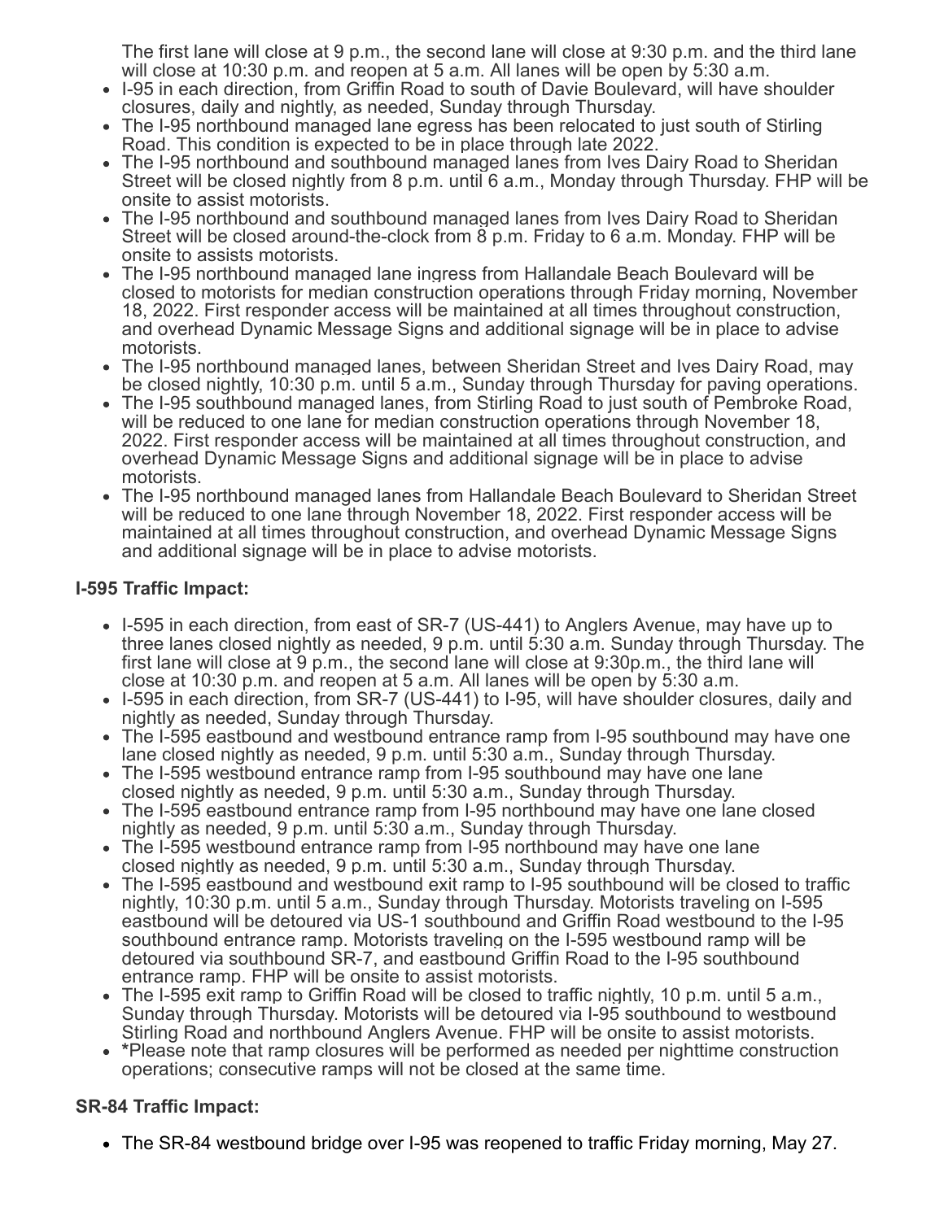The first lane will close at 9 p.m., the second lane will close at 9:30 p.m. and the third lane will close at 10:30 p.m. and reopen at 5 a.m. All lanes will be open by 5:30 a.m.

- I-95 in each direction, from Griffin Road to south of Davie Boulevard, will have shoulder closures, daily and nightly, as needed, Sunday through Thursday.
- The I-95 northbound managed lane egress has been relocated to just south of Stirling Road. This condition is expected to be in place through late 2022.
- The I-95 northbound and southbound managed lanes from Ives Dairy Road to Sheridan Street will be closed nightly from 8 p.m. until 6 a.m., Monday through Thursday. FHP will be onsite to assist motorists.
- The I-95 northbound and southbound managed lanes from Ives Dairy Road to Sheridan Street will be closed around-the-clock from 8 p.m. Friday to 6 a.m. Monday. FHP will be onsite to assists motorists.
- The I-95 northbound managed lane ingress from Hallandale Beach Boulevard will be closed to motorists for median construction operations through Friday morning, November 18, 2022. First responder access will be maintained at all times throughout construction, and overhead Dynamic Message Signs and additional signage will be in place to advise motorists.
- The I-95 northbound managed lanes, between Sheridan Street and Ives Dairy Road, may be closed nightly, 10:30 p.m. until 5 a.m., Sunday through Thursday for paving operations.
- The I-95 southbound managed lanes, from Stirling Road to just south of Pembroke Road, will be reduced to one lane for median construction operations through November 18, 2022. First responder access will be maintained at all times throughout construction, and overhead Dynamic Message Signs and additional signage will be in place to advise motorists.
- The I-95 northbound managed lanes from Hallandale Beach Boulevard to Sheridan Street will be reduced to one lane through November 18, 2022. First responder access will be maintained at all times throughout construction, and overhead Dynamic Message Signs and additional signage will be in place to advise motorists.

**I-595 Traffic Impact:**

- I-595 in each direction, from east of SR-7 (US-441) to Anglers Avenue, may have up to three lanes closed nightly as needed, 9 p.m. until 5:30 a.m. Sunday through Thursday. The first lane will close at 9 p.m., the second lane will close at 9:30p.m., the third lane will close at 10:30 p.m. and reopen at 5 a.m. All lanes will be open by 5:30 a.m.
- I-595 in each direction, from SR-7 (US-441) to I-95, will have shoulder closures, daily and nightly as needed, Sunday through Thursday.
- The I-595 eastbound and westbound entrance ramp from I-95 southbound may have one lane closed nightly as needed, 9 p.m. until 5:30 a.m., Sunday through Thursday.
- The I-595 westbound entrance ramp from I-95 southbound may have one lane closed nightly as needed, 9 p.m. until 5:30 a.m., Sunday through Thursday.
- The I-595 eastbound entrance ramp from I-95 northbound may have one lane closed nightly as needed, 9 p.m. until 5:30 a.m., Sunday through Thursday.
- The I-595 westbound entrance ramp from I-95 northbound may have one lane closed nightly as needed, 9 p.m. until 5:30 a.m., Sunday through Thursday.
- The I-595 eastbound and westbound exit ramp to I-95 southbound will be closed to traffic nightly, 10:30 p.m. until 5 a.m., Sunday through Thursday. Motorists traveling on I-595 eastbound will be detoured via US-1 southbound and Griffin Road westbound to the I-95 southbound entrance ramp. Motorists traveling on the I-595 westbound ramp will be detoured via southbound SR-7, and eastbound Griffin Road to the I-95 southbound entrance ramp. FHP will be onsite to assist motorists.
- The I-595 exit ramp to Griffin Road will be closed to traffic nightly, 10 p.m. until 5 a.m., Sunday through Thursday. Motorists will be detoured via I-95 southbound to westbound Stirling Road and northbound Anglers Avenue. FHP will be onsite to assist motorists.
- **\***Please note that ramp closures will be performed as needed per nighttime construction operations; consecutive ramps will not be closed at the same time.

**SR-84 Traffic Impact:**

- The SR-84 westbound bridge over I-95 was reopened to traffic Friday morning, May 27.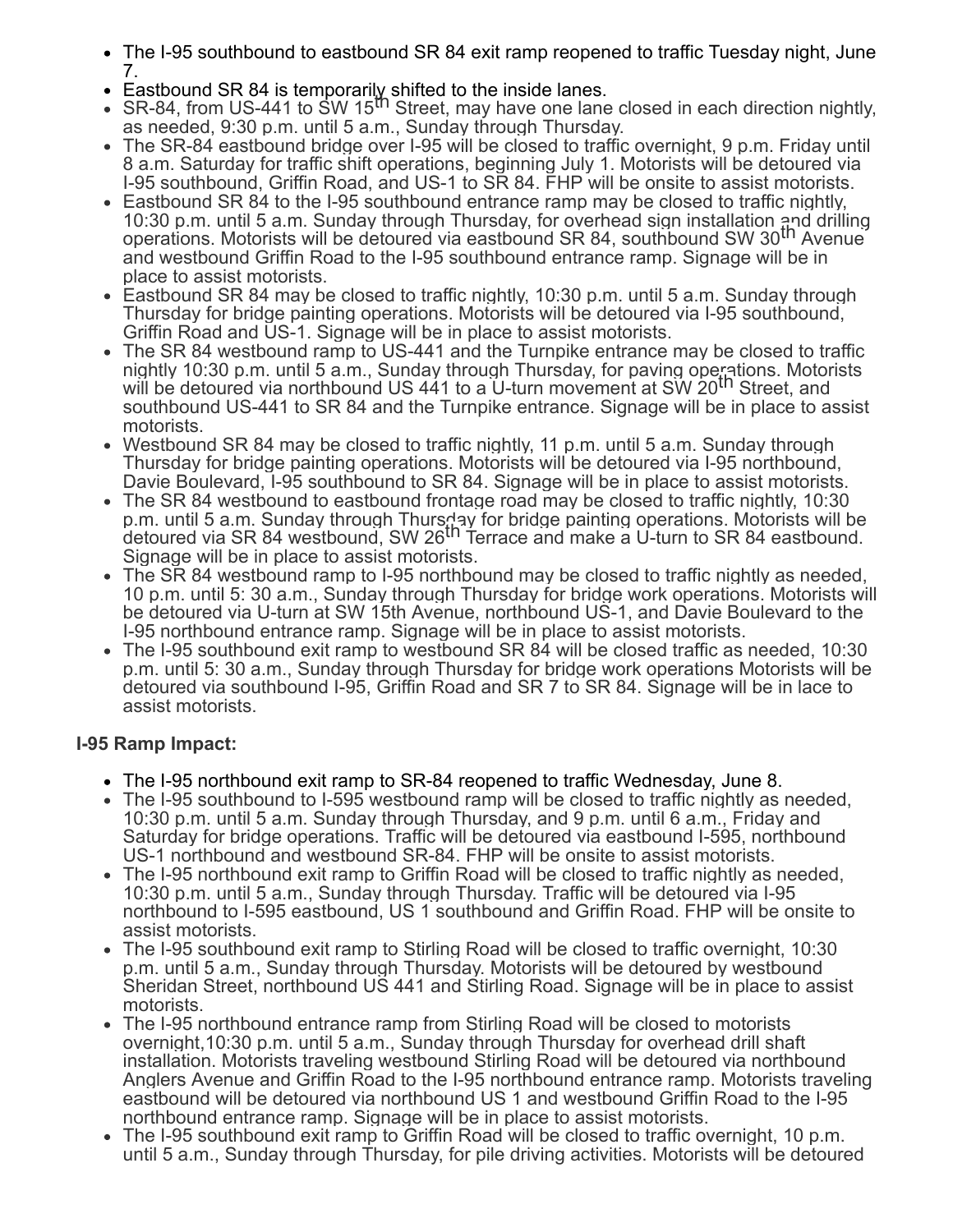- The I-95 southbound to eastbound SR 84 exit ramp reopened to traffic Tuesday night, June 7.
- Eastbound SR 84 is temporarily shifted to the inside lanes.
- SR-84, from US-441 to SW 15th Street, may have one lane closed in each direction nightly, as needed, 9:30 p.m. until 5 a.m., Sunday through Thursday.
- The SR-84 eastbound bridge over I-95 will be closed to traffic overnight, 9 p.m. Friday until 8 a.m. Saturday for traffic shift operations, beginning July 1. Motorists will be detoured via I-95 southbound, Griffin Road, and US-1 to SR 84. FHP will be onsite to assist motorists.
- Eastbound SR 84 to the I-95 southbound entrance ramp may be closed to traffic nightly, 10:30 p.m. until 5 a.m. Sunday through Thursday, for overhead sign installation and drilling operations. Motorists will be detoured via eastbound SR 84, southbound SW 30th Avenue and westbound Griffin Road to the I-95 southbound entrance ramp. Signage will be in place to assist motorists.
- Eastbound SR 84 may be closed to traffic nightly, 10:30 p.m. until 5 a.m. Sunday through Thursday for bridge painting operations. Motorists will be detoured via I-95 southbound, Griffin Road and US-1. Signage will be in place to assist motorists.
- The SR 84 westbound ramp to US-441 and the Turnpike entrance may be closed to traffic nightly 10:30 p.m. until 5 a.m., Sunday through Thursday, for paving operations. Motorists will be detoured via northbound US 441 to a U-turn movement at SW 20th Street, and southbound US-441 to SR 84 and the Turnpike entrance. Signage will be in place to assist motorists.
- Westbound SR 84 may be closed to traffic nightly, 11 p.m. until 5 a.m. Sunday through Thursday for bridge painting operations. Motorists will be detoured via I-95 northbound, Davie Boulevard, I-95 southbound to SR 84. Signage will be in place to assist motorists.
- The SR 84 westbound to eastbound frontage road may be closed to traffic nightly, 10:30 p.m. until 5 a.m. Sunday through Thursday for bridge painting operations. Motorists will be detoured via SR 84 westbound, SW 26th Terrace and make a U-turn to SR 84 eastbound. Signage will be in place to assist motorists.
- The SR 84 westbound ramp to I-95 northbound may be closed to traffic nightly as needed, 10 p.m. until 5: 30 a.m., Sunday through Thursday for bridge work operations. Motorists will be detoured via U-turn at SW 15th Avenue, northbound US-1, and Davie Boulevard to the I-95 northbound entrance ramp. Signage will be in place to assist motorists.
- The I-95 southbound exit ramp to westbound SR 84 will be closed traffic as needed, 10:30 p.m. until 5: 30 a.m., Sunday through Thursday for bridge work operations Motorists will be detoured via southbound I-95, Griffin Road and SR 7 to SR 84. Signage will be in lace to assist motorists.

**I-95 Ramp Impact:**

- The I-95 northbound exit ramp to SR-84 reopened to traffic Wednesday, June 8.
- The I-95 southbound to I-595 westbound ramp will be closed to traffic nightly as needed, 10:30 p.m. until 5 a.m. Sunday through Thursday, and 9 p.m. until 6 a.m., Friday and Saturday for bridge operations. Traffic will be detoured via eastbound I-595, northbound US-1 northbound and westbound SR-84. FHP will be onsite to assist motorists.
- The I-95 northbound exit ramp to Griffin Road will be closed to traffic nightly as needed, 10:30 p.m. until 5 a.m., Sunday through Thursday. Traffic will be detoured via I-95 northbound to I-595 eastbound, US 1 southbound and Griffin Road. FHP will be onsite to assist motorists.
- The I-95 southbound exit ramp to Stirling Road will be closed to traffic overnight, 10:30 p.m. until 5 a.m., Sunday through Thursday. Motorists will be detoured by westbound Sheridan Street, northbound US 441 and Stirling Road. Signage will be in place to assist motorists.
- The I-95 northbound entrance ramp from Stirling Road will be closed to motorists overnight,10:30 p.m. until 5 a.m., Sunday through Thursday for overhead drill shaft installation. Motorists traveling westbound Stirling Road will be detoured via northbound Anglers Avenue and Griffin Road to the I-95 northbound entrance ramp. Motorists traveling eastbound will be detoured via northbound US 1 and westbound Griffin Road to the I-95 northbound entrance ramp. Signage will be in place to assist motorists.
- The I-95 southbound exit ramp to Griffin Road will be closed to traffic overnight, 10 p.m. until 5 a.m., Sunday through Thursday, for pile driving activities. Motorists will be detoured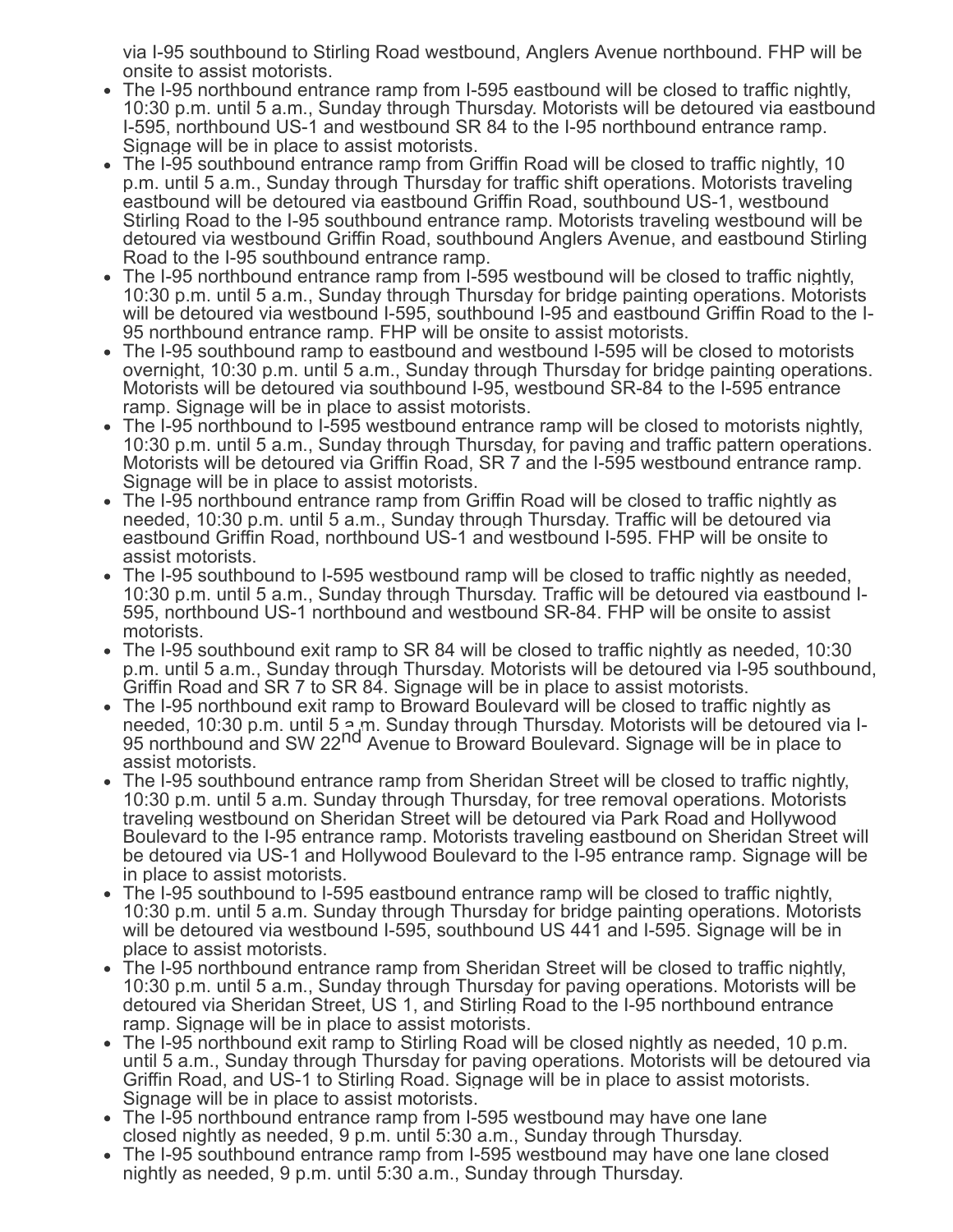via I-95 southbound to Stirling Road westbound, Anglers Avenue northbound. FHP will be onsite to assist motorists.

- The I-95 northbound entrance ramp from I-595 eastbound will be closed to traffic nightly, 10:30 p.m. until 5 a.m., Sunday through Thursday. Motorists will be detoured via eastbound I-595, northbound US-1 and westbound SR 84 to the I-95 northbound entrance ramp. Signage will be in place to assist motorists.
- The I-95 southbound entrance ramp from Griffin Road will be closed to traffic nightly, 10 p.m. until 5 a.m., Sunday through Thursday for traffic shift operations. Motorists traveling eastbound will be detoured via eastbound Griffin Road, southbound US-1, westbound Stirling Road to the I-95 southbound entrance ramp. Motorists traveling westbound will be detoured via westbound Griffin Road, southbound Anglers Avenue, and eastbound Stirling Road to the I-95 southbound entrance ramp.
- The I-95 northbound entrance ramp from I-595 westbound will be closed to traffic nightly, 10:30 p.m. until 5 a.m., Sunday through Thursday for bridge painting operations. Motorists will be detoured via westbound I-595, southbound I-95 and eastbound Griffin Road to the I-95 northbound entrance ramp. FHP will be onsite to assist motorists.
- The I-95 southbound ramp to eastbound and westbound I-595 will be closed to motorists overnight, 10:30 p.m. until 5 a.m., Sunday through Thursday for bridge painting operations. Motorists will be detoured via southbound I-95, westbound SR-84 to the I-595 entrance ramp. Signage will be in place to assist motorists.
- The I-95 northbound to I-595 westbound entrance ramp will be closed to motorists nightly, 10:30 p.m. until 5 a.m., Sunday through Thursday, for paving and traffic pattern operations. Motorists will be detoured via Griffin Road, SR 7 and the I-595 westbound entrance ramp. Signage will be in place to assist motorists.
- The I-95 northbound entrance ramp from Griffin Road will be closed to traffic nightly as needed, 10:30 p.m. until 5 a.m., Sunday through Thursday. Traffic will be detoured via eastbound Griffin Road, northbound US-1 and westbound I-595. FHP will be onsite to assist motorists.
- The I-95 southbound to I-595 westbound ramp will be closed to traffic nightly as needed, 10:30 p.m. until 5 a.m., Sunday through Thursday. Traffic will be detoured via eastbound I-595, northbound US-1 northbound and westbound SR-84. FHP will be onsite to assist motorists.
- The I-95 southbound exit ramp to SR 84 will be closed to traffic nightly as needed, 10:30 p.m. until 5 a.m., Sunday through Thursday. Motorists will be detoured via I-95 southbound, Griffin Road and SR 7 to SR 84. Signage will be in place to assist motorists.
- The I-95 northbound exit ramp to Broward Boulevard will be closed to traffic nightly as needed, 10:30 p.m. until 5 a.m. Sunday through Thursday. Motorists will be detoured via I-95 northbound and SW 22nd Avenue to Broward Boulevard. Signage will be in place to assist motorists.
- The I-95 southbound entrance ramp from Sheridan Street will be closed to traffic nightly, 10:30 p.m. until 5 a.m. Sunday through Thursday, for tree removal operations. Motorists traveling westbound on Sheridan Street will be detoured via Park Road and Hollywood Boulevard to the I-95 entrance ramp. Motorists traveling eastbound on Sheridan Street will be detoured via US-1 and Hollywood Boulevard to the I-95 entrance ramp. Signage will be in place to assist motorists.
- The I-95 southbound to I-595 eastbound entrance ramp will be closed to traffic nightly, 10:30 p.m. until 5 a.m. Sunday through Thursday for bridge painting operations. Motorists will be detoured via westbound I-595, southbound US 441 and I-595. Signage will be in place to assist motorists.
- The I-95 northbound entrance ramp from Sheridan Street will be closed to traffic nightly, 10:30 p.m. until 5 a.m., Sunday through Thursday for paving operations. Motorists will be detoured via Sheridan Street, US 1, and Stirling Road to the I-95 northbound entrance ramp. Signage will be in place to assist motorists.
- The I-95 northbound exit ramp to Stirling Road will be closed nightly as needed, 10 p.m. until 5 a.m., Sunday through Thursday for paving operations. Motorists will be detoured via Griffin Road, and US-1 to Stirling Road. Signage will be in place to assist motorists. Signage will be in place to assist motorists.
- The I-95 northbound entrance ramp from I-595 westbound may have one lane closed nightly as needed, 9 p.m. until 5:30 a.m., Sunday through Thursday.
- The I-95 southbound entrance ramp from I-595 westbound may have one lane closed nightly as needed, 9 p.m. until 5:30 a.m., Sunday through Thursday.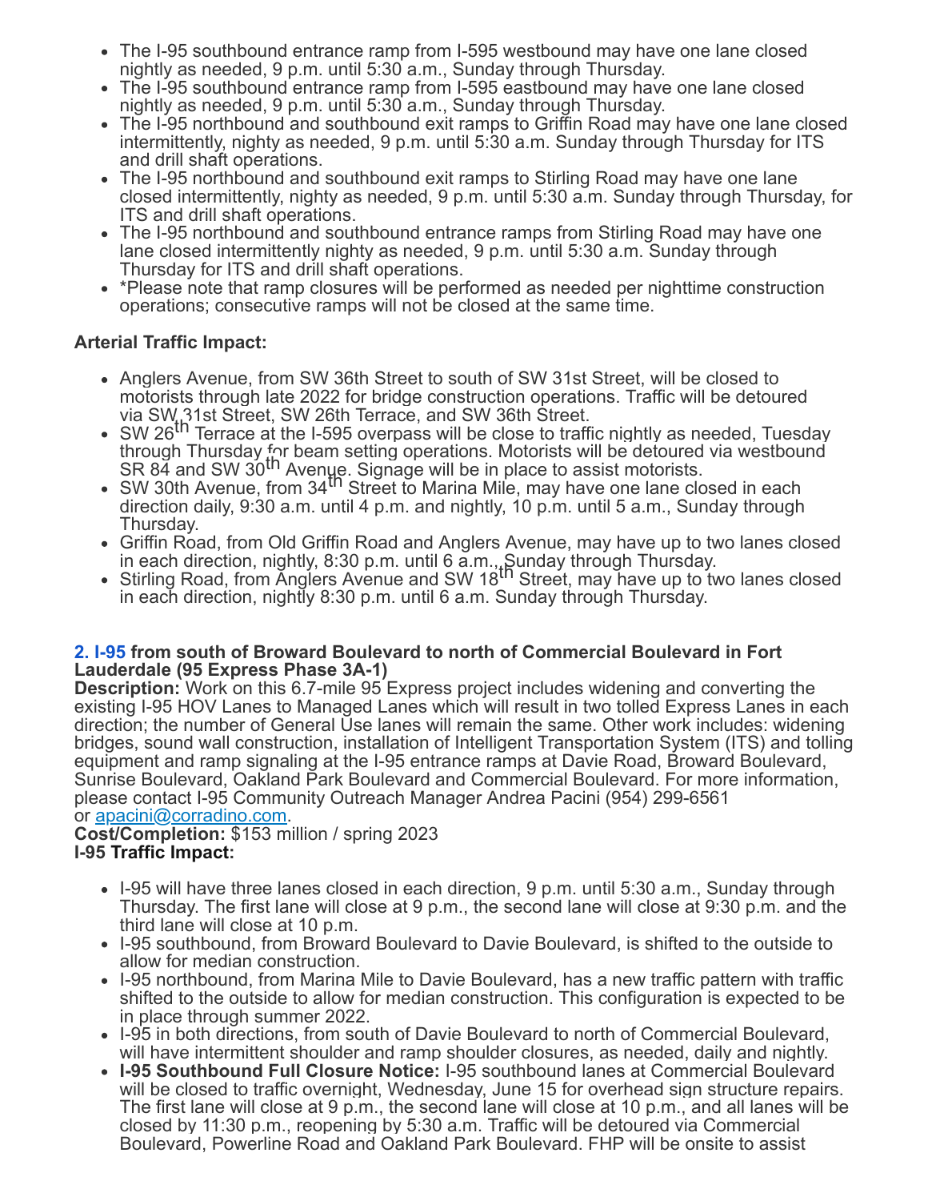- The I-95 southbound entrance ramp from I-595 westbound may have one lane closed nightly as needed, 9 p.m. until 5:30 a.m., Sunday through Thursday.
- The I-95 southbound entrance ramp from I-595 eastbound may have one lane closed nightly as needed, 9 p.m. until 5:30 a.m., Sunday through Thursday.
- The I-95 northbound and southbound exit ramps to Griffin Road may have one lane closed intermittently, nighty as needed, 9 p.m. until 5:30 a.m. Sunday through Thursday for ITS and drill shaft operations.
- The I-95 northbound and southbound exit ramps to Stirling Road may have one lane closed intermittently, nighty as needed, 9 p.m. until 5:30 a.m. Sunday through Thursday, for ITS and drill shaft operations.
- The I-95 northbound and southbound entrance ramps from Stirling Road may have one lane closed intermittently nighty as needed, 9 p.m. until 5:30 a.m. Sunday through Thursday for ITS and drill shaft operations.
- *Please note that ramp closures will be performed as needed per nighttime construction operations; consecutive ramps will not be closed at the same time.

**Arterial Traffic Impact:**

- Anglers Avenue, from SW 36th Street to south of SW 31st Street, will be closed to motorists through late 2022 for bridge construction operations. Traffic will be detoured via SW 31st Street, SW 26th Terrace, and SW 36th Street.
- SW 26th Terrace at the I-595 overpass will be close to traffic nightly as needed, Tuesday through Thursday for beam setting operations. Motorists will be detoured via westbound SR 84 and SW 30th Avenue. Signage will be in place to assist motorists.
- SW 30th Avenue, from 34th Street to Marina Mile, may have one lane closed in each direction daily, 9:30 a.m. until 4 p.m. and nightly, 10 p.m. until 5 a.m., Sunday through Thursday.
- Griffin Road, from Old Griffin Road and Anglers Avenue, may have up to two lanes closed in each direction, nightly, 8:30 p.m. until 6 a.m., Sunday through Thursday.
- Stirling Road, from Anglers Avenue and SW 18th Street, may have up to two lanes closed in each direction, nightly 8:30 p.m. until 6 a.m. Sunday through Thursday.

**2. I-95 from south of Broward Boulevard to north of Commercial Boulevard in Fort Lauderdale (95 Express Phase 3A-1)**

**Description:** Work on this 6.7-mile 95 Express project includes widening and converting the existing I-95 HOV Lanes to Managed Lanes which will result in two tolled Express Lanes in each direction; the number of General Use lanes will remain the same. Other work includes: widening bridges, sound wall construction, installation of Intelligent Transportation System (ITS) and tolling equipment and ramp signaling at the I-95 entrance ramps at Davie Road, Broward Boulevard, Sunrise Boulevard, Oakland Park Boulevard and Commercial Boulevard. For more information, please contact I-95 Community Outreach Manager Andrea Pacini (954) 299-6561 or apacini@corradino.com.

**Cost/Completion:** $153 million / spring 2023

**I-95 Traffic Impact:**

- I-95 will have three lanes closed in each direction, 9 p.m. until 5:30 a.m., Sunday through Thursday. The first lane will close at 9 p.m., the second lane will close at 9:30 p.m. and the third lane will close at 10 p.m.
- I-95 southbound, from Broward Boulevard to Davie Boulevard, is shifted to the outside to allow for median construction.
- I-95 northbound, from Marina Mile to Davie Boulevard, has a new traffic pattern with traffic shifted to the outside to allow for median construction. This configuration is expected to be in place through summer 2022.
- I-95 in both directions, from south of Davie Boulevard to north of Commercial Boulevard, will have intermittent shoulder and ramp shoulder closures, as needed, daily and nightly.
- **I-95 Southbound Full Closure Notice:** I-95 southbound lanes at Commercial Boulevard will be closed to traffic overnight, Wednesday, June 15 for overhead sign structure repairs. The first lane will close at 9 p.m., the second lane will close at 10 p.m., and all lanes will be closed by 11:30 p.m., reopening by 5:30 a.m. Traffic will be detoured via Commercial Boulevard, Powerline Road and Oakland Park Boulevard. FHP will be onsite to assist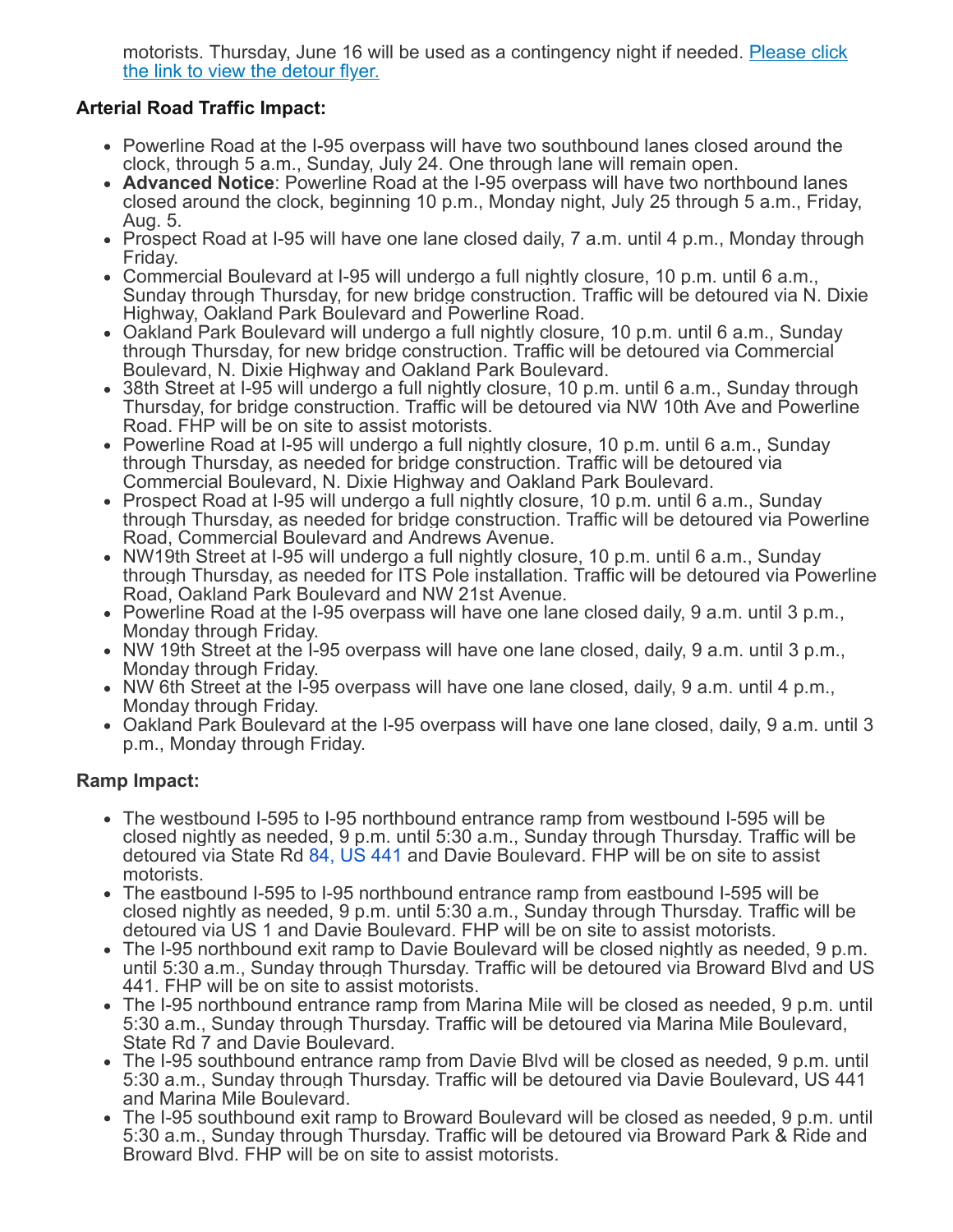motorists. Thursday, June 16 will be used as a contingency night if needed. [Please click the link to view the detour flyer.]

**Arterial Road Traffic Impact:**

- Powerline Road at the I-95 overpass will have two southbound lanes closed around the clock, through 5 a.m., Sunday, July 24. One through lane will remain open.
- **Advanced Notice**: Powerline Road at the I-95 overpass will have two northbound lanes closed around the clock, beginning 10 p.m., Monday night, July 25 through 5 a.m., Friday, Aug. 5.
- Prospect Road at I-95 will have one lane closed daily, 7 a.m. until 4 p.m., Monday through Friday.
- Commercial Boulevard at I-95 will undergo a full nightly closure, 10 p.m. until 6 a.m., Sunday through Thursday, for new bridge construction. Traffic will be detoured via N. Dixie Highway, Oakland Park Boulevard and Powerline Road.
- Oakland Park Boulevard will undergo a full nightly closure, 10 p.m. until 6 a.m., Sunday through Thursday, for new bridge construction. Traffic will be detoured via Commercial Boulevard, N. Dixie Highway and Oakland Park Boulevard.
- 38th Street at I-95 will undergo a full nightly closure, 10 p.m. until 6 a.m., Sunday through Thursday, for bridge construction. Traffic will be detoured via NW 10th Ave and Powerline Road. FHP will be on site to assist motorists.
- Powerline Road at I-95 will undergo a full nightly closure, 10 p.m. until 6 a.m., Sunday through Thursday, as needed for bridge construction. Traffic will be detoured via Commercial Boulevard, N. Dixie Highway and Oakland Park Boulevard.
- Prospect Road at I-95 will undergo a full nightly closure, 10 p.m. until 6 a.m., Sunday through Thursday, as needed for bridge construction. Traffic will be detoured via Powerline Road, Commercial Boulevard and Andrews Avenue.
- NW19th Street at I-95 will undergo a full nightly closure, 10 p.m. until 6 a.m., Sunday through Thursday, as needed for ITS Pole installation. Traffic will be detoured via Powerline Road, Oakland Park Boulevard and NW 21st Avenue.
- Powerline Road at the I-95 overpass will have one lane closed daily, 9 a.m. until 3 p.m., Monday through Friday.
- NW 19th Street at the I-95 overpass will have one lane closed, daily, 9 a.m. until 3 p.m., Monday through Friday.
- NW 6th Street at the I-95 overpass will have one lane closed, daily, 9 a.m. until 4 p.m., Monday through Friday.
- Oakland Park Boulevard at the I-95 overpass will have one lane closed, daily, 9 a.m. until 3 p.m., Monday through Friday.

**Ramp Impact:**

- The westbound I-595 to I-95 northbound entrance ramp from westbound I-595 will be closed nightly as needed, 9 p.m. until 5:30 a.m., Sunday through Thursday. Traffic will be detoured via State Rd 84, US 441 and Davie Boulevard. FHP will be on site to assist motorists.
- The eastbound I-595 to I-95 northbound entrance ramp from eastbound I-595 will be closed nightly as needed, 9 p.m. until 5:30 a.m., Sunday through Thursday. Traffic will be detoured via US 1 and Davie Boulevard. FHP will be on site to assist motorists.
- The I-95 northbound exit ramp to Davie Boulevard will be closed nightly as needed, 9 p.m. until 5:30 a.m., Sunday through Thursday. Traffic will be detoured via Broward Blvd and US 441. FHP will be on site to assist motorists.
- The I-95 northbound entrance ramp from Marina Mile will be closed as needed, 9 p.m. until 5:30 a.m., Sunday through Thursday. Traffic will be detoured via Marina Mile Boulevard, State Rd 7 and Davie Boulevard.
- The I-95 southbound entrance ramp from Davie Blvd will be closed as needed, 9 p.m. until 5:30 a.m., Sunday through Thursday. Traffic will be detoured via Davie Boulevard, US 441 and Marina Mile Boulevard.
- The I-95 southbound exit ramp to Broward Boulevard will be closed as needed, 9 p.m. until 5:30 a.m., Sunday through Thursday. Traffic will be detoured via Broward Park & Ride and Broward Blvd. FHP will be on site to assist motorists.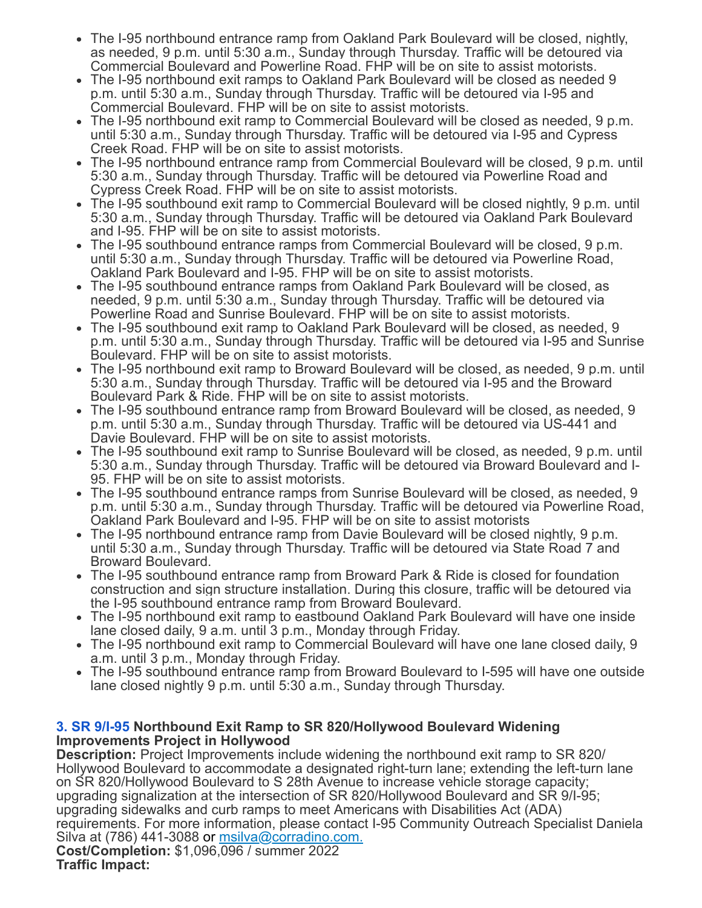- The I-95 northbound entrance ramp from Oakland Park Boulevard will be closed, nightly, as needed, 9 p.m. until 5:30 a.m., Sunday through Thursday. Traffic will be detoured via Commercial Boulevard and Powerline Road. FHP will be on site to assist motorists.
- The I-95 northbound exit ramps to Oakland Park Boulevard will be closed as needed 9 p.m. until 5:30 a.m., Sunday through Thursday. Traffic will be detoured via I-95 and Commercial Boulevard. FHP will be on site to assist motorists.
- The I-95 northbound exit ramp to Commercial Boulevard will be closed as needed, 9 p.m. until 5:30 a.m., Sunday through Thursday. Traffic will be detoured via I-95 and Cypress Creek Road. FHP will be on site to assist motorists.
- The I-95 northbound entrance ramp from Commercial Boulevard will be closed, 9 p.m. until 5:30 a.m., Sunday through Thursday. Traffic will be detoured via Powerline Road and Cypress Creek Road. FHP will be on site to assist motorists.
- The I-95 southbound exit ramp to Commercial Boulevard will be closed nightly, 9 p.m. until 5:30 a.m., Sunday through Thursday. Traffic will be detoured via Oakland Park Boulevard and I-95. FHP will be on site to assist motorists.
- The I-95 southbound entrance ramps from Commercial Boulevard will be closed, 9 p.m. until 5:30 a.m., Sunday through Thursday. Traffic will be detoured via Powerline Road, Oakland Park Boulevard and I-95. FHP will be on site to assist motorists.
- The I-95 southbound entrance ramps from Oakland Park Boulevard will be closed, as needed, 9 p.m. until 5:30 a.m., Sunday through Thursday. Traffic will be detoured via Powerline Road and Sunrise Boulevard. FHP will be on site to assist motorists.
- The I-95 southbound exit ramp to Oakland Park Boulevard will be closed, as needed, 9 p.m. until 5:30 a.m., Sunday through Thursday. Traffic will be detoured via I-95 and Sunrise Boulevard. FHP will be on site to assist motorists.
- The I-95 northbound exit ramp to Broward Boulevard will be closed, as needed, 9 p.m. until 5:30 a.m., Sunday through Thursday. Traffic will be detoured via I-95 and the Broward Boulevard Park & Ride. FHP will be on site to assist motorists.
- The I-95 southbound entrance ramp from Broward Boulevard will be closed, as needed, 9 p.m. until 5:30 a.m., Sunday through Thursday. Traffic will be detoured via US-441 and Davie Boulevard. FHP will be on site to assist motorists.
- The I-95 southbound exit ramp to Sunrise Boulevard will be closed, as needed, 9 p.m. until 5:30 a.m., Sunday through Thursday. Traffic will be detoured via Broward Boulevard and I-95. FHP will be on site to assist motorists.
- The I-95 southbound entrance ramps from Sunrise Boulevard will be closed, as needed, 9 p.m. until 5:30 a.m., Sunday through Thursday. Traffic will be detoured via Powerline Road, Oakland Park Boulevard and I-95. FHP will be on site to assist motorists
- The I-95 northbound entrance ramp from Davie Boulevard will be closed nightly, 9 p.m. until 5:30 a.m., Sunday through Thursday. Traffic will be detoured via State Road 7 and Broward Boulevard.
- The I-95 southbound entrance ramp from Broward Park & Ride is closed for foundation construction and sign structure installation. During this closure, traffic will be detoured via the I-95 southbound entrance ramp from Broward Boulevard.
- The I-95 northbound exit ramp to eastbound Oakland Park Boulevard will have one inside lane closed daily, 9 a.m. until 3 p.m., Monday through Friday.
- The I-95 northbound exit ramp to Commercial Boulevard will have one lane closed daily, 9 a.m. until 3 p.m., Monday through Friday.
- The I-95 southbound entrance ramp from Broward Boulevard to I-595 will have one outside lane closed nightly 9 p.m. until 5:30 a.m., Sunday through Thursday.

### 3. SR 9/I-95 Northbound Exit Ramp to SR 820/Hollywood Boulevard Widening Improvements Project in Hollywood

**Description:** Project Improvements include widening the northbound exit ramp to SR 820/ Hollywood Boulevard to accommodate a designated right-turn lane; extending the left-turn lane on SR 820/Hollywood Boulevard to S 28th Avenue to increase vehicle storage capacity; upgrading signalization at the intersection of SR 820/Hollywood Boulevard and SR 9/I-95; upgrading sidewalks and curb ramps to meet Americans with Disabilities Act (ADA) requirements. For more information, please contact I-95 Community Outreach Specialist Daniela Silva at (786) 441-3088 or msilva@corradino.com.

**Cost/Completion:** $1,096,096 / summer 2022

**Traffic Impact:**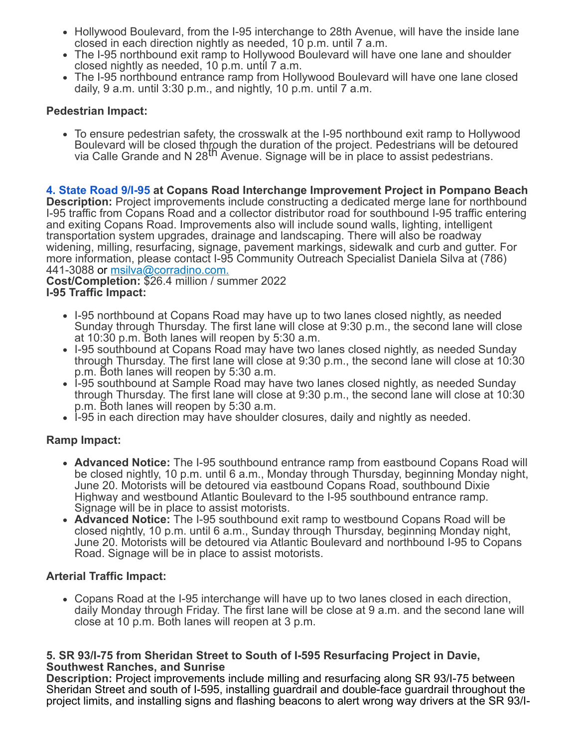- Hollywood Boulevard, from the I-95 interchange to 28th Avenue, will have the inside lane closed in each direction nightly as needed, 10 p.m. until 7 a.m.
- The I-95 northbound exit ramp to Hollywood Boulevard will have one lane and shoulder closed nightly as needed, 10 p.m. until 7 a.m.
- The I-95 northbound entrance ramp from Hollywood Boulevard will have one lane closed daily, 9 a.m. until 3:30 p.m., and nightly, 10 p.m. until 7 a.m.

**Pedestrian Impact:**

- To ensure pedestrian safety, the crosswalk at the I-95 northbound exit ramp to Hollywood Boulevard will be closed through the duration of the project. Pedestrians will be detoured via Calle Grande and N 28th Avenue. Signage will be in place to assist pedestrians.

**4. State Road 9/I-95 at Copans Road Interchange Improvement Project in Pompano Beach**
**Description:** Project improvements include constructing a dedicated merge lane for northbound I-95 traffic from Copans Road and a collector distributor road for southbound I-95 traffic entering and exiting Copans Road. Improvements also will include sound walls, lighting, intelligent transportation system upgrades, drainage and landscaping. There will also be roadway widening, milling, resurfacing, signage, pavement markings, sidewalk and curb and gutter. For more information, please contact I-95 Community Outreach Specialist Daniela Silva at (786) 441-3088 or msilva@corradino.com.
**Cost/Completion:** $26.4 million / summer 2022
**I-95 Traffic Impact:**

- I-95 northbound at Copans Road may have up to two lanes closed nightly, as needed Sunday through Thursday. The first lane will close at 9:30 p.m., the second lane will close at 10:30 p.m. Both lanes will reopen by 5:30 a.m.
- I-95 southbound at Copans Road may have two lanes closed nightly, as needed Sunday through Thursday. The first lane will close at 9:30 p.m., the second lane will close at 10:30 p.m. Both lanes will reopen by 5:30 a.m.
- I-95 southbound at Sample Road may have two lanes closed nightly, as needed Sunday through Thursday. The first lane will close at 9:30 p.m., the second lane will close at 10:30 p.m. Both lanes will reopen by 5:30 a.m.
- I-95 in each direction may have shoulder closures, daily and nightly as needed.

**Ramp Impact:**

- **Advanced Notice:** The I-95 southbound entrance ramp from eastbound Copans Road will be closed nightly, 10 p.m. until 6 a.m., Monday through Thursday, beginning Monday night, June 20. Motorists will be detoured via eastbound Copans Road, southbound Dixie Highway and westbound Atlantic Boulevard to the I-95 southbound entrance ramp. Signage will be in place to assist motorists.
- **Advanced Notice:** The I-95 southbound exit ramp to westbound Copans Road will be closed nightly, 10 p.m. until 6 a.m., Sunday through Thursday, beginning Monday night, June 20. Motorists will be detoured via Atlantic Boulevard and northbound I-95 to Copans Road. Signage will be in place to assist motorists.

**Arterial Traffic Impact:**

- Copans Road at the I-95 interchange will have up to two lanes closed in each direction, daily Monday through Friday. The first lane will be close at 9 a.m. and the second lane will close at 10 p.m. Both lanes will reopen at 3 p.m.

**5. SR 93/I-75 from Sheridan Street to South of I-595 Resurfacing Project in Davie, Southwest Ranches, and Sunrise**
**Description:** Project improvements include milling and resurfacing along SR 93/I-75 between Sheridan Street and south of I-595, installing guardrail and double-face guardrail throughout the project limits, and installing signs and flashing beacons to alert wrong way drivers at the SR 93/I-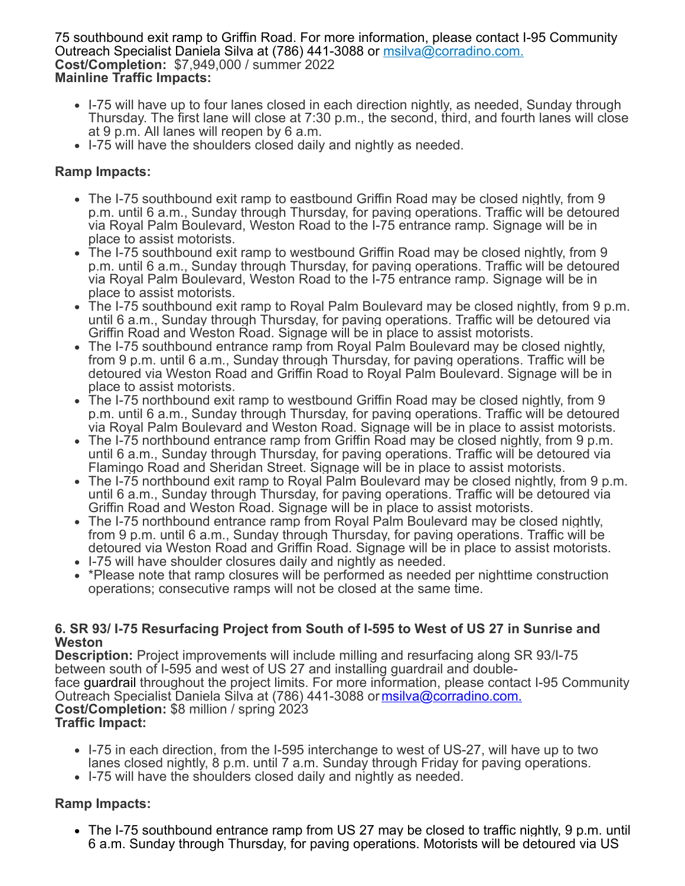75 southbound exit ramp to Griffin Road. For more information, please contact I-95 Community Outreach Specialist Daniela Silva at (786) 441-3088 or [msilva@corradino.com.](mailto:msilva@corradino.com)
**Cost/Completion:** $7,949,000 / summer 2022
**Mainline Traffic Impacts:**

- I-75 will have up to four lanes closed in each direction nightly, as needed, Sunday through Thursday. The first lane will close at 7:30 p.m., the second, third, and fourth lanes will close at 9 p.m. All lanes will reopen by 6 a.m.
- I-75 will have the shoulders closed daily and nightly as needed.

**Ramp Impacts:**

- The I-75 southbound exit ramp to eastbound Griffin Road may be closed nightly, from 9 p.m. until 6 a.m., Sunday through Thursday, for paving operations. Traffic will be detoured via Royal Palm Boulevard, Weston Road to the I-75 entrance ramp. Signage will be in place to assist motorists.
- The I-75 southbound exit ramp to westbound Griffin Road may be closed nightly, from 9 p.m. until 6 a.m., Sunday through Thursday, for paving operations. Traffic will be detoured via Royal Palm Boulevard, Weston Road to the I-75 entrance ramp. Signage will be in place to assist motorists.
- The I-75 southbound exit ramp to Royal Palm Boulevard may be closed nightly, from 9 p.m. until 6 a.m., Sunday through Thursday, for paving operations. Traffic will be detoured via Griffin Road and Weston Road. Signage will be in place to assist motorists.
- The I-75 southbound entrance ramp from Royal Palm Boulevard may be closed nightly, from 9 p.m. until 6 a.m., Sunday through Thursday, for paving operations. Traffic will be detoured via Weston Road and Griffin Road to Royal Palm Boulevard. Signage will be in place to assist motorists.
- The I-75 northbound exit ramp to westbound Griffin Road may be closed nightly, from 9 p.m. until 6 a.m., Sunday through Thursday, for paving operations. Traffic will be detoured via Royal Palm Boulevard and Weston Road. Signage will be in place to assist motorists.
- The I-75 northbound entrance ramp from Griffin Road may be closed nightly, from 9 p.m. until 6 a.m., Sunday through Thursday, for paving operations. Traffic will be detoured via Flamingo Road and Sheridan Street. Signage will be in place to assist motorists.
- The I-75 northbound exit ramp to Royal Palm Boulevard may be closed nightly, from 9 p.m. until 6 a.m., Sunday through Thursday, for paving operations. Traffic will be detoured via Griffin Road and Weston Road. Signage will be in place to assist motorists.
- The I-75 northbound entrance ramp from Royal Palm Boulevard may be closed nightly, from 9 p.m. until 6 a.m., Sunday through Thursday, for paving operations. Traffic will be detoured via Weston Road and Griffin Road. Signage will be in place to assist motorists.
- I-75 will have shoulder closures daily and nightly as needed.
- *Please note that ramp closures will be performed as needed per nighttime construction operations; consecutive ramps will not be closed at the same time.

### 6. SR 93/ I-75 Resurfacing Project from South of I-595 to West of US 27 in Sunrise and Weston

**Description:** Project improvements will include milling and resurfacing along SR 93/I-75 between south of I-595 and west of US 27 and installing guardrail and double-face guardrail throughout the project limits. For more information, please contact I-95 Community Outreach Specialist Daniela Silva at (786) 441-3088 or [msilva@corradino.com.](mailto:msilva@corradino.com)
**Cost/Completion:** $8 million / spring 2023
**Traffic Impact:**

- I-75 in each direction, from the I-595 interchange to west of US-27, will have up to two lanes closed nightly, 8 p.m. until 7 a.m. Sunday through Friday for paving operations.
- I-75 will have the shoulders closed daily and nightly as needed.

**Ramp Impacts:**

- The I-75 southbound entrance ramp from US 27 may be closed to traffic nightly, 9 p.m. until 6 a.m. Sunday through Thursday, for paving operations. Motorists will be detoured via US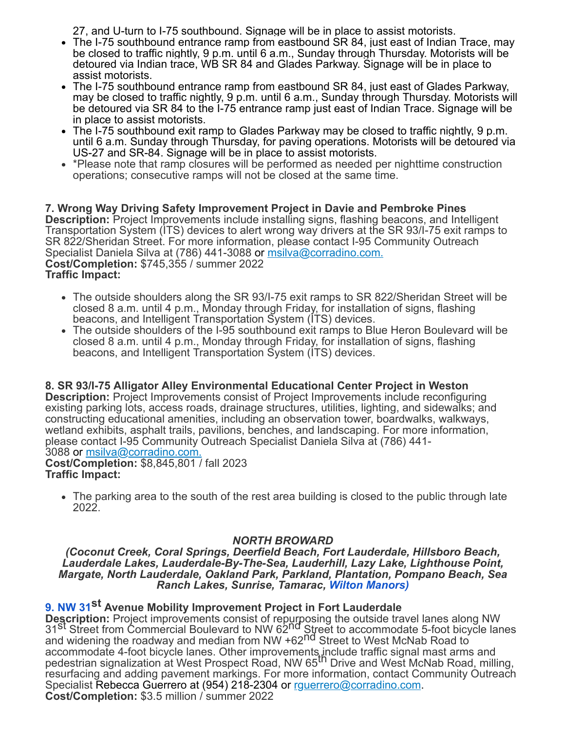27, and U-turn to I-75 southbound. Signage will be in place to assist motorists.

- The I-75 southbound entrance ramp from eastbound SR 84, just east of Indian Trace, may be closed to traffic nightly, 9 p.m. until 6 a.m., Sunday through Thursday. Motorists will be detoured via Indian trace, WB SR 84 and Glades Parkway. Signage will be in place to assist motorists.
- The I-75 southbound entrance ramp from eastbound SR 84, just east of Glades Parkway, may be closed to traffic nightly, 9 p.m. until 6 a.m., Sunday through Thursday. Motorists will be detoured via SR 84 to the I-75 entrance ramp just east of Indian Trace. Signage will be in place to assist motorists.
- The I-75 southbound exit ramp to Glades Parkway may be closed to traffic nightly, 9 p.m. until 6 a.m. Sunday through Thursday, for paving operations. Motorists will be detoured via US-27 and SR-84. Signage will be in place to assist motorists.
- *Please note that ramp closures will be performed as needed per nighttime construction operations; consecutive ramps will not be closed at the same time.

**7. Wrong Way Driving Safety Improvement Project in Davie and Pembroke Pines**
**Description:** Project Improvements include installing signs, flashing beacons, and Intelligent Transportation System (ITS) devices to alert wrong way drivers at the SR 93/I-75 exit ramps to SR 822/Sheridan Street. For more information, please contact I-95 Community Outreach Specialist Daniela Silva at (786) 441-3088 or msilva@corradino.com.
**Cost/Completion:** $745,355 / summer 2022
**Traffic Impact:**

- The outside shoulders along the SR 93/I-75 exit ramps to SR 822/Sheridan Street will be closed 8 a.m. until 4 p.m., Monday through Friday, for installation of signs, flashing beacons, and Intelligent Transportation System (ITS) devices.
- The outside shoulders of the I-95 southbound exit ramps to Blue Heron Boulevard will be closed 8 a.m. until 4 p.m., Monday through Friday, for installation of signs, flashing beacons, and Intelligent Transportation System (ITS) devices.

**8. SR 93/I-75 Alligator Alley Environmental Educational Center Project in Weston**
**Description:** Project Improvements consist of Project Improvements include reconfiguring existing parking lots, access roads, drainage structures, utilities, lighting, and sidewalks; and constructing educational amenities, including an observation tower, boardwalks, walkways, wetland exhibits, asphalt trails, pavilions, benches, and landscaping. For more information, please contact I-95 Community Outreach Specialist Daniela Silva at (786) 441-3088 or msilva@corradino.com.
**Cost/Completion:** $8,845,801 / fall 2023
**Traffic Impact:**

- The parking area to the south of the rest area building is closed to the public through late 2022.

***NORTH BROWARD***
***(Coconut Creek, Coral Springs, Deerfield Beach, Fort Lauderdale, Hillsboro Beach, Lauderdale Lakes, Lauderdale-By-The-Sea, Lauderhill, Lazy Lake, Lighthouse Point, Margate, North Lauderdale, Oakland Park, Parkland, Plantation, Pompano Beach, Sea Ranch Lakes, Sunrise, Tamarac, Wilton Manors)***

**9. NW 31st Avenue Mobility Improvement Project in Fort Lauderdale**
**Description:** Project improvements consist of repurposing the outside travel lanes along NW 31st Street from Commercial Boulevard to NW 62nd Street to accommodate 5-foot bicycle lanes and widening the roadway and median from NW +62nd Street to West McNab Road to accommodate 4-foot bicycle lanes. Other improvements include traffic signal mast arms and pedestrian signalization at West Prospect Road, NW 65th Drive and West McNab Road, milling, resurfacing and adding pavement markings. For more information, contact Community Outreach Specialist Rebecca Guerrero at (954) 218-2304 or rguerrero@corradino.com.
**Cost/Completion:** $3.5 million / summer 2022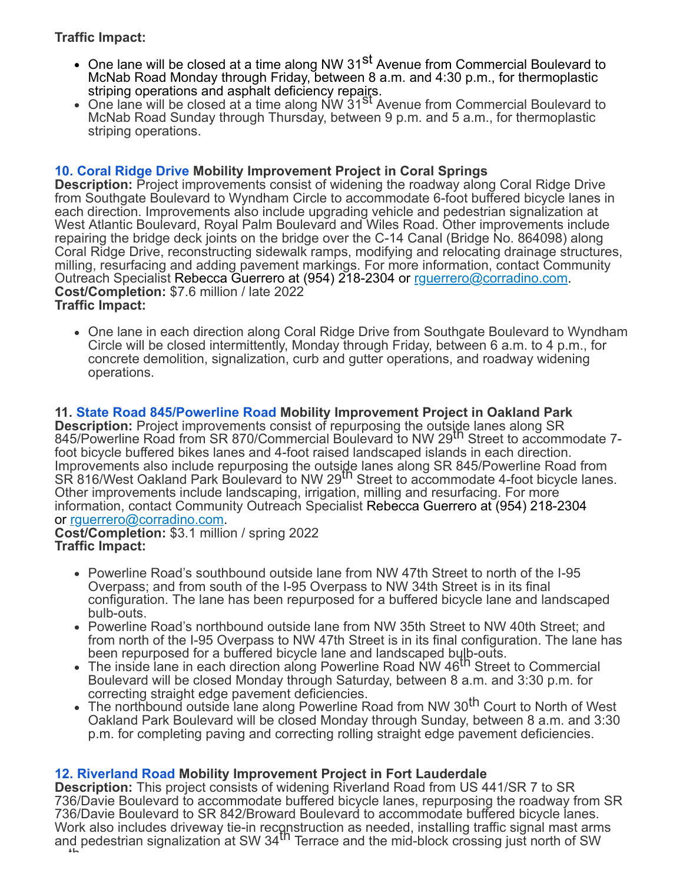**Traffic Impact:**

- One lane will be closed at a time along NW 31st Avenue from Commercial Boulevard to McNab Road Monday through Friday, between 8 a.m. and 4:30 p.m., for thermoplastic striping operations and asphalt deficiency repairs.
- One lane will be closed at a time along NW 31st Avenue from Commercial Boulevard to McNab Road Sunday through Thursday, between 9 p.m. and 5 a.m., for thermoplastic striping operations.

**10. Coral Ridge Drive Mobility Improvement Project in Coral Springs**

**Description:** Project improvements consist of widening the roadway along Coral Ridge Drive from Southgate Boulevard to Wyndham Circle to accommodate 6-foot buffered bicycle lanes in each direction. Improvements also include upgrading vehicle and pedestrian signalization at West Atlantic Boulevard, Royal Palm Boulevard and Wiles Road. Other improvements include repairing the bridge deck joints on the bridge over the C-14 Canal (Bridge No. 864098) along Coral Ridge Drive, reconstructing sidewalk ramps, modifying and relocating drainage structures, milling, resurfacing and adding pavement markings. For more information, contact Community Outreach Specialist Rebecca Guerrero at (954) 218-2304 or rguerrero@corradino.com.

**Cost/Completion:** $7.6 million / late 2022

**Traffic Impact:**

- One lane in each direction along Coral Ridge Drive from Southgate Boulevard to Wyndham Circle will be closed intermittently, Monday through Friday, between 6 a.m. to 4 p.m., for concrete demolition, signalization, curb and gutter operations, and roadway widening operations.

**11. State Road 845/Powerline Road Mobility Improvement Project in Oakland Park**

**Description:** Project improvements consist of repurposing the outside lanes along SR 845/Powerline Road from SR 870/Commercial Boulevard to NW 29th Street to accommodate 7-foot bicycle buffered bikes lanes and 4-foot raised landscaped islands in each direction. Improvements also include repurposing the outside lanes along SR 845/Powerline Road from SR 816/West Oakland Park Boulevard to NW 29th Street to accommodate 4-foot bicycle lanes. Other improvements include landscaping, irrigation, milling and resurfacing. For more information, contact Community Outreach Specialist Rebecca Guerrero at (954) 218-2304 or rguerrero@corradino.com.

**Cost/Completion:** $3.1 million / spring 2022

**Traffic Impact:**

- Powerline Road's southbound outside lane from NW 47th Street to north of the I-95 Overpass; and from south of the I-95 Overpass to NW 34th Street is in its final configuration. The lane has been repurposed for a buffered bicycle lane and landscaped bulb-outs.
- Powerline Road's northbound outside lane from NW 35th Street to NW 40th Street; and from north of the I-95 Overpass to NW 47th Street is in its final configuration. The lane has been repurposed for a buffered bicycle lane and landscaped bulb-outs.
- The inside lane in each direction along Powerline Road NW 46th Street to Commercial Boulevard will be closed Monday through Saturday, between 8 a.m. and 3:30 p.m. for correcting straight edge pavement deficiencies.
- The northbound outside lane along Powerline Road from NW 30th Court to North of West Oakland Park Boulevard will be closed Monday through Sunday, between 8 a.m. and 3:30 p.m. for completing paving and correcting rolling straight edge pavement deficiencies.

**12. Riverland Road Mobility Improvement Project in Fort Lauderdale**

**Description:** This project consists of widening Riverland Road from US 441/SR 7 to SR 736/Davie Boulevard to accommodate buffered bicycle lanes, repurposing the roadway from SR 736/Davie Boulevard to SR 842/Broward Boulevard to accommodate buffered bicycle lanes. Work also includes driveway tie-in reconstruction as needed, installing traffic signal mast arms and pedestrian signalization at SW 34th Terrace and the mid-block crossing just north of SW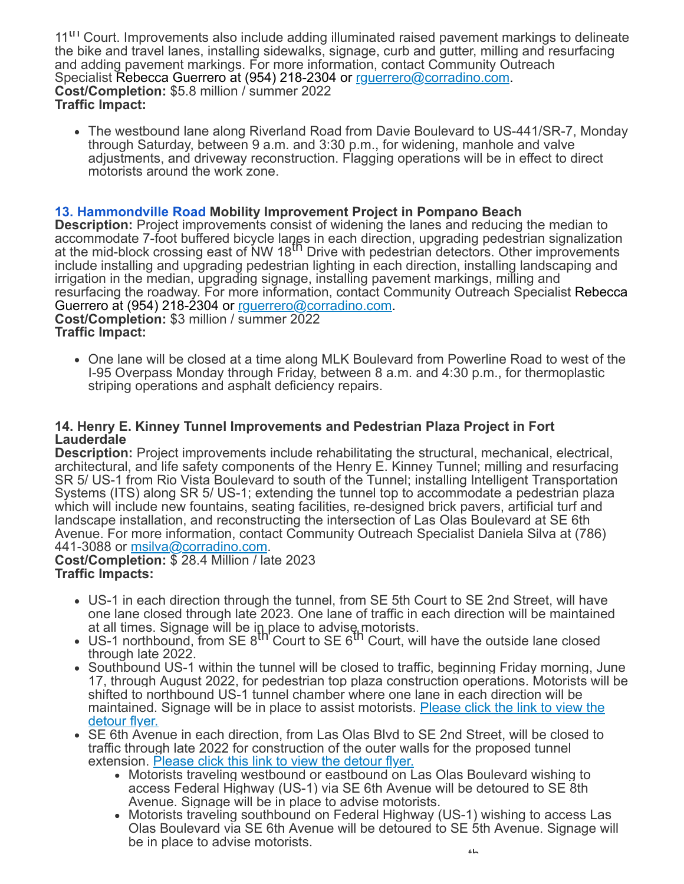11[th] Court. Improvements also include adding illuminated raised pavement markings to delineate the bike and travel lanes, installing sidewalks, signage, curb and gutter, milling and resurfacing and adding pavement markings. For more information, contact Community Outreach Specialist Rebecca Guerrero at (954) 218-2304 or rguerrero@corradino.com.
**Cost/Completion:** $5.8 million / summer 2022
**Traffic Impact:**

- The westbound lane along Riverland Road from Davie Boulevard to US-441/SR-7, Monday through Saturday, between 9 a.m. and 3:30 p.m., for widening, manhole and valve adjustments, and driveway reconstruction. Flagging operations will be in effect to direct motorists around the work zone.

**13. Hammondville Road Mobility Improvement Project in Pompano Beach**
**Description:** Project improvements consist of widening the lanes and reducing the median to accommodate 7-foot buffered bicycle lanes in each direction, upgrading pedestrian signalization at the mid-block crossing east of NW 18[th] Drive with pedestrian detectors. Other improvements include installing and upgrading pedestrian lighting in each direction, installing landscaping and irrigation in the median, upgrading signage, installing pavement markings, milling and resurfacing the roadway. For more information, contact Community Outreach Specialist Rebecca Guerrero at (954) 218-2304 or rguerrero@corradino.com.
**Cost/Completion:** $3 million / summer 2022
**Traffic Impact:**

- One lane will be closed at a time along MLK Boulevard from Powerline Road to west of the I-95 Overpass Monday through Friday, between 8 a.m. and 4:30 p.m., for thermoplastic striping operations and asphalt deficiency repairs.

**14. Henry E. Kinney Tunnel Improvements and Pedestrian Plaza Project in Fort Lauderdale**
**Description:** Project improvements include rehabilitating the structural, mechanical, electrical, architectural, and life safety components of the Henry E. Kinney Tunnel; milling and resurfacing SR 5/ US-1 from Rio Vista Boulevard to south of the Tunnel; installing Intelligent Transportation Systems (ITS) along SR 5/ US-1; extending the tunnel top to accommodate a pedestrian plaza which will include new fountains, seating facilities, re-designed brick pavers, artificial turf and landscape installation, and reconstructing the intersection of Las Olas Boulevard at SE 6th Avenue. For more information, contact Community Outreach Specialist Daniela Silva at (786) 441-3088 or msilva@corradino.com.
**Cost/Completion:** $ 28.4 Million / late 2023
**Traffic Impacts:**

- US-1 in each direction through the tunnel, from SE 5th Court to SE 2nd Street, will have one lane closed through late 2023. One lane of traffic in each direction will be maintained at all times. Signage will be in place to advise motorists.
- US-1 northbound, from SE 8[th] Court to SE 6[th] Court, will have the outside lane closed through late 2022.
- Southbound US-1 within the tunnel will be closed to traffic, beginning Friday morning, June 17, through August 2022, for pedestrian top plaza construction operations. Motorists will be shifted to northbound US-1 tunnel chamber where one lane in each direction will be maintained. Signage will be in place to assist motorists. Please click the link to view the detour flyer.
- SE 6th Avenue in each direction, from Las Olas Blvd to SE 2nd Street, will be closed to traffic through late 2022 for construction of the outer walls for the proposed tunnel extension. Please click this link to view the detour flyer.
  - Motorists traveling westbound or eastbound on Las Olas Boulevard wishing to access Federal Highway (US-1) via SE 6th Avenue will be detoured to SE 8th Avenue. Signage will be in place to advise motorists.
  - Motorists traveling southbound on Federal Highway (US-1) wishing to access Las Olas Boulevard via SE 6th Avenue will be detoured to SE 5th Avenue. Signage will be in place to advise motorists.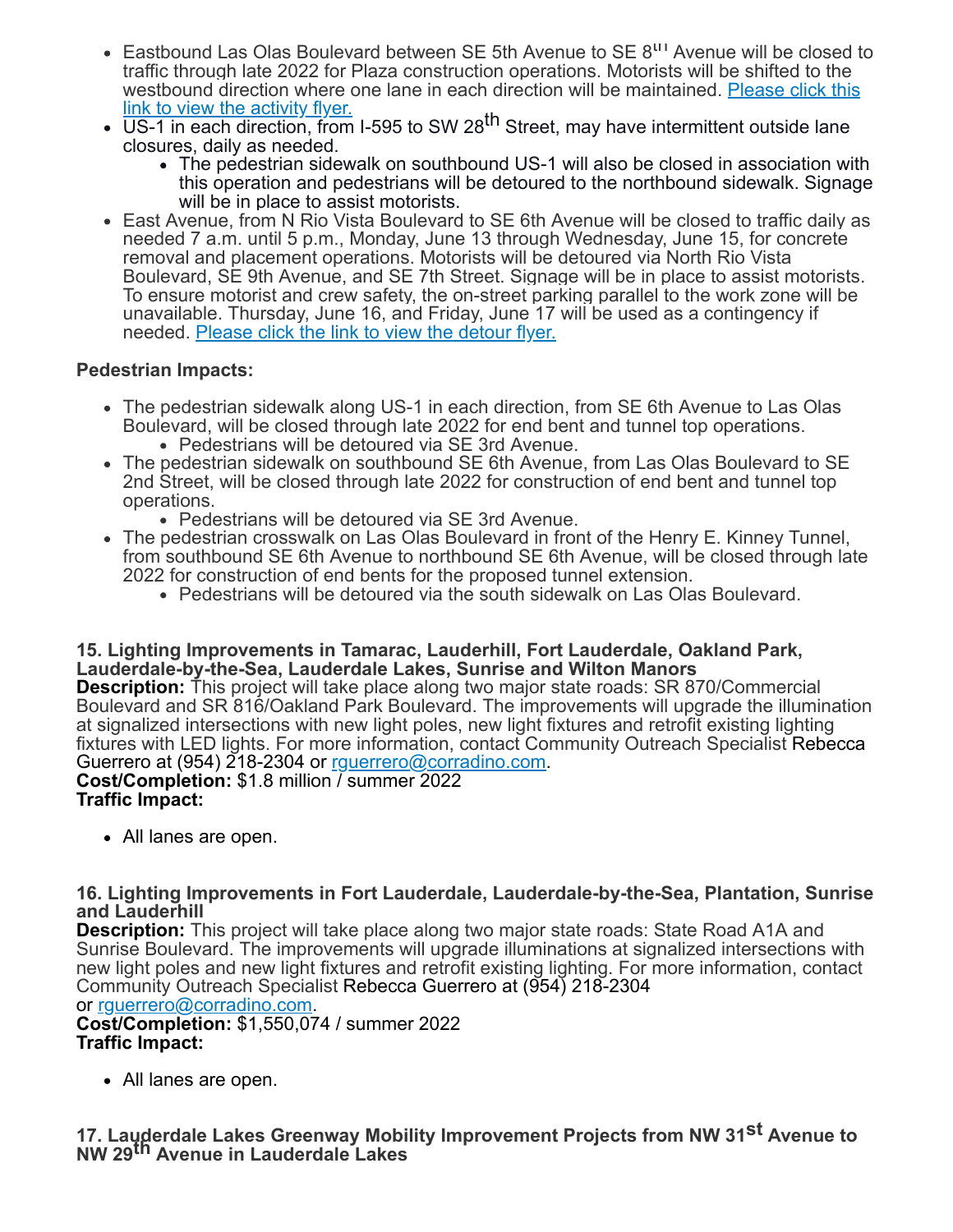- Eastbound Las Olas Boulevard between SE 5th Avenue to SE 8th Avenue will be closed to traffic through late 2022 for Plaza construction operations. Motorists will be shifted to the westbound direction where one lane in each direction will be maintained. [Please click this link to view the activity flyer.]
- US-1 in each direction, from I-595 to SW 28th Street, may have intermittent outside lane closures, daily as needed.
  - The pedestrian sidewalk on southbound US-1 will also be closed in association with this operation and pedestrians will be detoured to the northbound sidewalk. Signage will be in place to assist motorists.
- East Avenue, from N Rio Vista Boulevard to SE 6th Avenue will be closed to traffic daily as needed 7 a.m. until 5 p.m., Monday, June 13 through Wednesday, June 15, for concrete removal and placement operations. Motorists will be detoured via North Rio Vista Boulevard, SE 9th Avenue, and SE 7th Street. Signage will be in place to assist motorists. To ensure motorist and crew safety, the on-street parking parallel to the work zone will be unavailable. Thursday, June 16, and Friday, June 17 will be used as a contingency if needed. [Please click the link to view the detour flyer.]

**Pedestrian Impacts:**

- The pedestrian sidewalk along US-1 in each direction, from SE 6th Avenue to Las Olas Boulevard, will be closed through late 2022 for end bent and tunnel top operations.
  - Pedestrians will be detoured via SE 3rd Avenue.
- The pedestrian sidewalk on southbound SE 6th Avenue, from Las Olas Boulevard to SE 2nd Street, will be closed through late 2022 for construction of end bent and tunnel top operations.
  - Pedestrians will be detoured via SE 3rd Avenue.
- The pedestrian crosswalk on Las Olas Boulevard in front of the Henry E. Kinney Tunnel, from southbound SE 6th Avenue to northbound SE 6th Avenue, will be closed through late 2022 for construction of end bents for the proposed tunnel extension.
  - Pedestrians will be detoured via the south sidewalk on Las Olas Boulevard.

### 15. Lighting Improvements in Tamarac, Lauderhill, Fort Lauderdale, Oakland Park, Lauderdale-by-the-Sea, Lauderdale Lakes, Sunrise and Wilton Manors

**Description:** This project will take place along two major state roads: SR 870/Commercial Boulevard and SR 816/Oakland Park Boulevard. The improvements will upgrade the illumination at signalized intersections with new light poles, new light fixtures and retrofit existing lighting fixtures with LED lights. For more information, contact Community Outreach Specialist Rebecca Guerrero at (954) 218-2304 or rguerrero@corradino.com.
**Cost/Completion:** $1.8 million / summer 2022
**Traffic Impact:**

- All lanes are open.

### 16. Lighting Improvements in Fort Lauderdale, Lauderdale-by-the-Sea, Plantation, Sunrise and Lauderhill

**Description:** This project will take place along two major state roads: State Road A1A and Sunrise Boulevard. The improvements will upgrade illuminations at signalized intersections with new light poles and new light fixtures and retrofit existing lighting. For more information, contact Community Outreach Specialist Rebecca Guerrero at (954) 218-2304 or rguerrero@corradino.com.
**Cost/Completion:** $1,550,074 / summer 2022
**Traffic Impact:**

- All lanes are open.

### 17. Lauderdale Lakes Greenway Mobility Improvement Projects from NW 31st Avenue to NW 29th Avenue in Lauderdale Lakes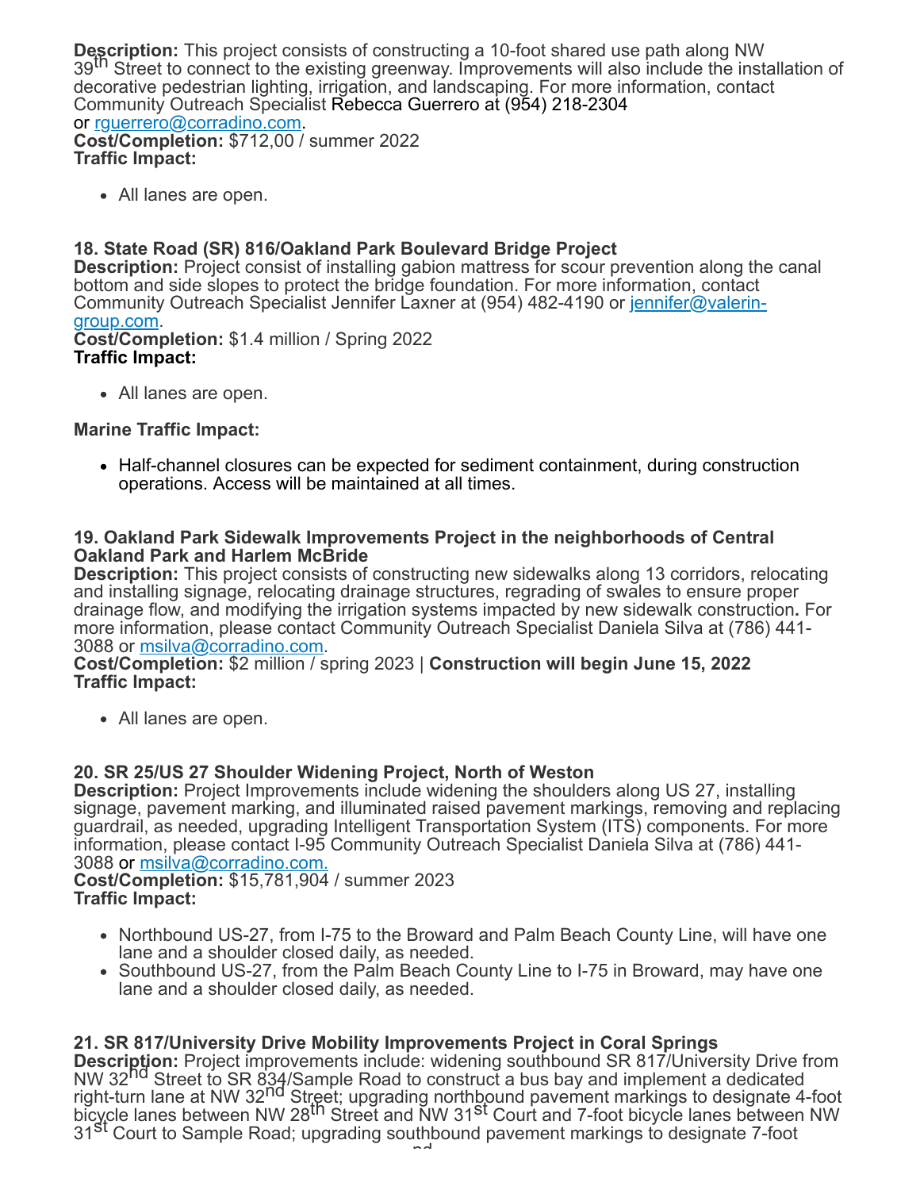**Description:** This project consists of constructing a 10-foot shared use path along NW 39th Street to connect to the existing greenway. Improvements will also include the installation of decorative pedestrian lighting, irrigation, and landscaping. For more information, contact Community Outreach Specialist Rebecca Guerrero at (954) 218-2304 or rguerrero@corradino.com.
**Cost/Completion:** $712,00 / summer 2022
**Traffic Impact:**

- All lanes are open.

**18. State Road (SR) 816/Oakland Park Boulevard Bridge Project**
**Description:** Project consist of installing gabion mattress for scour prevention along the canal bottom and side slopes to protect the bridge foundation. For more information, contact Community Outreach Specialist Jennifer Laxner at (954) 482-4190 or jennifer@valerin-group.com.
**Cost/Completion:** $1.4 million / Spring 2022
**Traffic Impact:**

- All lanes are open.

**Marine Traffic Impact:**

- Half-channel closures can be expected for sediment containment, during construction operations. Access will be maintained at all times.

**19. Oakland Park Sidewalk Improvements Project in the neighborhoods of Central Oakland Park and Harlem McBride**
**Description:** This project consists of constructing new sidewalks along 13 corridors, relocating and installing signage, relocating drainage structures, regrading of swales to ensure proper drainage flow, and modifying the irrigation systems impacted by new sidewalk construction**.** For more information, please contact Community Outreach Specialist Daniela Silva at (786) 441-3088 or msilva@corradino.com.
**Cost/Completion:** $2 million / spring 2023 | **Construction will begin June 15, 2022**
**Traffic Impact:**

- All lanes are open.

**20. SR 25/US 27 Shoulder Widening Project, North of Weston**
**Description:** Project Improvements include widening the shoulders along US 27, installing signage, pavement marking, and illuminated raised pavement markings, removing and replacing guardrail, as needed, upgrading Intelligent Transportation System (ITS) components. For more information, please contact I-95 Community Outreach Specialist Daniela Silva at (786) 441-3088 or msilva@corradino.com.
**Cost/Completion:** $15,781,904 / summer 2023
**Traffic Impact:**

- Northbound US-27, from I-75 to the Broward and Palm Beach County Line, will have one lane and a shoulder closed daily, as needed.
- Southbound US-27, from the Palm Beach County Line to I-75 in Broward, may have one lane and a shoulder closed daily, as needed.

**21. SR 817/University Drive Mobility Improvements Project in Coral Springs**
**Description:** Project improvements include: widening southbound SR 817/University Drive from NW 32nd Street to SR 834/Sample Road to construct a bus bay and implement a dedicated right-turn lane at NW 32nd Street; upgrading northbound pavement markings to designate 4-foot bicycle lanes between NW 28th Street and NW 31st Court and 7-foot bicycle lanes between NW 31st Court to Sample Road; upgrading southbound pavement markings to designate 7-foot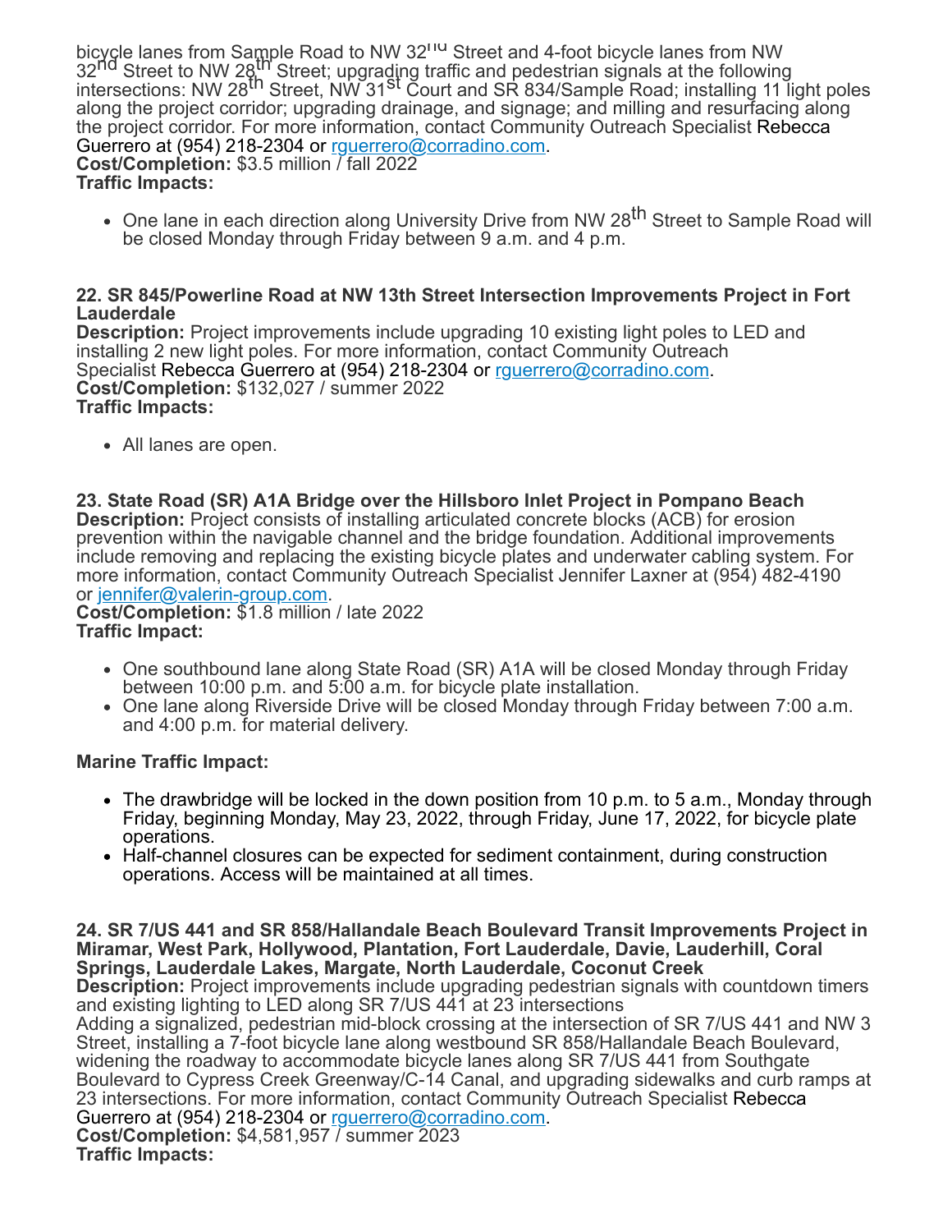bicycle lanes from Sample Road to NW 32nd Street and 4-foot bicycle lanes from NW 32nd Street to NW 28th Street; upgrading traffic and pedestrian signals at the following intersections: NW 28th Street, NW 31st Court and SR 834/Sample Road; installing 11 light poles along the project corridor; upgrading drainage, and signage; and milling and resurfacing along the project corridor. For more information, contact Community Outreach Specialist Rebecca Guerrero at (954) 218-2304 or rguerrero@corradino.com.
**Cost/Completion:** $3.5 million / fall 2022
**Traffic Impacts:**

- One lane in each direction along University Drive from NW 28th Street to Sample Road will be closed Monday through Friday between 9 a.m. and 4 p.m.

**22. SR 845/Powerline Road at NW 13th Street Intersection Improvements Project in Fort Lauderdale**
**Description:** Project improvements include upgrading 10 existing light poles to LED and installing 2 new light poles. For more information, contact Community Outreach Specialist Rebecca Guerrero at (954) 218-2304 or rguerrero@corradino.com.
**Cost/Completion:** $132,027 / summer 2022
**Traffic Impacts:**

- All lanes are open.

**23. State Road (SR) A1A Bridge over the Hillsboro Inlet Project in Pompano Beach**
**Description:** Project consists of installing articulated concrete blocks (ACB) for erosion prevention within the navigable channel and the bridge foundation. Additional improvements include removing and replacing the existing bicycle plates and underwater cabling system. For more information, contact Community Outreach Specialist Jennifer Laxner at (954) 482-4190 or jennifer@valerin-group.com.
**Cost/Completion:** $1.8 million / late 2022
**Traffic Impact:**

- One southbound lane along State Road (SR) A1A will be closed Monday through Friday between 10:00 p.m. and 5:00 a.m. for bicycle plate installation.
- One lane along Riverside Drive will be closed Monday through Friday between 7:00 a.m. and 4:00 p.m. for material delivery.

**Marine Traffic Impact:**

- The drawbridge will be locked in the down position from 10 p.m. to 5 a.m., Monday through Friday, beginning Monday, May 23, 2022, through Friday, June 17, 2022, for bicycle plate operations.
- Half-channel closures can be expected for sediment containment, during construction operations. Access will be maintained at all times.

**24. SR 7/US 441 and SR 858/Hallandale Beach Boulevard Transit Improvements Project in Miramar, West Park, Hollywood, Plantation, Fort Lauderdale, Davie, Lauderhill, Coral Springs, Lauderdale Lakes, Margate, North Lauderdale, Coconut Creek**
**Description:** Project improvements include upgrading pedestrian signals with countdown timers and existing lighting to LED along SR 7/US 441 at 23 intersections
Adding a signalized, pedestrian mid-block crossing at the intersection of SR 7/US 441 and NW 3 Street, installing a 7-foot bicycle lane along westbound SR 858/Hallandale Beach Boulevard, widening the roadway to accommodate bicycle lanes along SR 7/US 441 from Southgate Boulevard to Cypress Creek Greenway/C-14 Canal, and upgrading sidewalks and curb ramps at 23 intersections. For more information, contact Community Outreach Specialist Rebecca Guerrero at (954) 218-2304 or rguerrero@corradino.com.
**Cost/Completion:** $4,581,957 / summer 2023
**Traffic Impacts:**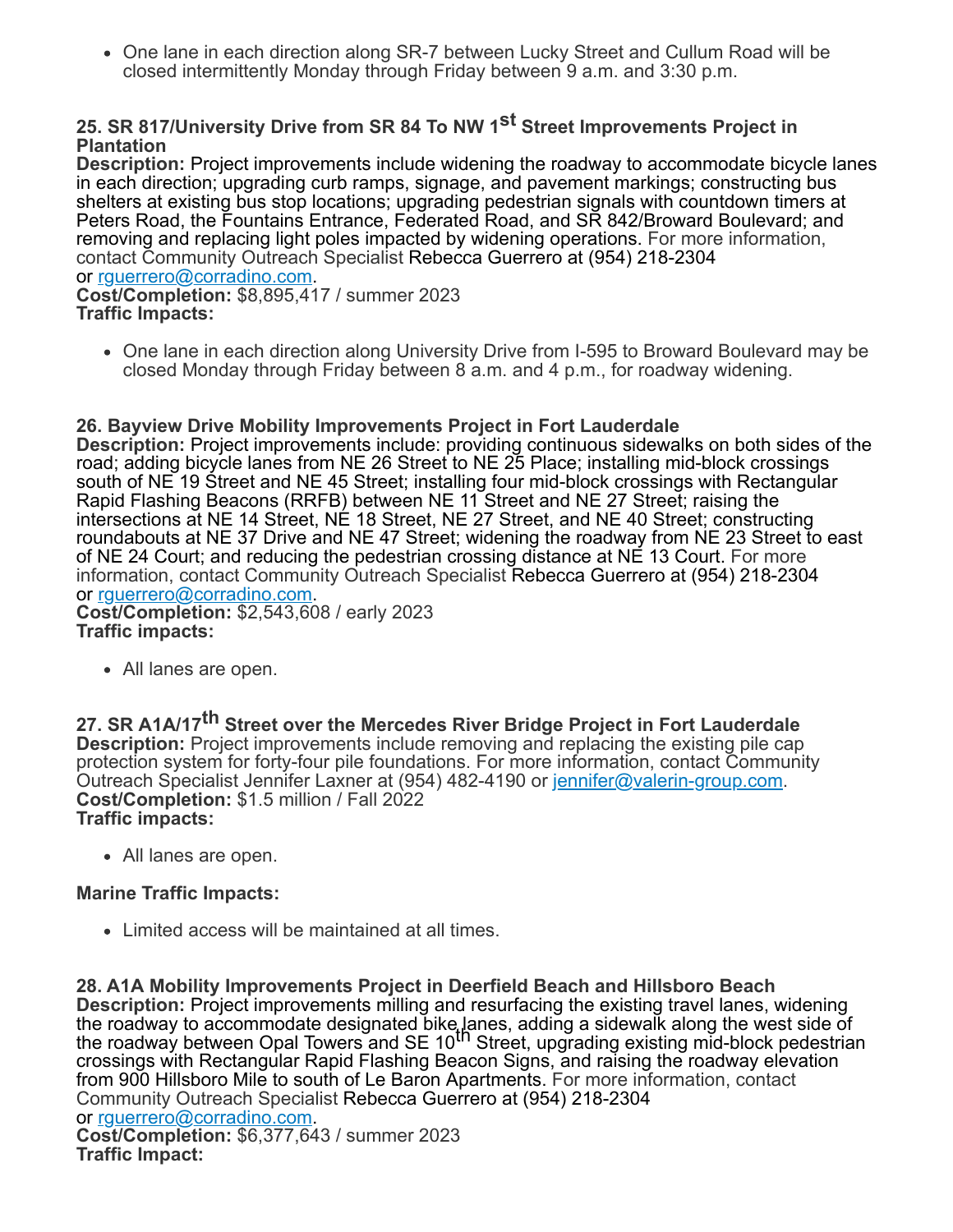- One lane in each direction along SR-7 between Lucky Street and Cullum Road will be closed intermittently Monday through Friday between 9 a.m. and 3:30 p.m.

**25. SR 817/University Drive from SR 84 To NW 1st Street Improvements Project in Plantation**
**Description:** Project improvements include widening the roadway to accommodate bicycle lanes in each direction; upgrading curb ramps, signage, and pavement markings; constructing bus shelters at existing bus stop locations; upgrading pedestrian signals with countdown timers at Peters Road, the Fountains Entrance, Federated Road, and SR 842/Broward Boulevard; and removing and replacing light poles impacted by widening operations. For more information, contact Community Outreach Specialist Rebecca Guerrero at (954) 218-2304 or rguerrero@corradino.com.
**Cost/Completion:** $8,895,417 / summer 2023
**Traffic Impacts:**

- One lane in each direction along University Drive from I-595 to Broward Boulevard may be closed Monday through Friday between 8 a.m. and 4 p.m., for roadway widening.

**26. Bayview Drive Mobility Improvements Project in Fort Lauderdale**
**Description:** Project improvements include: providing continuous sidewalks on both sides of the road; adding bicycle lanes from NE 26 Street to NE 25 Place; installing mid-block crossings south of NE 19 Street and NE 45 Street; installing four mid-block crossings with Rectangular Rapid Flashing Beacons (RRFB) between NE 11 Street and NE 27 Street; raising the intersections at NE 14 Street, NE 18 Street, NE 27 Street, and NE 40 Street; constructing roundabouts at NE 37 Drive and NE 47 Street; widening the roadway from NE 23 Street to east of NE 24 Court; and reducing the pedestrian crossing distance at NE 13 Court. For more information, contact Community Outreach Specialist Rebecca Guerrero at (954) 218-2304 or rguerrero@corradino.com.
**Cost/Completion:** $2,543,608 / early 2023
**Traffic impacts:**

- All lanes are open.

**27. SR A1A/17th Street over the Mercedes River Bridge Project in Fort Lauderdale**
**Description:** Project improvements include removing and replacing the existing pile cap protection system for forty-four pile foundations. For more information, contact Community Outreach Specialist Jennifer Laxner at (954) 482-4190 or jennifer@valerin-group.com.
**Cost/Completion:** $1.5 million / Fall 2022
**Traffic impacts:**

- All lanes are open.

**Marine Traffic Impacts:**

- Limited access will be maintained at all times.

**28. A1A Mobility Improvements Project in Deerfield Beach and Hillsboro Beach**
**Description:** Project improvements milling and resurfacing the existing travel lanes, widening the roadway to accommodate designated bike lanes, adding a sidewalk along the west side of the roadway between Opal Towers and SE 10th Street, upgrading existing mid-block pedestrian crossings with Rectangular Rapid Flashing Beacon Signs, and raising the roadway elevation from 900 Hillsboro Mile to south of Le Baron Apartments. For more information, contact Community Outreach Specialist Rebecca Guerrero at (954) 218-2304 or rguerrero@corradino.com.
**Cost/Completion:** $6,377,643 / summer 2023
**Traffic Impact:**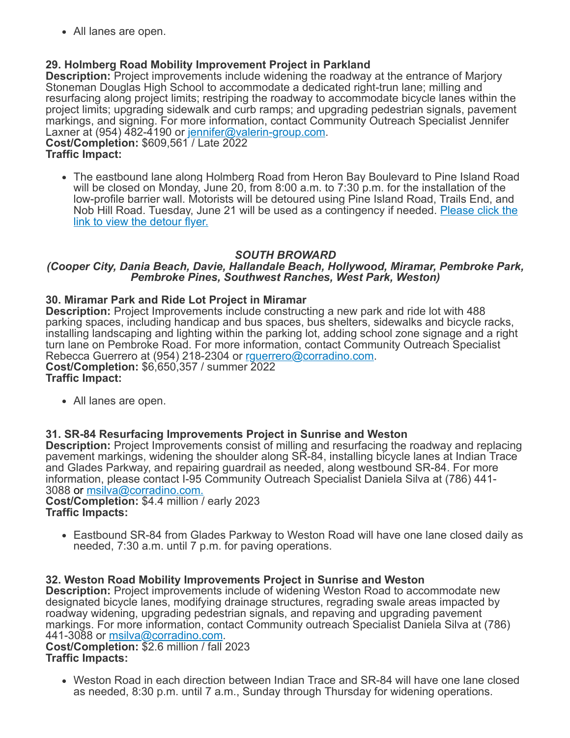- All lanes are open.

**29. Holmberg Road Mobility Improvement Project in Parkland**
**Description:** Project improvements include widening the roadway at the entrance of Marjory Stoneman Douglas High School to accommodate a dedicated right-trun lane; milling and resurfacing along project limits; restriping the roadway to accommodate bicycle lanes within the project limits; upgrading sidewalk and curb ramps; and upgrading pedestrian signals, pavement markings, and signing. For more information, contact Community Outreach Specialist Jennifer Laxner at (954) 482-4190 or jennifer@valerin-group.com.
**Cost/Completion:** $609,561 / Late 2022
**Traffic Impact:**

- The eastbound lane along Holmberg Road from Heron Bay Boulevard to Pine Island Road will be closed on Monday, June 20, from 8:00 a.m. to 7:30 p.m. for the installation of the low-profile barrier wall. Motorists will be detoured using Pine Island Road, Trails End, and Nob Hill Road. Tuesday, June 21 will be used as a contingency if needed. Please click the link to view the detour flyer.

***SOUTH BROWARD***
***(Cooper City, Dania Beach, Davie, Hallandale Beach, Hollywood, Miramar, Pembroke Park, Pembroke Pines, Southwest Ranches, West Park, Weston)***

**30. Miramar Park and Ride Lot Project in Miramar**
**Description:** Project Improvements include constructing a new park and ride lot with 488 parking spaces, including handicap and bus spaces, bus shelters, sidewalks and bicycle racks, installing landscaping and lighting within the parking lot, adding school zone signage and a right turn lane on Pembroke Road. For more information, contact Community Outreach Specialist Rebecca Guerrero at (954) 218-2304 or rguerrero@corradino.com.
**Cost/Completion:** $6,650,357 / summer 2022
**Traffic Impact:**

- All lanes are open.

**31. SR-84 Resurfacing Improvements Project in Sunrise and Weston**
**Description:** Project Improvements consist of milling and resurfacing the roadway and replacing pavement markings, widening the shoulder along SR-84, installing bicycle lanes at Indian Trace and Glades Parkway, and repairing guardrail as needed, along westbound SR-84. For more information, please contact I-95 Community Outreach Specialist Daniela Silva at (786) 441-3088 or msilva@corradino.com.
**Cost/Completion:** $4.4 million / early 2023
**Traffic Impacts:**

- Eastbound SR-84 from Glades Parkway to Weston Road will have one lane closed daily as needed, 7:30 a.m. until 7 p.m. for paving operations.

**32. Weston Road Mobility Improvements Project in Sunrise and Weston**
**Description:** Project improvements include of widening Weston Road to accommodate new designated bicycle lanes, modifying drainage structures, regrading swale areas impacted by roadway widening, upgrading pedestrian signals, and repaving and upgrading pavement markings. For more information, contact Community outreach Specialist Daniela Silva at (786) 441-3088 or msilva@corradino.com.
**Cost/Completion:** $2.6 million / fall 2023
**Traffic Impacts:**

- Weston Road in each direction between Indian Trace and SR-84 will have one lane closed as needed, 8:30 p.m. until 7 a.m., Sunday through Thursday for widening operations.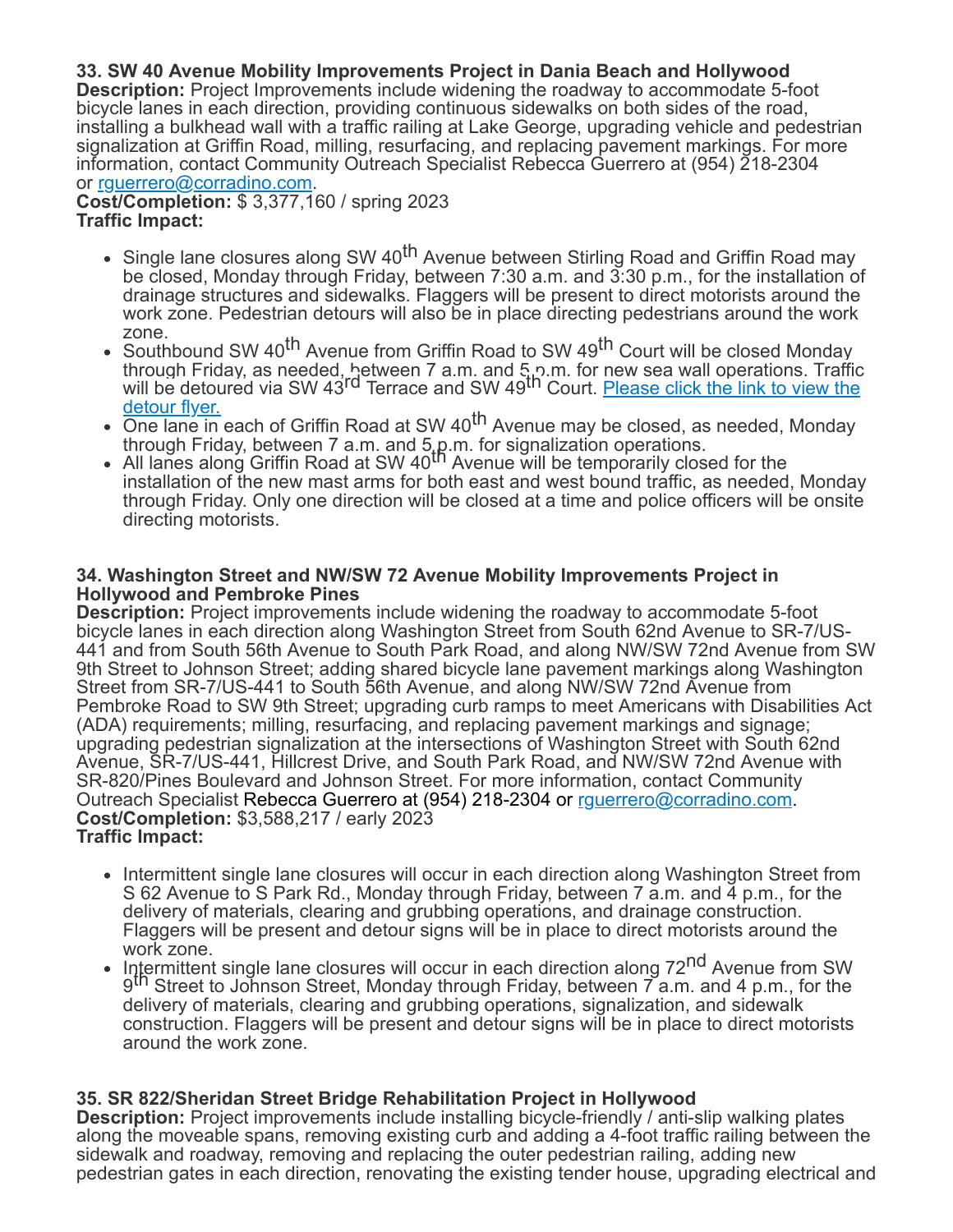**33. SW 40 Avenue Mobility Improvements Project in Dania Beach and Hollywood**
**Description:** Project Improvements include widening the roadway to accommodate 5-foot bicycle lanes in each direction, providing continuous sidewalks on both sides of the road, installing a bulkhead wall with a traffic railing at Lake George, upgrading vehicle and pedestrian signalization at Griffin Road, milling, resurfacing, and replacing pavement markings. For more information, contact Community Outreach Specialist Rebecca Guerrero at (954) 218-2304 or [rguerrero@corradino.com](mailto:rguerrero@corradino.com).
**Cost/Completion:** $ 3,377,160 / spring 2023
**Traffic Impact:**

- Single lane closures along SW 40th Avenue between Stirling Road and Griffin Road may be closed, Monday through Friday, between 7:30 a.m. and 3:30 p.m., for the installation of drainage structures and sidewalks. Flaggers will be present to direct motorists around the work zone. Pedestrian detours will also be in place directing pedestrians around the work zone.
- Southbound SW 40th Avenue from Griffin Road to SW 49th Court will be closed Monday through Friday, as needed, between 7 a.m. and 5 p.m. for new sea wall operations. Traffic will be detoured via SW 43rd Terrace and SW 49th Court. Please click the link to view the detour flyer.
- One lane in each of Griffin Road at SW 40th Avenue may be closed, as needed, Monday through Friday, between 7 a.m. and 5 p.m. for signalization operations.
- All lanes along Griffin Road at SW 40th Avenue will be temporarily closed for the installation of the new mast arms for both east and west bound traffic, as needed, Monday through Friday. Only one direction will be closed at a time and police officers will be onsite directing motorists.

**34. Washington Street and NW/SW 72 Avenue Mobility Improvements Project in Hollywood and Pembroke Pines**
**Description:** Project improvements include widening the roadway to accommodate 5-foot bicycle lanes in each direction along Washington Street from South 62nd Avenue to SR-7/US-441 and from South 56th Avenue to South Park Road, and along NW/SW 72nd Avenue from SW 9th Street to Johnson Street; adding shared bicycle lane pavement markings along Washington Street from SR-7/US-441 to South 56th Avenue, and along NW/SW 72nd Avenue from Pembroke Road to SW 9th Street; upgrading curb ramps to meet Americans with Disabilities Act (ADA) requirements; milling, resurfacing, and replacing pavement markings and signage; upgrading pedestrian signalization at the intersections of Washington Street with South 62nd Avenue, SR-7/US-441, Hillcrest Drive, and South Park Road, and NW/SW 72nd Avenue with SR-820/Pines Boulevard and Johnson Street. For more information, contact Community Outreach Specialist Rebecca Guerrero at (954) 218-2304 or [rguerrero@corradino.com](mailto:rguerrero@corradino.com).
**Cost/Completion:** $3,588,217 / early 2023
**Traffic Impact:**

- Intermittent single lane closures will occur in each direction along Washington Street from S 62 Avenue to S Park Rd., Monday through Friday, between 7 a.m. and 4 p.m., for the delivery of materials, clearing and grubbing operations, and drainage construction. Flaggers will be present and detour signs will be in place to direct motorists around the work zone.
- Intermittent single lane closures will occur in each direction along 72nd Avenue from SW 9th Street to Johnson Street, Monday through Friday, between 7 a.m. and 4 p.m., for the delivery of materials, clearing and grubbing operations, signalization, and sidewalk construction. Flaggers will be present and detour signs will be in place to direct motorists around the work zone.

**35. SR 822/Sheridan Street Bridge Rehabilitation Project in Hollywood**
**Description:** Project improvements include installing bicycle-friendly / anti-slip walking plates along the moveable spans, removing existing curb and adding a 4-foot traffic railing between the sidewalk and roadway, removing and replacing the outer pedestrian railing, adding new pedestrian gates in each direction, renovating the existing tender house, upgrading electrical and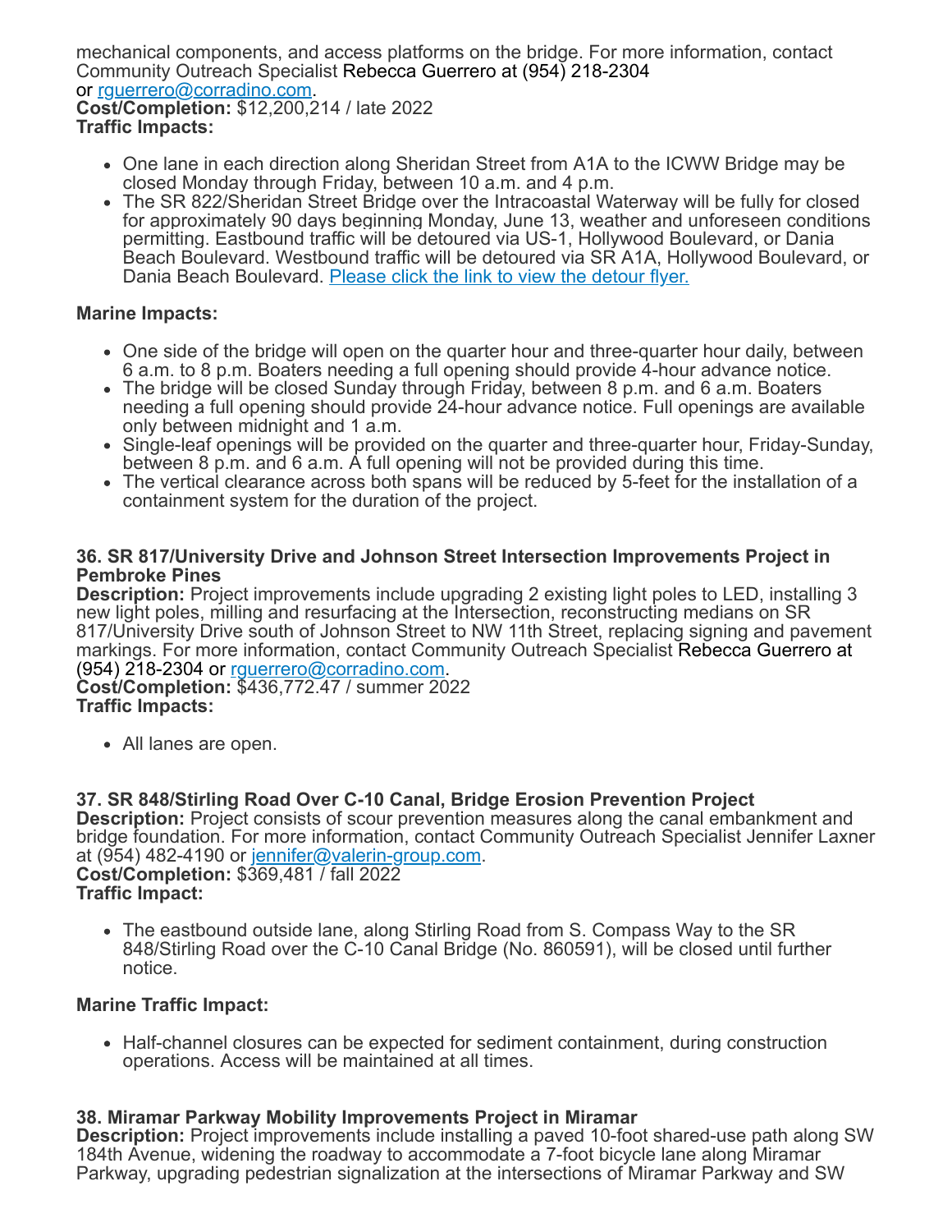mechanical components, and access platforms on the bridge. For more information, contact Community Outreach Specialist Rebecca Guerrero at (954) 218-2304 or [rguerrero@corradino.com](mailto:rguerrero@corradino.com).
**Cost/Completion:** $12,200,214 / late 2022
**Traffic Impacts:**

- One lane in each direction along Sheridan Street from A1A to the ICWW Bridge may be closed Monday through Friday, between 10 a.m. and 4 p.m.
- The SR 822/Sheridan Street Bridge over the Intracoastal Waterway will be fully for closed for approximately 90 days beginning Monday, June 13, weather and unforeseen conditions permitting. Eastbound traffic will be detoured via US-1, Hollywood Boulevard, or Dania Beach Boulevard. Westbound traffic will be detoured via SR A1A, Hollywood Boulevard, or Dania Beach Boulevard. Please click the link to view the detour flyer.

**Marine Impacts:**

- One side of the bridge will open on the quarter hour and three-quarter hour daily, between 6 a.m. to 8 p.m. Boaters needing a full opening should provide 4-hour advance notice.
- The bridge will be closed Sunday through Friday, between 8 p.m. and 6 a.m. Boaters needing a full opening should provide 24-hour advance notice. Full openings are available only between midnight and 1 a.m.
- Single-leaf openings will be provided on the quarter and three-quarter hour, Friday-Sunday, between 8 p.m. and 6 a.m. A full opening will not be provided during this time.
- The vertical clearance across both spans will be reduced by 5-feet for the installation of a containment system for the duration of the project.

**36. SR 817/University Drive and Johnson Street Intersection Improvements Project in Pembroke Pines**
**Description:** Project improvements include upgrading 2 existing light poles to LED, installing 3 new light poles, milling and resurfacing at the Intersection, reconstructing medians on SR 817/University Drive south of Johnson Street to NW 11th Street, replacing signing and pavement markings. For more information, contact Community Outreach Specialist Rebecca Guerrero at (954) 218-2304 or [rguerrero@corradino.com](mailto:rguerrero@corradino.com).
**Cost/Completion:** $436,772.47 / summer 2022
**Traffic Impacts:**

- All lanes are open.

**37. SR 848/Stirling Road Over C-10 Canal, Bridge Erosion Prevention Project**
**Description:** Project consists of scour prevention measures along the canal embankment and bridge foundation. For more information, contact Community Outreach Specialist Jennifer Laxner at (954) 482-4190 or [jennifer@valerin-group.com](mailto:jennifer@valerin-group.com).
**Cost/Completion:** $369,481 / fall 2022
**Traffic Impact:**

- The eastbound outside lane, along Stirling Road from S. Compass Way to the SR 848/Stirling Road over the C-10 Canal Bridge (No. 860591), will be closed until further notice.

**Marine Traffic Impact:**

- Half-channel closures can be expected for sediment containment, during construction operations. Access will be maintained at all times.

**38. Miramar Parkway Mobility Improvements Project in Miramar**
**Description:** Project improvements include installing a paved 10-foot shared-use path along SW 184th Avenue, widening the roadway to accommodate a 7-foot bicycle lane along Miramar Parkway, upgrading pedestrian signalization at the intersections of Miramar Parkway and SW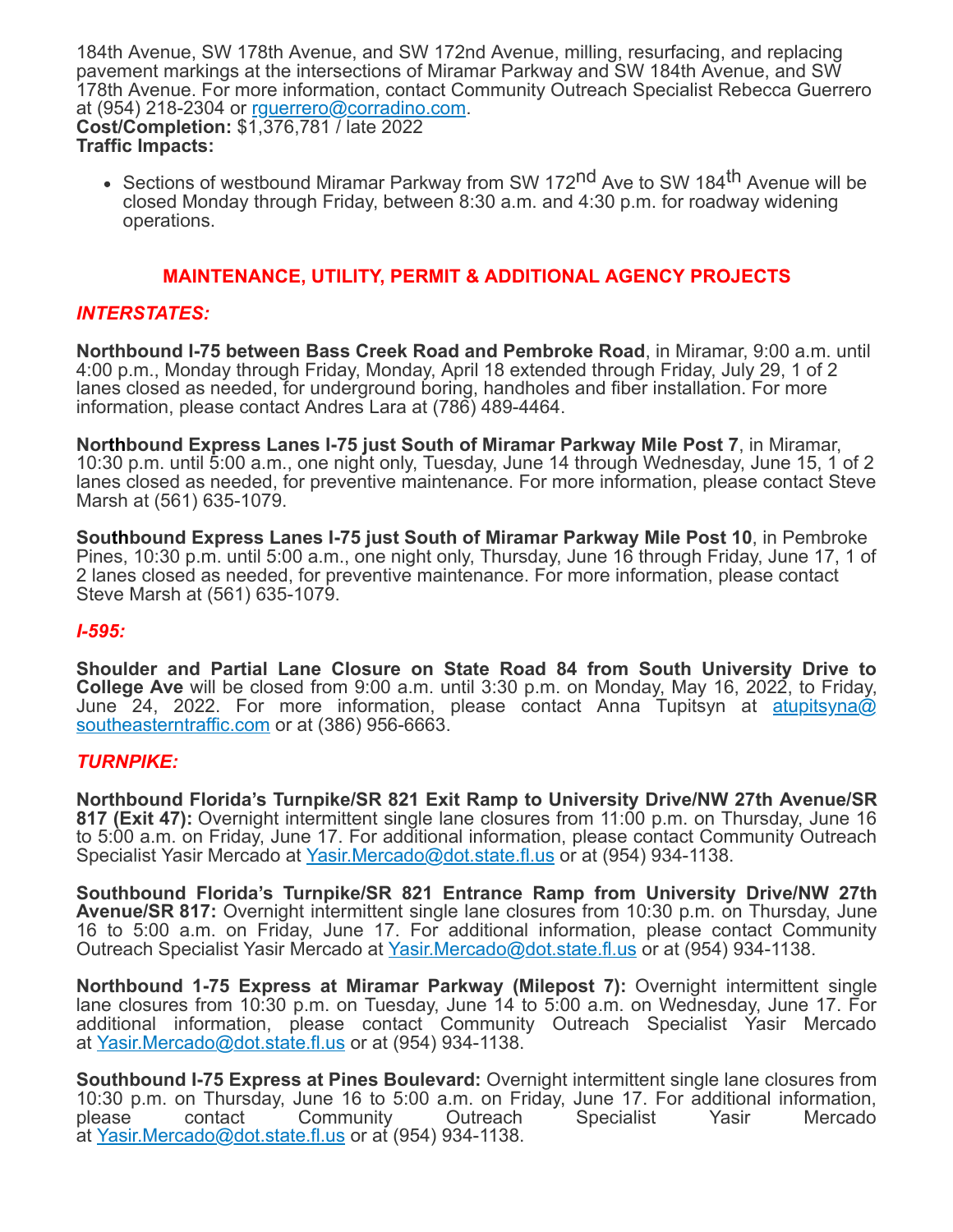184th Avenue, SW 178th Avenue, and SW 172nd Avenue, milling, resurfacing, and replacing pavement markings at the intersections of Miramar Parkway and SW 184th Avenue, and SW 178th Avenue. For more information, contact Community Outreach Specialist Rebecca Guerrero at (954) 218-2304 or [rguerrero@corradino.com](mailto:rguerrero@corradino.com).
**Cost/Completion:** $1,376,781 / late 2022
**Traffic Impacts:**

- Sections of westbound Miramar Parkway from SW 172nd Ave to SW 184th Avenue will be closed Monday through Friday, between 8:30 a.m. and 4:30 p.m. for roadway widening operations.

## MAINTENANCE, UTILITY, PERMIT & ADDITIONAL AGENCY PROJECTS

### *INTERSTATES:*

**Northbound I-75 between Bass Creek Road and Pembroke Road**, in Miramar, 9:00 a.m. until 4:00 p.m., Monday through Friday, Monday, April 18 extended through Friday, July 29, 1 of 2 lanes closed as needed, for underground boring, handholes and fiber installation. For more information, please contact Andres Lara at (786) 489-4464.

**Northbound Express Lanes I-75 just South of Miramar Parkway Mile Post 7**, in Miramar, 10:30 p.m. until 5:00 a.m., one night only, Tuesday, June 14 through Wednesday, June 15, 1 of 2 lanes closed as needed, for preventive maintenance. For more information, please contact Steve Marsh at (561) 635-1079.

**Southbound Express Lanes I-75 just South of Miramar Parkway Mile Post 10**, in Pembroke Pines, 10:30 p.m. until 5:00 a.m., one night only, Thursday, June 16 through Friday, June 17, 1 of 2 lanes closed as needed, for preventive maintenance. For more information, please contact Steve Marsh at (561) 635-1079.

### *I-595:*

**Shoulder and Partial Lane Closure on State Road 84 from South University Drive to College Ave** will be closed from 9:00 a.m. until 3:30 p.m. on Monday, May 16, 2022, to Friday, June 24, 2022. For more information, please contact Anna Tupitsyn at [atupitsyna@southeasterntraffic.com](mailto:atupitsyna@southeasterntraffic.com) or at (386) 956-6663.

### *TURNPIKE:*

**Northbound Florida's Turnpike/SR 821 Exit Ramp to University Drive/NW 27th Avenue/SR 817 (Exit 47):** Overnight intermittent single lane closures from 11:00 p.m. on Thursday, June 16 to 5:00 a.m. on Friday, June 17. For additional information, please contact Community Outreach Specialist Yasir Mercado at [Yasir.Mercado@dot.state.fl.us](mailto:Yasir.Mercado@dot.state.fl.us) or at (954) 934-1138.

**Southbound Florida's Turnpike/SR 821 Entrance Ramp from University Drive/NW 27th Avenue/SR 817:** Overnight intermittent single lane closures from 10:30 p.m. on Thursday, June 16 to 5:00 a.m. on Friday, June 17. For additional information, please contact Community Outreach Specialist Yasir Mercado at [Yasir.Mercado@dot.state.fl.us](mailto:Yasir.Mercado@dot.state.fl.us) or at (954) 934-1138.

**Northbound 1-75 Express at Miramar Parkway (Milepost 7):** Overnight intermittent single lane closures from 10:30 p.m. on Tuesday, June 14 to 5:00 a.m. on Wednesday, June 17. For additional information, please contact Community Outreach Specialist Yasir Mercado at [Yasir.Mercado@dot.state.fl.us](mailto:Yasir.Mercado@dot.state.fl.us) or at (954) 934-1138.

**Southbound I-75 Express at Pines Boulevard:** Overnight intermittent single lane closures from 10:30 p.m. on Thursday, June 16 to 5:00 a.m. on Friday, June 17. For additional information, please contact Community Outreach Specialist Yasir Mercado at [Yasir.Mercado@dot.state.fl.us](mailto:Yasir.Mercado@dot.state.fl.us) or at (954) 934-1138.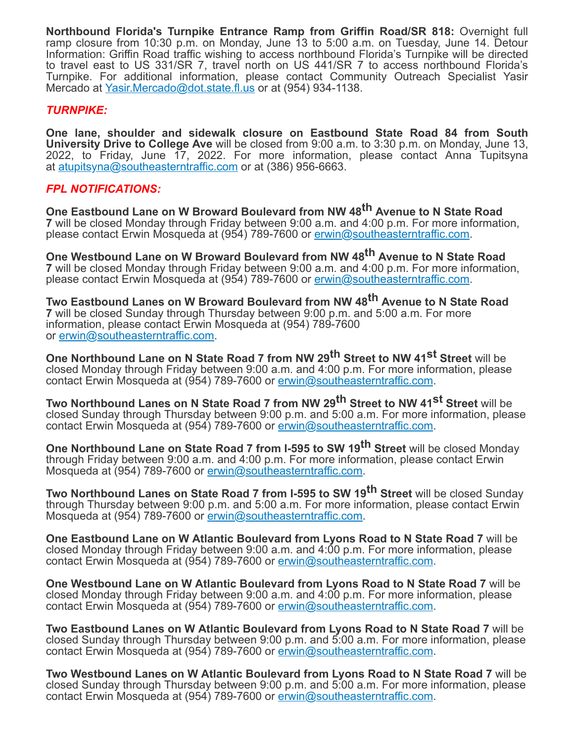**Northbound Florida's Turnpike Entrance Ramp from Griffin Road/SR 818:** Overnight full ramp closure from 10:30 p.m. on Monday, June 13 to 5:00 a.m. on Tuesday, June 14. Detour Information: Griffin Road traffic wishing to access northbound Florida's Turnpike will be directed to travel east to US 331/SR 7, travel north on US 441/SR 7 to access northbound Florida's Turnpike. For additional information, please contact Community Outreach Specialist Yasir Mercado at Yasir.Mercado@dot.state.fl.us or at (954) 934-1138.

***TURNPIKE:***

**One lane, shoulder and sidewalk closure on Eastbound State Road 84 from South University Drive to College Ave** will be closed from 9:00 a.m. to 3:30 p.m. on Monday, June 13, 2022, to Friday, June 17, 2022. For more information, please contact Anna Tupitsyna at atupitsyna@southeasterntraffic.com or at (386) 956-6663.

***FPL NOTIFICATIONS:***

**One Eastbound Lane on W Broward Boulevard from NW 48th Avenue to N State Road 7** will be closed Monday through Friday between 9:00 a.m. and 4:00 p.m. For more information, please contact Erwin Mosqueda at (954) 789-7600 or erwin@southeasterntraffic.com.

**One Westbound Lane on W Broward Boulevard from NW 48th Avenue to N State Road 7** will be closed Monday through Friday between 9:00 a.m. and 4:00 p.m. For more information, please contact Erwin Mosqueda at (954) 789-7600 or erwin@southeasterntraffic.com.

**Two Eastbound Lanes on W Broward Boulevard from NW 48th Avenue to N State Road 7** will be closed Sunday through Thursday between 9:00 p.m. and 5:00 a.m. For more information, please contact Erwin Mosqueda at (954) 789-7600 or erwin@southeasterntraffic.com.

**One Northbound Lane on N State Road 7 from NW 29th Street to NW 41st Street** will be closed Monday through Friday between 9:00 a.m. and 4:00 p.m. For more information, please contact Erwin Mosqueda at (954) 789-7600 or erwin@southeasterntraffic.com.

**Two Northbound Lanes on N State Road 7 from NW 29th Street to NW 41st Street** will be closed Sunday through Thursday between 9:00 p.m. and 5:00 a.m. For more information, please contact Erwin Mosqueda at (954) 789-7600 or erwin@southeasterntraffic.com.

**One Northbound Lane on State Road 7 from I-595 to SW 19th Street** will be closed Monday through Friday between 9:00 a.m. and 4:00 p.m. For more information, please contact Erwin Mosqueda at (954) 789-7600 or erwin@southeasterntraffic.com.

**Two Northbound Lanes on State Road 7 from I-595 to SW 19th Street** will be closed Sunday through Thursday between 9:00 p.m. and 5:00 a.m. For more information, please contact Erwin Mosqueda at (954) 789-7600 or erwin@southeasterntraffic.com.

**One Eastbound Lane on W Atlantic Boulevard from Lyons Road to N State Road 7** will be closed Monday through Friday between 9:00 a.m. and 4:00 p.m. For more information, please contact Erwin Mosqueda at (954) 789-7600 or erwin@southeasterntraffic.com.

**One Westbound Lane on W Atlantic Boulevard from Lyons Road to N State Road 7** will be closed Monday through Friday between 9:00 a.m. and 4:00 p.m. For more information, please contact Erwin Mosqueda at (954) 789-7600 or erwin@southeasterntraffic.com.

**Two Eastbound Lanes on W Atlantic Boulevard from Lyons Road to N State Road 7** will be closed Sunday through Thursday between 9:00 p.m. and 5:00 a.m. For more information, please contact Erwin Mosqueda at (954) 789-7600 or erwin@southeasterntraffic.com.

**Two Westbound Lanes on W Atlantic Boulevard from Lyons Road to N State Road 7** will be closed Sunday through Thursday between 9:00 p.m. and 5:00 a.m. For more information, please contact Erwin Mosqueda at (954) 789-7600 or erwin@southeasterntraffic.com.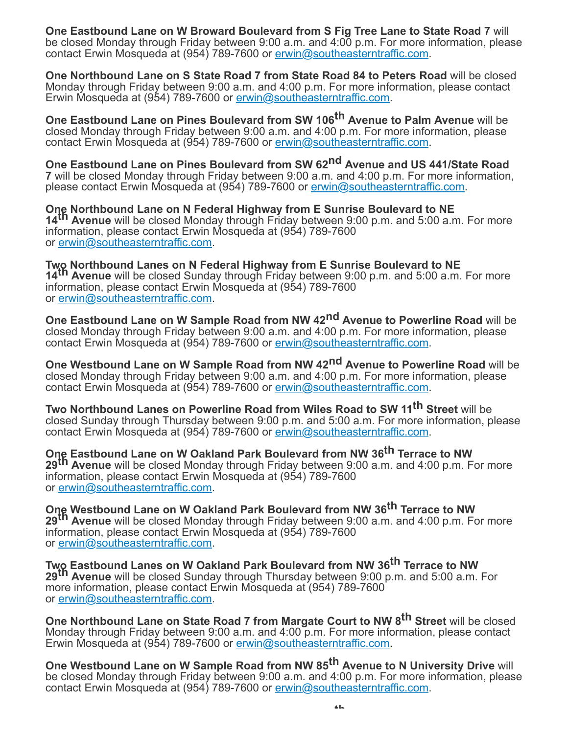**One Eastbound Lane on W Broward Boulevard from S Fig Tree Lane to State Road 7** will be closed Monday through Friday between 9:00 a.m. and 4:00 p.m. For more information, please contact Erwin Mosqueda at (954) 789-7600 or erwin@southeasterntraffic.com.

**One Northbound Lane on S State Road 7 from State Road 84 to Peters Road** will be closed Monday through Friday between 9:00 a.m. and 4:00 p.m. For more information, please contact Erwin Mosqueda at (954) 789-7600 or erwin@southeasterntraffic.com.

**One Eastbound Lane on Pines Boulevard from SW 106th Avenue to Palm Avenue** will be closed Monday through Friday between 9:00 a.m. and 4:00 p.m. For more information, please contact Erwin Mosqueda at (954) 789-7600 or erwin@southeasterntraffic.com.

**One Eastbound Lane on Pines Boulevard from SW 62nd Avenue and US 441/State Road 7** will be closed Monday through Friday between 9:00 a.m. and 4:00 p.m. For more information, please contact Erwin Mosqueda at (954) 789-7600 or erwin@southeasterntraffic.com.

**One Northbound Lane on N Federal Highway from E Sunrise Boulevard to NE 14th Avenue** will be closed Monday through Friday between 9:00 p.m. and 5:00 a.m. For more information, please contact Erwin Mosqueda at (954) 789-7600 or erwin@southeasterntraffic.com.

**Two Northbound Lanes on N Federal Highway from E Sunrise Boulevard to NE 14th Avenue** will be closed Sunday through Friday between 9:00 p.m. and 5:00 a.m. For more information, please contact Erwin Mosqueda at (954) 789-7600 or erwin@southeasterntraffic.com.

**One Eastbound Lane on W Sample Road from NW 42nd Avenue to Powerline Road** will be closed Monday through Friday between 9:00 a.m. and 4:00 p.m. For more information, please contact Erwin Mosqueda at (954) 789-7600 or erwin@southeasterntraffic.com.

**One Westbound Lane on W Sample Road from NW 42nd Avenue to Powerline Road** will be closed Monday through Friday between 9:00 a.m. and 4:00 p.m. For more information, please contact Erwin Mosqueda at (954) 789-7600 or erwin@southeasterntraffic.com.

**Two Northbound Lanes on Powerline Road from Wiles Road to SW 11th Street** will be closed Sunday through Thursday between 9:00 p.m. and 5:00 a.m. For more information, please contact Erwin Mosqueda at (954) 789-7600 or erwin@southeasterntraffic.com.

**One Eastbound Lane on W Oakland Park Boulevard from NW 36th Terrace to NW 29th Avenue** will be closed Monday through Friday between 9:00 a.m. and 4:00 p.m. For more information, please contact Erwin Mosqueda at (954) 789-7600 or erwin@southeasterntraffic.com.

**One Westbound Lane on W Oakland Park Boulevard from NW 36th Terrace to NW 29th Avenue** will be closed Monday through Friday between 9:00 a.m. and 4:00 p.m. For more information, please contact Erwin Mosqueda at (954) 789-7600 or erwin@southeasterntraffic.com.

**Two Eastbound Lanes on W Oakland Park Boulevard from NW 36th Terrace to NW 29th Avenue** will be closed Sunday through Thursday between 9:00 p.m. and 5:00 a.m. For more information, please contact Erwin Mosqueda at (954) 789-7600 or erwin@southeasterntraffic.com.

**One Northbound Lane on State Road 7 from Margate Court to NW 8th Street** will be closed Monday through Friday between 9:00 a.m. and 4:00 p.m. For more information, please contact Erwin Mosqueda at (954) 789-7600 or erwin@southeasterntraffic.com.

**One Westbound Lane on W Sample Road from NW 85th Avenue to N University Drive** will be closed Monday through Friday between 9:00 a.m. and 4:00 p.m. For more information, please contact Erwin Mosqueda at (954) 789-7600 or erwin@southeasterntraffic.com.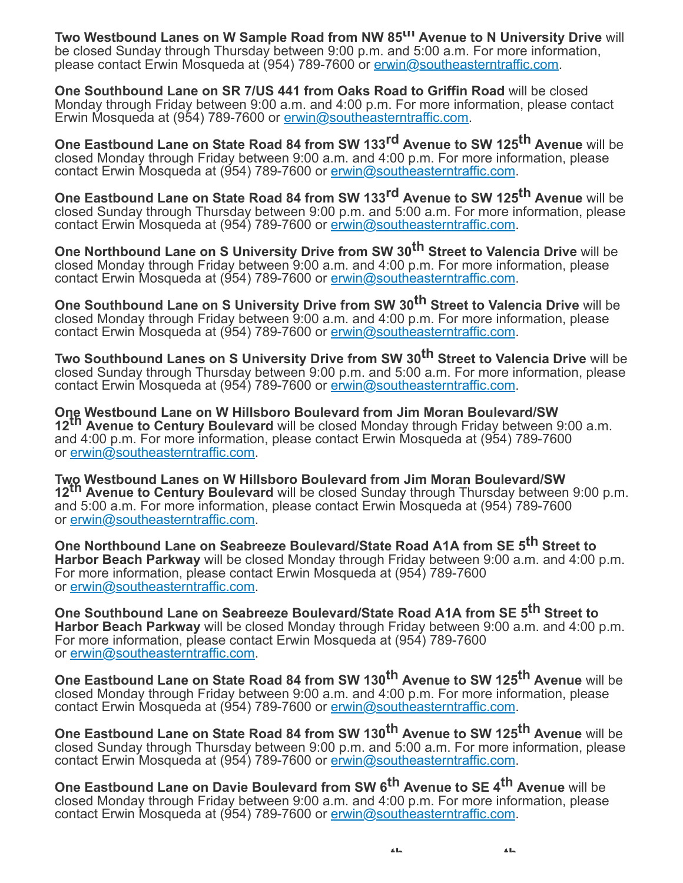**Two Westbound Lanes on W Sample Road from NW 85th Avenue to N University Drive** will be closed Sunday through Thursday between 9:00 p.m. and 5:00 a.m. For more information, please contact Erwin Mosqueda at (954) 789-7600 or erwin@southeasterntraffic.com.

**One Southbound Lane on SR 7/US 441 from Oaks Road to Griffin Road** will be closed Monday through Friday between 9:00 a.m. and 4:00 p.m. For more information, please contact Erwin Mosqueda at (954) 789-7600 or erwin@southeasterntraffic.com.

**One Eastbound Lane on State Road 84 from SW 133rd Avenue to SW 125th Avenue** will be closed Monday through Friday between 9:00 a.m. and 4:00 p.m. For more information, please contact Erwin Mosqueda at (954) 789-7600 or erwin@southeasterntraffic.com.

**One Eastbound Lane on State Road 84 from SW 133rd Avenue to SW 125th Avenue** will be closed Sunday through Thursday between 9:00 p.m. and 5:00 a.m. For more information, please contact Erwin Mosqueda at (954) 789-7600 or erwin@southeasterntraffic.com.

**One Northbound Lane on S University Drive from SW 30th Street to Valencia Drive** will be closed Monday through Friday between 9:00 a.m. and 4:00 p.m. For more information, please contact Erwin Mosqueda at (954) 789-7600 or erwin@southeasterntraffic.com.

**One Southbound Lane on S University Drive from SW 30th Street to Valencia Drive** will be closed Monday through Friday between 9:00 a.m. and 4:00 p.m. For more information, please contact Erwin Mosqueda at (954) 789-7600 or erwin@southeasterntraffic.com.

**Two Southbound Lanes on S University Drive from SW 30th Street to Valencia Drive** will be closed Sunday through Thursday between 9:00 p.m. and 5:00 a.m. For more information, please contact Erwin Mosqueda at (954) 789-7600 or erwin@southeasterntraffic.com.

**One Westbound Lane on W Hillsboro Boulevard from Jim Moran Boulevard/SW 12th Avenue to Century Boulevard** will be closed Monday through Friday between 9:00 a.m. and 4:00 p.m. For more information, please contact Erwin Mosqueda at (954) 789-7600 or erwin@southeasterntraffic.com.

**Two Westbound Lanes on W Hillsboro Boulevard from Jim Moran Boulevard/SW 12th Avenue to Century Boulevard** will be closed Sunday through Thursday between 9:00 p.m. and 5:00 a.m. For more information, please contact Erwin Mosqueda at (954) 789-7600 or erwin@southeasterntraffic.com.

**One Northbound Lane on Seabreeze Boulevard/State Road A1A from SE 5th Street to Harbor Beach Parkway** will be closed Monday through Friday between 9:00 a.m. and 4:00 p.m. For more information, please contact Erwin Mosqueda at (954) 789-7600 or erwin@southeasterntraffic.com.

**One Southbound Lane on Seabreeze Boulevard/State Road A1A from SE 5th Street to Harbor Beach Parkway** will be closed Monday through Friday between 9:00 a.m. and 4:00 p.m. For more information, please contact Erwin Mosqueda at (954) 789-7600 or erwin@southeasterntraffic.com.

**One Eastbound Lane on State Road 84 from SW 130th Avenue to SW 125th Avenue** will be closed Monday through Friday between 9:00 a.m. and 4:00 p.m. For more information, please contact Erwin Mosqueda at (954) 789-7600 or erwin@southeasterntraffic.com.

**One Eastbound Lane on State Road 84 from SW 130th Avenue to SW 125th Avenue** will be closed Sunday through Thursday between 9:00 p.m. and 5:00 a.m. For more information, please contact Erwin Mosqueda at (954) 789-7600 or erwin@southeasterntraffic.com.

**One Eastbound Lane on Davie Boulevard from SW 6th Avenue to SE 4th Avenue** will be closed Monday through Friday between 9:00 a.m. and 4:00 p.m. For more information, please contact Erwin Mosqueda at (954) 789-7600 or erwin@southeasterntraffic.com.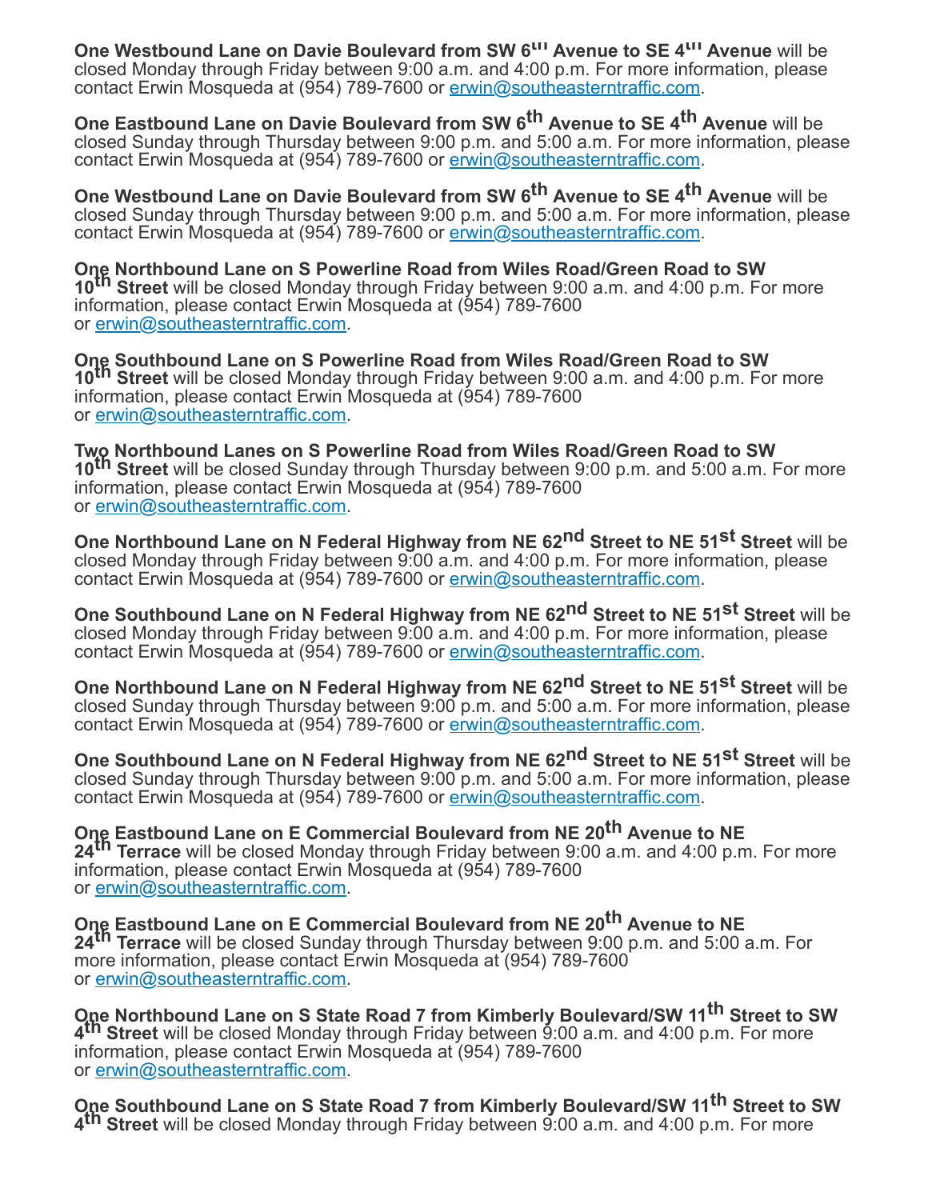**One Westbound Lane on Davie Boulevard from SW 6th Avenue to SE 4th Avenue** will be closed Monday through Friday between 9:00 a.m. and 4:00 p.m. For more information, please contact Erwin Mosqueda at (954) 789-7600 or erwin@southeasterntraffic.com.

**One Eastbound Lane on Davie Boulevard from SW 6th Avenue to SE 4th Avenue** will be closed Sunday through Thursday between 9:00 p.m. and 5:00 a.m. For more information, please contact Erwin Mosqueda at (954) 789-7600 or erwin@southeasterntraffic.com.

**One Westbound Lane on Davie Boulevard from SW 6th Avenue to SE 4th Avenue** will be closed Sunday through Thursday between 9:00 p.m. and 5:00 a.m. For more information, please contact Erwin Mosqueda at (954) 789-7600 or erwin@southeasterntraffic.com.

**One Northbound Lane on S Powerline Road from Wiles Road/Green Road to SW 10th Street** will be closed Monday through Friday between 9:00 a.m. and 4:00 p.m. For more information, please contact Erwin Mosqueda at (954) 789-7600 or erwin@southeasterntraffic.com.

**One Southbound Lane on S Powerline Road from Wiles Road/Green Road to SW 10th Street** will be closed Monday through Friday between 9:00 a.m. and 4:00 p.m. For more information, please contact Erwin Mosqueda at (954) 789-7600 or erwin@southeasterntraffic.com.

**Two Northbound Lanes on S Powerline Road from Wiles Road/Green Road to SW 10th Street** will be closed Sunday through Thursday between 9:00 p.m. and 5:00 a.m. For more information, please contact Erwin Mosqueda at (954) 789-7600 or erwin@southeasterntraffic.com.

**One Northbound Lane on N Federal Highway from NE 62nd Street to NE 51st Street** will be closed Monday through Friday between 9:00 a.m. and 4:00 p.m. For more information, please contact Erwin Mosqueda at (954) 789-7600 or erwin@southeasterntraffic.com.

**One Southbound Lane on N Federal Highway from NE 62nd Street to NE 51st Street** will be closed Monday through Friday between 9:00 a.m. and 4:00 p.m. For more information, please contact Erwin Mosqueda at (954) 789-7600 or erwin@southeasterntraffic.com.

**One Northbound Lane on N Federal Highway from NE 62nd Street to NE 51st Street** will be closed Sunday through Thursday between 9:00 p.m. and 5:00 a.m. For more information, please contact Erwin Mosqueda at (954) 789-7600 or erwin@southeasterntraffic.com.

**One Southbound Lane on N Federal Highway from NE 62nd Street to NE 51st Street** will be closed Sunday through Thursday between 9:00 p.m. and 5:00 a.m. For more information, please contact Erwin Mosqueda at (954) 789-7600 or erwin@southeasterntraffic.com.

**One Eastbound Lane on E Commercial Boulevard from NE 20th Avenue to NE 24th Terrace** will be closed Monday through Friday between 9:00 a.m. and 4:00 p.m. For more information, please contact Erwin Mosqueda at (954) 789-7600 or erwin@southeasterntraffic.com.

**One Eastbound Lane on E Commercial Boulevard from NE 20th Avenue to NE 24th Terrace** will be closed Sunday through Thursday between 9:00 p.m. and 5:00 a.m. For more information, please contact Erwin Mosqueda at (954) 789-7600 or erwin@southeasterntraffic.com.

**One Northbound Lane on S State Road 7 from Kimberly Boulevard/SW 11th Street to SW 4th Street** will be closed Monday through Friday between 9:00 a.m. and 4:00 p.m. For more information, please contact Erwin Mosqueda at (954) 789-7600 or erwin@southeasterntraffic.com.

**One Southbound Lane on S State Road 7 from Kimberly Boulevard/SW 11th Street to SW 4th Street** will be closed Monday through Friday between 9:00 a.m. and 4:00 p.m. For more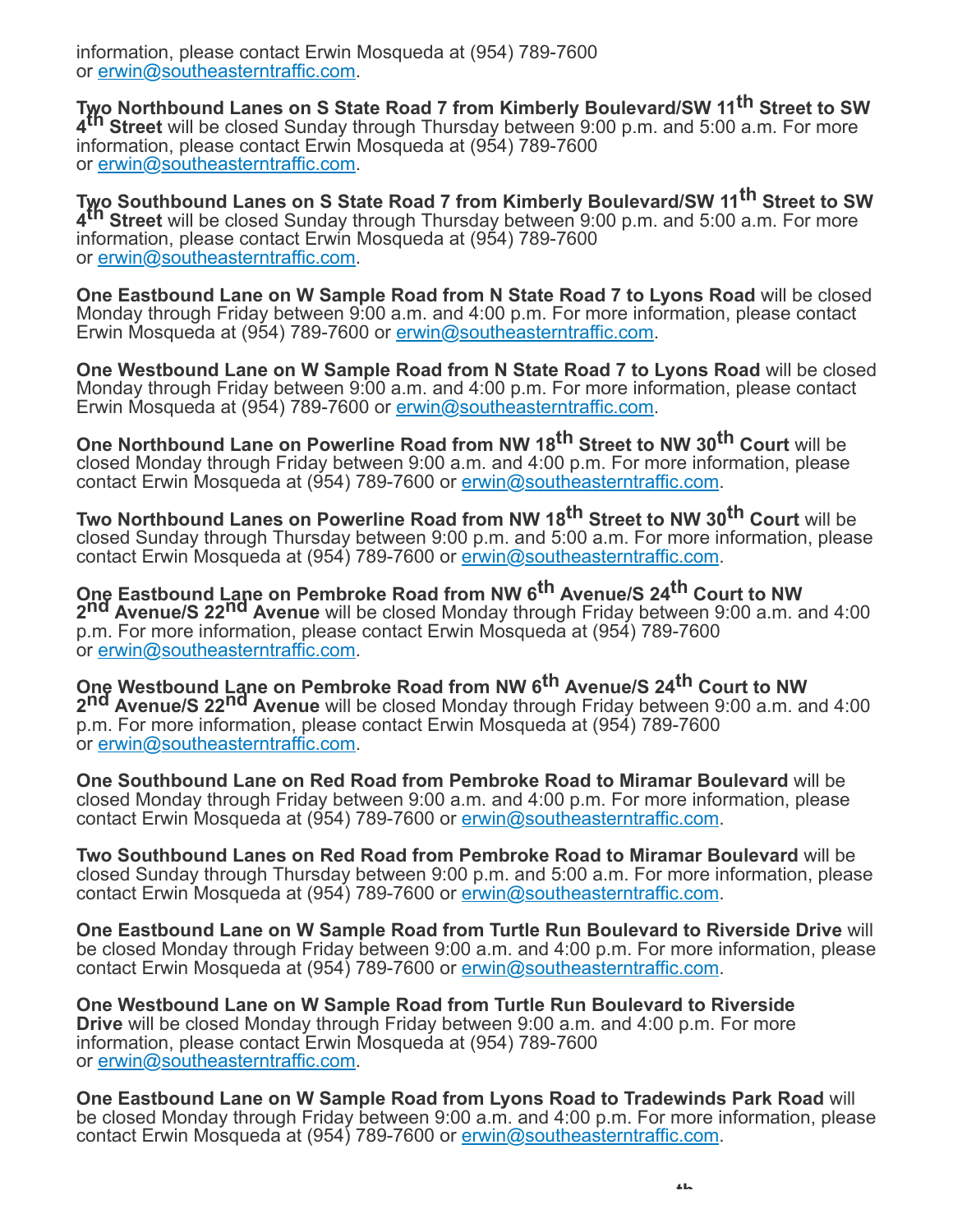information, please contact Erwin Mosqueda at (954) 789-7600 or erwin@southeasterntraffic.com.

**Two Northbound Lanes on S State Road 7 from Kimberly Boulevard/SW 11th Street to SW 4th Street** will be closed Sunday through Thursday between 9:00 p.m. and 5:00 a.m. For more information, please contact Erwin Mosqueda at (954) 789-7600 or erwin@southeasterntraffic.com.

**Two Southbound Lanes on S State Road 7 from Kimberly Boulevard/SW 11th Street to SW 4th Street** will be closed Sunday through Thursday between 9:00 p.m. and 5:00 a.m. For more information, please contact Erwin Mosqueda at (954) 789-7600 or erwin@southeasterntraffic.com.

**One Eastbound Lane on W Sample Road from N State Road 7 to Lyons Road** will be closed Monday through Friday between 9:00 a.m. and 4:00 p.m. For more information, please contact Erwin Mosqueda at (954) 789-7600 or erwin@southeasterntraffic.com.

**One Westbound Lane on W Sample Road from N State Road 7 to Lyons Road** will be closed Monday through Friday between 9:00 a.m. and 4:00 p.m. For more information, please contact Erwin Mosqueda at (954) 789-7600 or erwin@southeasterntraffic.com.

**One Northbound Lane on Powerline Road from NW 18th Street to NW 30th Court** will be closed Monday through Friday between 9:00 a.m. and 4:00 p.m. For more information, please contact Erwin Mosqueda at (954) 789-7600 or erwin@southeasterntraffic.com.

**Two Northbound Lanes on Powerline Road from NW 18th Street to NW 30th Court** will be closed Sunday through Thursday between 9:00 p.m. and 5:00 a.m. For more information, please contact Erwin Mosqueda at (954) 789-7600 or erwin@southeasterntraffic.com.

**One Eastbound Lane on Pembroke Road from NW 6th Avenue/S 24th Court to NW 2nd Avenue/S 22nd Avenue** will be closed Monday through Friday between 9:00 a.m. and 4:00 p.m. For more information, please contact Erwin Mosqueda at (954) 789-7600 or erwin@southeasterntraffic.com.

**One Westbound Lane on Pembroke Road from NW 6th Avenue/S 24th Court to NW 2nd Avenue/S 22nd Avenue** will be closed Monday through Friday between 9:00 a.m. and 4:00 p.m. For more information, please contact Erwin Mosqueda at (954) 789-7600 or erwin@southeasterntraffic.com.

**One Southbound Lane on Red Road from Pembroke Road to Miramar Boulevard** will be closed Monday through Friday between 9:00 a.m. and 4:00 p.m. For more information, please contact Erwin Mosqueda at (954) 789-7600 or erwin@southeasterntraffic.com.

**Two Southbound Lanes on Red Road from Pembroke Road to Miramar Boulevard** will be closed Sunday through Thursday between 9:00 p.m. and 5:00 a.m. For more information, please contact Erwin Mosqueda at (954) 789-7600 or erwin@southeasterntraffic.com.

**One Eastbound Lane on W Sample Road from Turtle Run Boulevard to Riverside Drive** will be closed Monday through Friday between 9:00 a.m. and 4:00 p.m. For more information, please contact Erwin Mosqueda at (954) 789-7600 or erwin@southeasterntraffic.com.

**One Westbound Lane on W Sample Road from Turtle Run Boulevard to Riverside Drive** will be closed Monday through Friday between 9:00 a.m. and 4:00 p.m. For more information, please contact Erwin Mosqueda at (954) 789-7600 or erwin@southeasterntraffic.com.

**One Eastbound Lane on W Sample Road from Lyons Road to Tradewinds Park Road** will be closed Monday through Friday between 9:00 a.m. and 4:00 p.m. For more information, please contact Erwin Mosqueda at (954) 789-7600 or erwin@southeasterntraffic.com.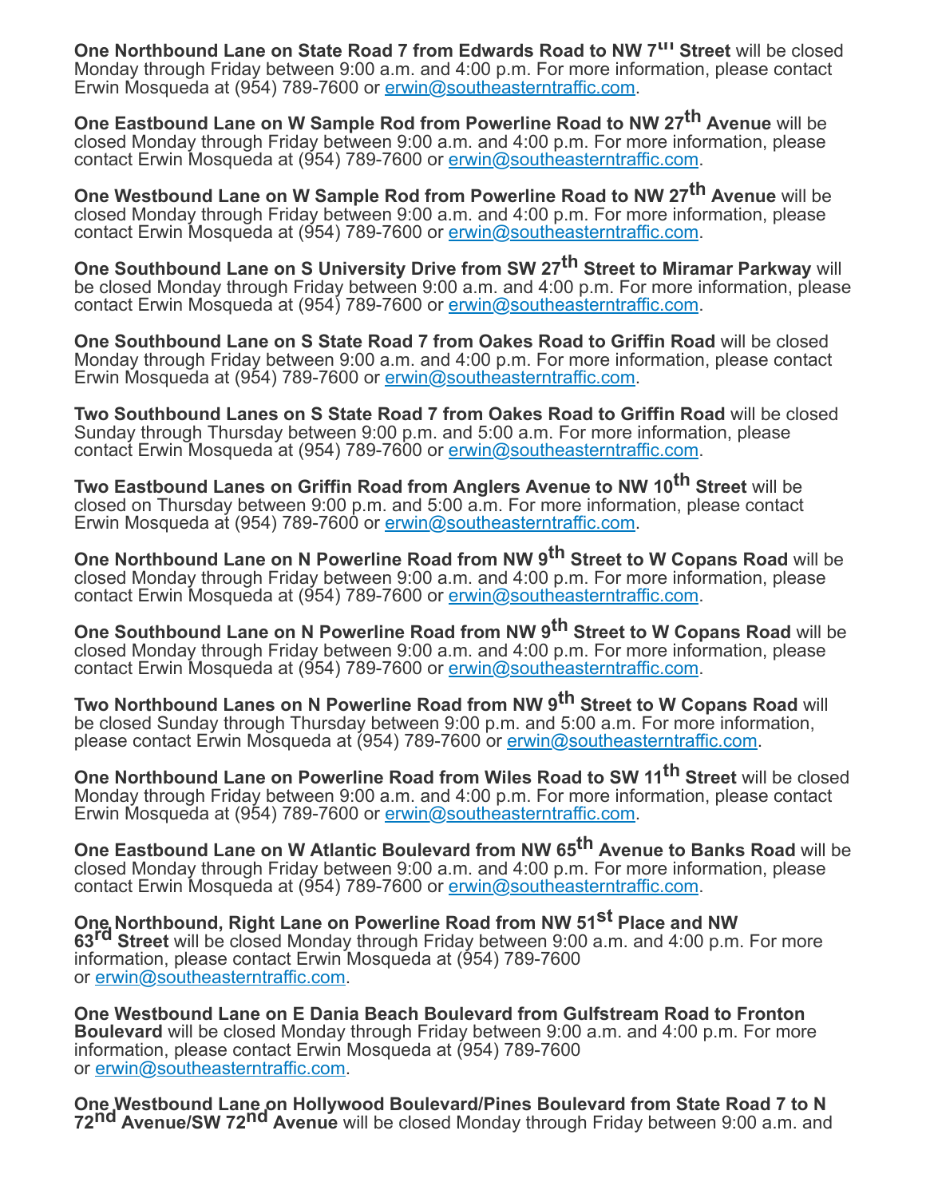**One Northbound Lane on State Road 7 from Edwards Road to NW 7th Street** will be closed Monday through Friday between 9:00 a.m. and 4:00 p.m. For more information, please contact Erwin Mosqueda at (954) 789-7600 or erwin@southeasterntraffic.com.

**One Eastbound Lane on W Sample Rod from Powerline Road to NW 27th Avenue** will be closed Monday through Friday between 9:00 a.m. and 4:00 p.m. For more information, please contact Erwin Mosqueda at (954) 789-7600 or erwin@southeasterntraffic.com.

**One Westbound Lane on W Sample Rod from Powerline Road to NW 27th Avenue** will be closed Monday through Friday between 9:00 a.m. and 4:00 p.m. For more information, please contact Erwin Mosqueda at (954) 789-7600 or erwin@southeasterntraffic.com.

**One Southbound Lane on S University Drive from SW 27th Street to Miramar Parkway** will be closed Monday through Friday between 9:00 a.m. and 4:00 p.m. For more information, please contact Erwin Mosqueda at (954) 789-7600 or erwin@southeasterntraffic.com.

**One Southbound Lane on S State Road 7 from Oakes Road to Griffin Road** will be closed Monday through Friday between 9:00 a.m. and 4:00 p.m. For more information, please contact Erwin Mosqueda at (954) 789-7600 or erwin@southeasterntraffic.com.

**Two Southbound Lanes on S State Road 7 from Oakes Road to Griffin Road** will be closed Sunday through Thursday between 9:00 p.m. and 5:00 a.m. For more information, please contact Erwin Mosqueda at (954) 789-7600 or erwin@southeasterntraffic.com.

**Two Eastbound Lanes on Griffin Road from Anglers Avenue to NW 10th Street** will be closed on Thursday between 9:00 p.m. and 5:00 a.m. For more information, please contact Erwin Mosqueda at (954) 789-7600 or erwin@southeasterntraffic.com.

**One Northbound Lane on N Powerline Road from NW 9th Street to W Copans Road** will be closed Monday through Friday between 9:00 a.m. and 4:00 p.m. For more information, please contact Erwin Mosqueda at (954) 789-7600 or erwin@southeasterntraffic.com.

**One Southbound Lane on N Powerline Road from NW 9th Street to W Copans Road** will be closed Monday through Friday between 9:00 a.m. and 4:00 p.m. For more information, please contact Erwin Mosqueda at (954) 789-7600 or erwin@southeasterntraffic.com.

**Two Northbound Lanes on N Powerline Road from NW 9th Street to W Copans Road** will be closed Sunday through Thursday between 9:00 p.m. and 5:00 a.m. For more information, please contact Erwin Mosqueda at (954) 789-7600 or erwin@southeasterntraffic.com.

**One Northbound Lane on Powerline Road from Wiles Road to SW 11th Street** will be closed Monday through Friday between 9:00 a.m. and 4:00 p.m. For more information, please contact Erwin Mosqueda at (954) 789-7600 or erwin@southeasterntraffic.com.

**One Eastbound Lane on W Atlantic Boulevard from NW 65th Avenue to Banks Road** will be closed Monday through Friday between 9:00 a.m. and 4:00 p.m. For more information, please contact Erwin Mosqueda at (954) 789-7600 or erwin@southeasterntraffic.com.

**One Northbound, Right Lane on Powerline Road from NW 51st Place and NW 63rd Street** will be closed Monday through Friday between 9:00 a.m. and 4:00 p.m. For more information, please contact Erwin Mosqueda at (954) 789-7600 or erwin@southeasterntraffic.com.

**One Westbound Lane on E Dania Beach Boulevard from Gulfstream Road to Fronton Boulevard** will be closed Monday through Friday between 9:00 a.m. and 4:00 p.m. For more information, please contact Erwin Mosqueda at (954) 789-7600 or erwin@southeasterntraffic.com.

**One Westbound Lane on Hollywood Boulevard/Pines Boulevard from State Road 7 to N 72nd Avenue/SW 72nd Avenue** will be closed Monday through Friday between 9:00 a.m. and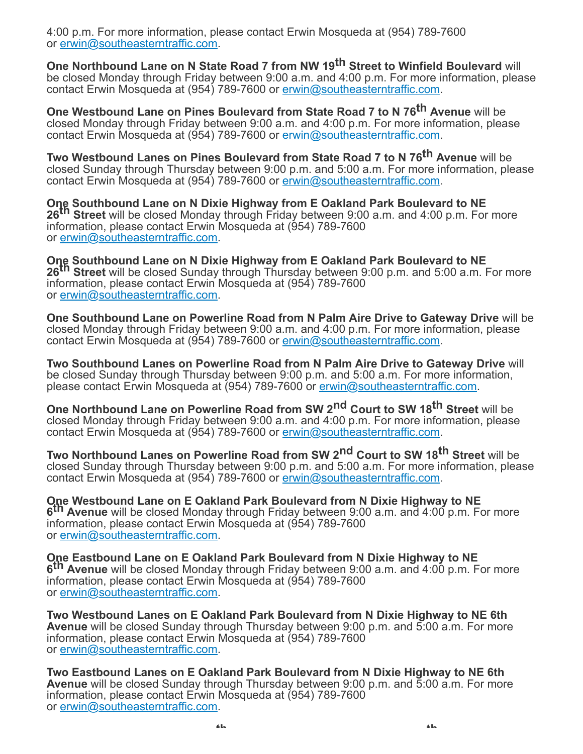4:00 p.m. For more information, please contact Erwin Mosqueda at (954) 789-7600 or erwin@southeasterntraffic.com.

**One Northbound Lane on N State Road 7 from NW 19th Street to Winfield Boulevard** will be closed Monday through Friday between 9:00 a.m. and 4:00 p.m. For more information, please contact Erwin Mosqueda at (954) 789-7600 or erwin@southeasterntraffic.com.

**One Westbound Lane on Pines Boulevard from State Road 7 to N 76th Avenue** will be closed Monday through Friday between 9:00 a.m. and 4:00 p.m. For more information, please contact Erwin Mosqueda at (954) 789-7600 or erwin@southeasterntraffic.com.

**Two Westbound Lanes on Pines Boulevard from State Road 7 to N 76th Avenue** will be closed Sunday through Thursday between 9:00 p.m. and 5:00 a.m. For more information, please contact Erwin Mosqueda at (954) 789-7600 or erwin@southeasterntraffic.com.

**One Southbound Lane on N Dixie Highway from E Oakland Park Boulevard to NE 26th Street** will be closed Monday through Friday between 9:00 a.m. and 4:00 p.m. For more information, please contact Erwin Mosqueda at (954) 789-7600 or erwin@southeasterntraffic.com.

**One Southbound Lane on N Dixie Highway from E Oakland Park Boulevard to NE 26th Street** will be closed Sunday through Thursday between 9:00 p.m. and 5:00 a.m. For more information, please contact Erwin Mosqueda at (954) 789-7600 or erwin@southeasterntraffic.com.

**One Southbound Lane on Powerline Road from N Palm Aire Drive to Gateway Drive** will be closed Monday through Friday between 9:00 a.m. and 4:00 p.m. For more information, please contact Erwin Mosqueda at (954) 789-7600 or erwin@southeasterntraffic.com.

**Two Southbound Lanes on Powerline Road from N Palm Aire Drive to Gateway Drive** will be closed Sunday through Thursday between 9:00 p.m. and 5:00 a.m. For more information, please contact Erwin Mosqueda at (954) 789-7600 or erwin@southeasterntraffic.com.

**One Northbound Lane on Powerline Road from SW 2nd Court to SW 18th Street** will be closed Monday through Friday between 9:00 a.m. and 4:00 p.m. For more information, please contact Erwin Mosqueda at (954) 789-7600 or erwin@southeasterntraffic.com.

**Two Northbound Lanes on Powerline Road from SW 2nd Court to SW 18th Street** will be closed Sunday through Thursday between 9:00 p.m. and 5:00 a.m. For more information, please contact Erwin Mosqueda at (954) 789-7600 or erwin@southeasterntraffic.com.

**One Westbound Lane on E Oakland Park Boulevard from N Dixie Highway to NE 6th Avenue** will be closed Monday through Friday between 9:00 a.m. and 4:00 p.m. For more information, please contact Erwin Mosqueda at (954) 789-7600 or erwin@southeasterntraffic.com.

**One Eastbound Lane on E Oakland Park Boulevard from N Dixie Highway to NE 6th Avenue** will be closed Monday through Friday between 9:00 a.m. and 4:00 p.m. For more information, please contact Erwin Mosqueda at (954) 789-7600 or erwin@southeasterntraffic.com.

**Two Westbound Lanes on E Oakland Park Boulevard from N Dixie Highway to NE 6th Avenue** will be closed Sunday through Thursday between 9:00 p.m. and 5:00 a.m. For more information, please contact Erwin Mosqueda at (954) 789-7600 or erwin@southeasterntraffic.com.

**Two Eastbound Lanes on E Oakland Park Boulevard from N Dixie Highway to NE 6th Avenue** will be closed Sunday through Thursday between 9:00 p.m. and 5:00 a.m. For more information, please contact Erwin Mosqueda at (954) 789-7600 or erwin@southeasterntraffic.com.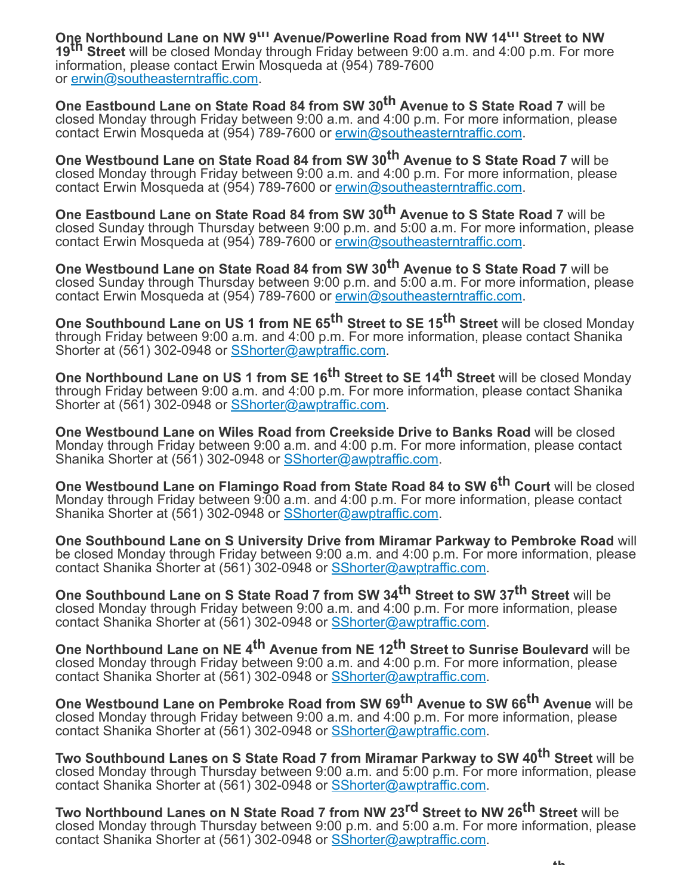**One Northbound Lane on NW 9th Avenue/Powerline Road from NW 14th Street to NW 19th Street** will be closed Monday through Friday between 9:00 a.m. and 4:00 p.m. For more information, please contact Erwin Mosqueda at (954) 789-7600 or erwin@southeasterntraffic.com.

**One Eastbound Lane on State Road 84 from SW 30th Avenue to S State Road 7** will be closed Monday through Friday between 9:00 a.m. and 4:00 p.m. For more information, please contact Erwin Mosqueda at (954) 789-7600 or erwin@southeasterntraffic.com.

**One Westbound Lane on State Road 84 from SW 30th Avenue to S State Road 7** will be closed Monday through Friday between 9:00 a.m. and 4:00 p.m. For more information, please contact Erwin Mosqueda at (954) 789-7600 or erwin@southeasterntraffic.com.

**One Eastbound Lane on State Road 84 from SW 30th Avenue to S State Road 7** will be closed Sunday through Thursday between 9:00 p.m. and 5:00 a.m. For more information, please contact Erwin Mosqueda at (954) 789-7600 or erwin@southeasterntraffic.com.

**One Westbound Lane on State Road 84 from SW 30th Avenue to S State Road 7** will be closed Sunday through Thursday between 9:00 p.m. and 5:00 a.m. For more information, please contact Erwin Mosqueda at (954) 789-7600 or erwin@southeasterntraffic.com.

**One Southbound Lane on US 1 from NE 65th Street to SE 15th Street** will be closed Monday through Friday between 9:00 a.m. and 4:00 p.m. For more information, please contact Shanika Shorter at (561) 302-0948 or SShorter@awptraffic.com.

**One Northbound Lane on US 1 from SE 16th Street to SE 14th Street** will be closed Monday through Friday between 9:00 a.m. and 4:00 p.m. For more information, please contact Shanika Shorter at (561) 302-0948 or SShorter@awptraffic.com.

**One Westbound Lane on Wiles Road from Creekside Drive to Banks Road** will be closed Monday through Friday between 9:00 a.m. and 4:00 p.m. For more information, please contact Shanika Shorter at (561) 302-0948 or SShorter@awptraffic.com.

**One Westbound Lane on Flamingo Road from State Road 84 to SW 6th Court** will be closed Monday through Friday between 9:00 a.m. and 4:00 p.m. For more information, please contact Shanika Shorter at (561) 302-0948 or SShorter@awptraffic.com.

**One Southbound Lane on S University Drive from Miramar Parkway to Pembroke Road** will be closed Monday through Friday between 9:00 a.m. and 4:00 p.m. For more information, please contact Shanika Shorter at (561) 302-0948 or SShorter@awptraffic.com.

**One Southbound Lane on S State Road 7 from SW 34th Street to SW 37th Street** will be closed Monday through Friday between 9:00 a.m. and 4:00 p.m. For more information, please contact Shanika Shorter at (561) 302-0948 or SShorter@awptraffic.com.

**One Northbound Lane on NE 4th Avenue from NE 12th Street to Sunrise Boulevard** will be closed Monday through Friday between 9:00 a.m. and 4:00 p.m. For more information, please contact Shanika Shorter at (561) 302-0948 or SShorter@awptraffic.com.

**One Westbound Lane on Pembroke Road from SW 69th Avenue to SW 66th Avenue** will be closed Monday through Friday between 9:00 a.m. and 4:00 p.m. For more information, please contact Shanika Shorter at (561) 302-0948 or SShorter@awptraffic.com.

**Two Southbound Lanes on S State Road 7 from Miramar Parkway to SW 40th Street** will be closed Monday through Thursday between 9:00 a.m. and 5:00 p.m. For more information, please contact Shanika Shorter at (561) 302-0948 or SShorter@awptraffic.com.

**Two Northbound Lanes on N State Road 7 from NW 23rd Street to NW 26th Street** will be closed Monday through Thursday between 9:00 p.m. and 5:00 a.m. For more information, please contact Shanika Shorter at (561) 302-0948 or SShorter@awptraffic.com.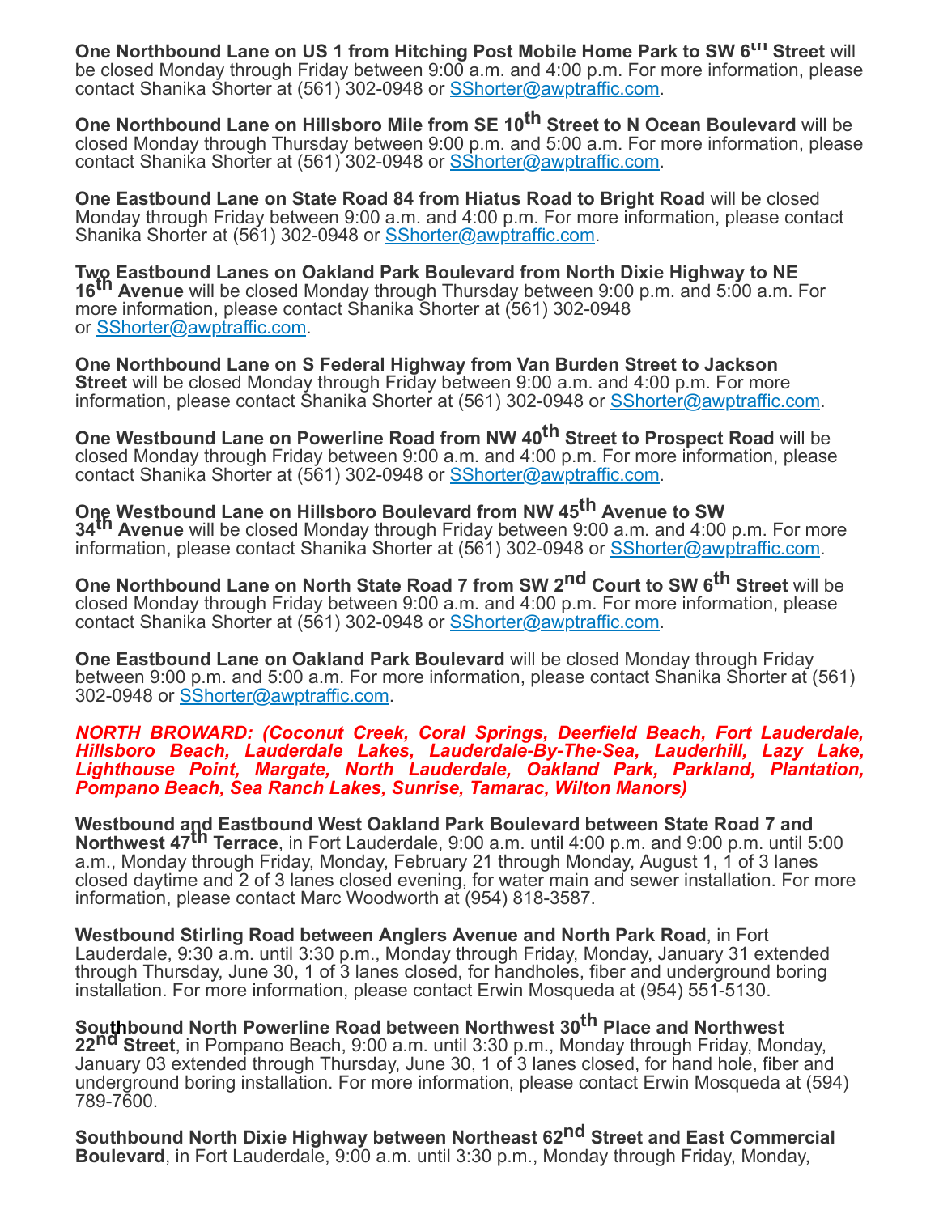**One Northbound Lane on US 1 from Hitching Post Mobile Home Park to SW 6th Street** will be closed Monday through Friday between 9:00 a.m. and 4:00 p.m. For more information, please contact Shanika Shorter at (561) 302-0948 or SShorter@awptraffic.com.

**One Northbound Lane on Hillsboro Mile from SE 10th Street to N Ocean Boulevard** will be closed Monday through Thursday between 9:00 p.m. and 5:00 a.m. For more information, please contact Shanika Shorter at (561) 302-0948 or SShorter@awptraffic.com.

**One Eastbound Lane on State Road 84 from Hiatus Road to Bright Road** will be closed Monday through Friday between 9:00 a.m. and 4:00 p.m. For more information, please contact Shanika Shorter at (561) 302-0948 or SShorter@awptraffic.com.

**Two Eastbound Lanes on Oakland Park Boulevard from North Dixie Highway to NE 16th Avenue** will be closed Monday through Thursday between 9:00 p.m. and 5:00 a.m. For more information, please contact Shanika Shorter at (561) 302-0948 or SShorter@awptraffic.com.

**One Northbound Lane on S Federal Highway from Van Burden Street to Jackson Street** will be closed Monday through Friday between 9:00 a.m. and 4:00 p.m. For more information, please contact Shanika Shorter at (561) 302-0948 or SShorter@awptraffic.com.

**One Westbound Lane on Powerline Road from NW 40th Street to Prospect Road** will be closed Monday through Friday between 9:00 a.m. and 4:00 p.m. For more information, please contact Shanika Shorter at (561) 302-0948 or SShorter@awptraffic.com.

**One Westbound Lane on Hillsboro Boulevard from NW 45th Avenue to SW 34th Avenue** will be closed Monday through Friday between 9:00 a.m. and 4:00 p.m. For more information, please contact Shanika Shorter at (561) 302-0948 or SShorter@awptraffic.com.

**One Northbound Lane on North State Road 7 from SW 2nd Court to SW 6th Street** will be closed Monday through Friday between 9:00 a.m. and 4:00 p.m. For more information, please contact Shanika Shorter at (561) 302-0948 or SShorter@awptraffic.com.

**One Eastbound Lane on Oakland Park Boulevard** will be closed Monday through Friday between 9:00 p.m. and 5:00 a.m. For more information, please contact Shanika Shorter at (561) 302-0948 or SShorter@awptraffic.com.

***NORTH BROWARD: (Coconut Creek, Coral Springs, Deerfield Beach, Fort Lauderdale, Hillsboro Beach, Lauderdale Lakes, Lauderdale-By-The-Sea, Lauderhill, Lazy Lake, Lighthouse Point, Margate, North Lauderdale, Oakland Park, Parkland, Plantation, Pompano Beach, Sea Ranch Lakes, Sunrise, Tamarac, Wilton Manors)***

**Westbound and Eastbound West Oakland Park Boulevard between State Road 7 and Northwest 47th Terrace**, in Fort Lauderdale, 9:00 a.m. until 4:00 p.m. and 9:00 p.m. until 5:00 a.m., Monday through Friday, Monday, February 21 through Monday, August 1, 1 of 3 lanes closed daytime and 2 of 3 lanes closed evening, for water main and sewer installation. For more information, please contact Marc Woodworth at (954) 818-3587.

**Westbound Stirling Road between Anglers Avenue and North Park Road**, in Fort Lauderdale, 9:30 a.m. until 3:30 p.m., Monday through Friday, Monday, January 31 extended through Thursday, June 30, 1 of 3 lanes closed, for handholes, fiber and underground boring installation. For more information, please contact Erwin Mosqueda at (954) 551-5130.

**Southbound North Powerline Road between Northwest 30th Place and Northwest 22nd Street**, in Pompano Beach, 9:00 a.m. until 3:30 p.m., Monday through Friday, Monday, January 03 extended through Thursday, June 30, 1 of 3 lanes closed, for hand hole, fiber and underground boring installation. For more information, please contact Erwin Mosqueda at (594) 789-7600.

**Southbound North Dixie Highway between Northeast 62nd Street and East Commercial Boulevard**, in Fort Lauderdale, 9:00 a.m. until 3:30 p.m., Monday through Friday, Monday,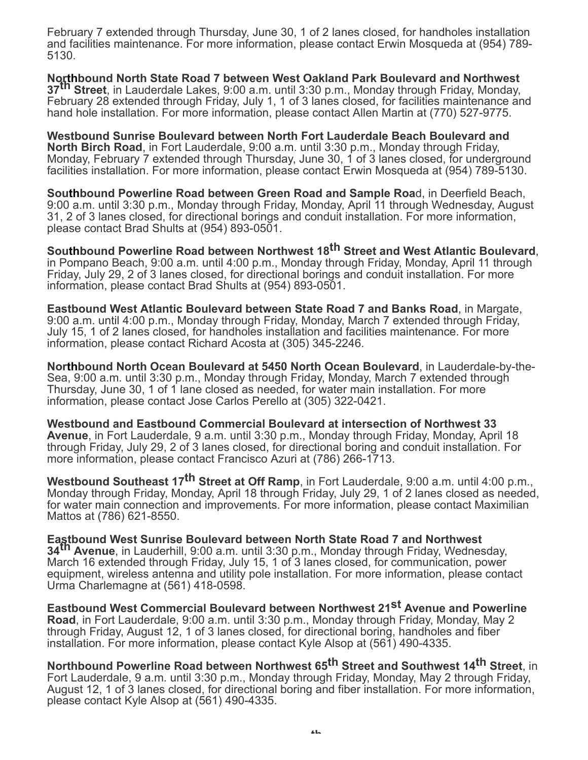February 7 extended through Thursday, June 30, 1 of 2 lanes closed, for handholes installation and facilities maintenance. For more information, please contact Erwin Mosqueda at (954) 789-5130.

**Northbound North State Road 7 between West Oakland Park Boulevard and Northwest 37th Street**, in Lauderdale Lakes, 9:00 a.m. until 3:30 p.m., Monday through Friday, Monday, February 28 extended through Friday, July 1, 1 of 3 lanes closed, for facilities maintenance and hand hole installation. For more information, please contact Allen Martin at (770) 527-9775.

**Westbound Sunrise Boulevard between North Fort Lauderdale Beach Boulevard and North Birch Road**, in Fort Lauderdale, 9:00 a.m. until 3:30 p.m., Monday through Friday, Monday, February 7 extended through Thursday, June 30, 1 of 3 lanes closed, for underground facilities installation. For more information, please contact Erwin Mosqueda at (954) 789-5130.

**Southbound Powerline Road between Green Road and Sample Roa**d, in Deerfield Beach, 9:00 a.m. until 3:30 p.m., Monday through Friday, Monday, April 11 through Wednesday, August 31, 2 of 3 lanes closed, for directional borings and conduit installation. For more information, please contact Brad Shults at (954) 893-0501.

**Southbound Powerline Road between Northwest 18th Street and West Atlantic Boulevard**, in Pompano Beach, 9:00 a.m. until 4:00 p.m., Monday through Friday, Monday, April 11 through Friday, July 29, 2 of 3 lanes closed, for directional borings and conduit installation. For more information, please contact Brad Shults at (954) 893-0501.

**Eastbound West Atlantic Boulevard between State Road 7 and Banks Road**, in Margate, 9:00 a.m. until 4:00 p.m., Monday through Friday, Monday, March 7 extended through Friday, July 15, 1 of 2 lanes closed, for handholes installation and facilities maintenance. For more information, please contact Richard Acosta at (305) 345-2246.

**Northbound North Ocean Boulevard at 5450 North Ocean Boulevard**, in Lauderdale-by-the-Sea, 9:00 a.m. until 3:30 p.m., Monday through Friday, Monday, March 7 extended through Thursday, June 30, 1 of 1 lane closed as needed, for water main installation. For more information, please contact Jose Carlos Perello at (305) 322-0421.

**Westbound and Eastbound Commercial Boulevard at intersection of Northwest 33 Avenue**, in Fort Lauderdale, 9 a.m. until 3:30 p.m., Monday through Friday, Monday, April 18 through Friday, July 29, 2 of 3 lanes closed, for directional boring and conduit installation. For more information, please contact Francisco Azuri at (786) 266-1713.

**Westbound Southeast 17th Street at Off Ramp**, in Fort Lauderdale, 9:00 a.m. until 4:00 p.m., Monday through Friday, Monday, April 18 through Friday, July 29, 1 of 2 lanes closed as needed, for water main connection and improvements. For more information, please contact Maximilian Mattos at (786) 621-8550.

**Eastbound West Sunrise Boulevard between North State Road 7 and Northwest 34th Avenue**, in Lauderhill, 9:00 a.m. until 3:30 p.m., Monday through Friday, Wednesday, March 16 extended through Friday, July 15, 1 of 3 lanes closed, for communication, power equipment, wireless antenna and utility pole installation. For more information, please contact Urma Charlemagne at (561) 418-0598.

**Eastbound West Commercial Boulevard between Northwest 21st Avenue and Powerline Road**, in Fort Lauderdale, 9:00 a.m. until 3:30 p.m., Monday through Friday, Monday, May 2 through Friday, August 12, 1 of 3 lanes closed, for directional boring, handholes and fiber installation. For more information, please contact Kyle Alsop at (561) 490-4335.

**Northbound Powerline Road between Northwest 65th Street and Southwest 14th Street**, in Fort Lauderdale, 9 a.m. until 3:30 p.m., Monday through Friday, Monday, May 2 through Friday, August 12, 1 of 3 lanes closed, for directional boring and fiber installation. For more information, please contact Kyle Alsop at (561) 490-4335.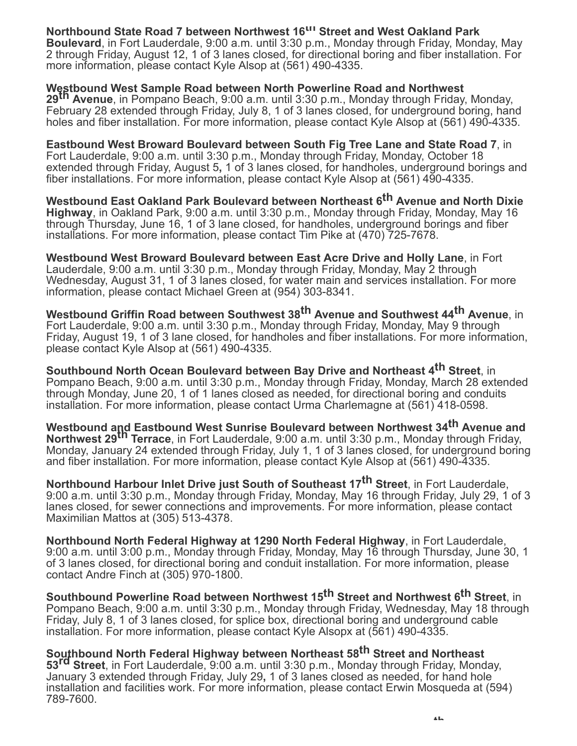**Northbound State Road 7 between Northwest 16th Street and West Oakland Park Boulevard**, in Fort Lauderdale, 9:00 a.m. until 3:30 p.m., Monday through Friday, Monday, May 2 through Friday, August 12, 1 of 3 lanes closed, for directional boring and fiber installation. For more information, please contact Kyle Alsop at (561) 490-4335.

**Westbound West Sample Road between North Powerline Road and Northwest 29th Avenue**, in Pompano Beach, 9:00 a.m. until 3:30 p.m., Monday through Friday, Monday, February 28 extended through Friday, July 8, 1 of 3 lanes closed, for underground boring, hand holes and fiber installation. For more information, please contact Kyle Alsop at (561) 490-4335.

**Eastbound West Broward Boulevard between South Fig Tree Lane and State Road 7**, in Fort Lauderdale, 9:00 a.m. until 3:30 p.m., Monday through Friday, Monday, October 18 extended through Friday, August 5**,** 1 of 3 lanes closed, for handholes, underground borings and fiber installations. For more information, please contact Kyle Alsop at (561) 490-4335.

**Westbound East Oakland Park Boulevard between Northeast 6th Avenue and North Dixie Highway**, in Oakland Park, 9:00 a.m. until 3:30 p.m., Monday through Friday, Monday, May 16 through Thursday, June 16, 1 of 3 lane closed, for handholes, underground borings and fiber installations. For more information, please contact Tim Pike at (470) 725-7678.

**Westbound West Broward Boulevard between East Acre Drive and Holly Lane**, in Fort Lauderdale, 9:00 a.m. until 3:30 p.m., Monday through Friday, Monday, May 2 through Wednesday, August 31, 1 of 3 lanes closed, for water main and services installation. For more information, please contact Michael Green at (954) 303-8341.

**Westbound Griffin Road between Southwest 38th Avenue and Southwest 44th Avenue**, in Fort Lauderdale, 9:00 a.m. until 3:30 p.m., Monday through Friday, Monday, May 9 through Friday, August 19, 1 of 3 lane closed, for handholes and fiber installations. For more information, please contact Kyle Alsop at (561) 490-4335.

**Southbound North Ocean Boulevard between Bay Drive and Northeast 4th Street**, in Pompano Beach, 9:00 a.m. until 3:30 p.m., Monday through Friday, Monday, March 28 extended through Monday, June 20, 1 of 1 lanes closed as needed, for directional boring and conduits installation. For more information, please contact Urma Charlemagne at (561) 418-0598.

**Westbound and Eastbound West Sunrise Boulevard between Northwest 34th Avenue and Northwest 29th Terrace**, in Fort Lauderdale, 9:00 a.m. until 3:30 p.m., Monday through Friday, Monday, January 24 extended through Friday, July 1, 1 of 3 lanes closed, for underground boring and fiber installation. For more information, please contact Kyle Alsop at (561) 490-4335.

**Northbound Harbour Inlet Drive just South of Southeast 17th Street**, in Fort Lauderdale, 9:00 a.m. until 3:30 p.m., Monday through Friday, Monday, May 16 through Friday, July 29, 1 of 3 lanes closed, for sewer connections and improvements. For more information, please contact Maximilian Mattos at (305) 513-4378.

**Northbound North Federal Highway at 1290 North Federal Highway**, in Fort Lauderdale, 9:00 a.m. until 3:00 p.m., Monday through Friday, Monday, May 16 through Thursday, June 30, 1 of 3 lanes closed, for directional boring and conduit installation. For more information, please contact Andre Finch at (305) 970-1800.

**Southbound Powerline Road between Northwest 15th Street and Northwest 6th Street**, in Pompano Beach, 9:00 a.m. until 3:30 p.m., Monday through Friday, Wednesday, May 18 through Friday, July 8, 1 of 3 lanes closed, for splice box, directional boring and underground cable installation. For more information, please contact Kyle Alsopx at (561) 490-4335.

**Southbound North Federal Highway between Northeast 58th Street and Northeast 53rd Street**, in Fort Lauderdale, 9:00 a.m. until 3:30 p.m., Monday through Friday, Monday, January 3 extended through Friday, July 29**,** 1 of 3 lanes closed as needed, for hand hole installation and facilities work. For more information, please contact Erwin Mosqueda at (594) 789-7600.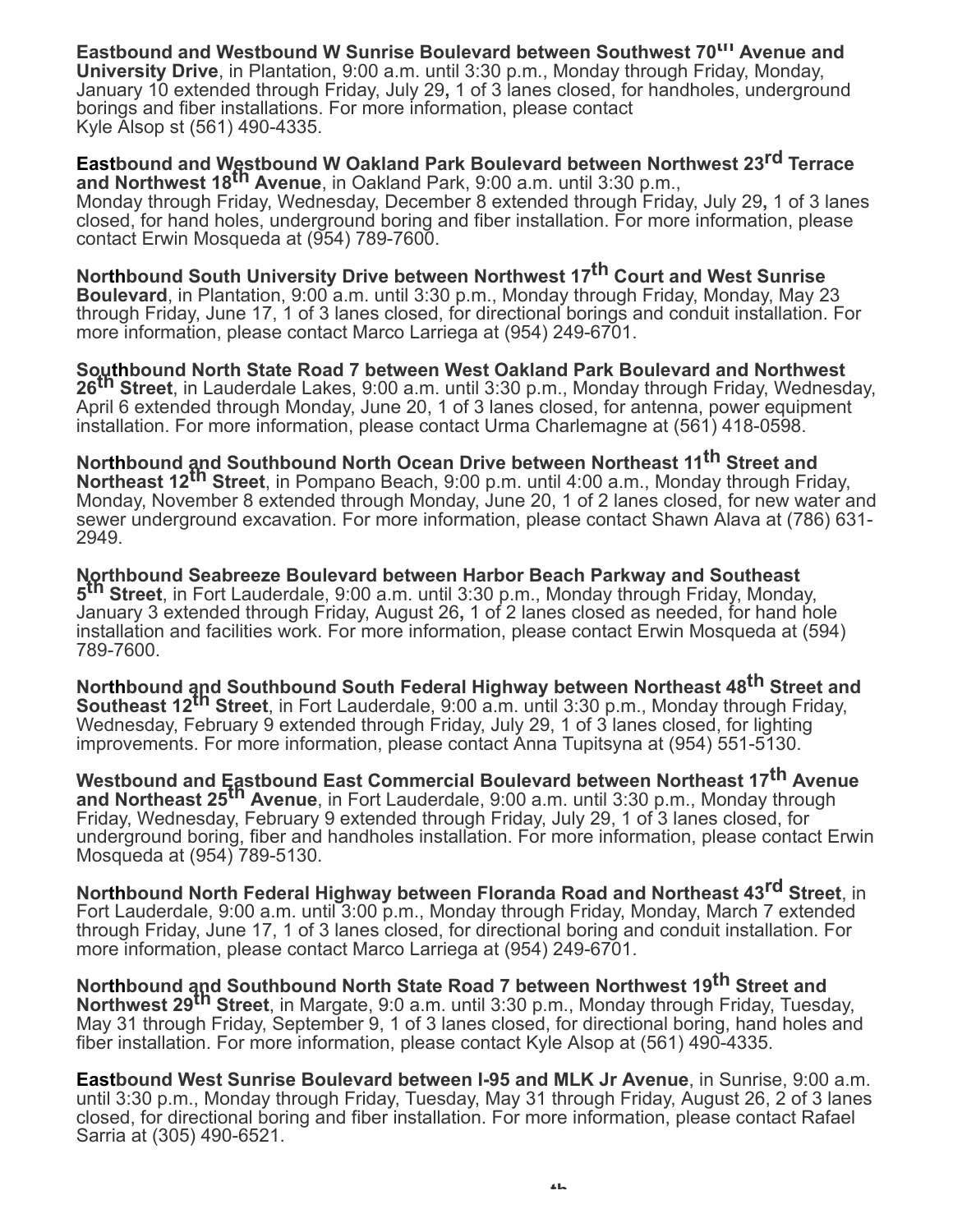**Eastbound and Westbound W Sunrise Boulevard between Southwest 70th Avenue and University Drive**, in Plantation, 9:00 a.m. until 3:30 p.m., Monday through Friday, Monday, January 10 extended through Friday, July 29**,** 1 of 3 lanes closed, for handholes, underground borings and fiber installations. For more information, please contact Kyle Alsop st (561) 490-4335.

**Eastbound and Westbound W Oakland Park Boulevard between Northwest 23rd Terrace and Northwest 18th Avenue**, in Oakland Park, 9:00 a.m. until 3:30 p.m., Monday through Friday, Wednesday, December 8 extended through Friday, July 29**,** 1 of 3 lanes closed, for hand holes, underground boring and fiber installation. For more information, please contact Erwin Mosqueda at (954) 789-7600.

**Northbound South University Drive between Northwest 17th Court and West Sunrise Boulevard**, in Plantation, 9:00 a.m. until 3:30 p.m., Monday through Friday, Monday, May 23 through Friday, June 17, 1 of 3 lanes closed, for directional borings and conduit installation. For more information, please contact Marco Larriega at (954) 249-6701.

**Southbound North State Road 7 between West Oakland Park Boulevard and Northwest 26th Street**, in Lauderdale Lakes, 9:00 a.m. until 3:30 p.m., Monday through Friday, Wednesday, April 6 extended through Monday, June 20, 1 of 3 lanes closed, for antenna, power equipment installation. For more information, please contact Urma Charlemagne at (561) 418-0598.

**Northbound and Southbound North Ocean Drive between Northeast 11th Street and Northeast 12th Street**, in Pompano Beach, 9:00 p.m. until 4:00 a.m., Monday through Friday, Monday, November 8 extended through Monday, June 20, 1 of 2 lanes closed, for new water and sewer underground excavation. For more information, please contact Shawn Alava at (786) 631-2949.

**Northbound Seabreeze Boulevard between Harbor Beach Parkway and Southeast 5th Street**, in Fort Lauderdale, 9:00 a.m. until 3:30 p.m., Monday through Friday, Monday, January 3 extended through Friday, August 26**,** 1 of 2 lanes closed as needed, for hand hole installation and facilities work. For more information, please contact Erwin Mosqueda at (594) 789-7600.

**Northbound and Southbound South Federal Highway between Northeast 48th Street and Southeast 12th Street**, in Fort Lauderdale, 9:00 a.m. until 3:30 p.m., Monday through Friday, Wednesday, February 9 extended through Friday, July 29, 1 of 3 lanes closed, for lighting improvements. For more information, please contact Anna Tupitsyna at (954) 551-5130.

**Westbound and Eastbound East Commercial Boulevard between Northeast 17th Avenue and Northeast 25th Avenue**, in Fort Lauderdale, 9:00 a.m. until 3:30 p.m., Monday through Friday, Wednesday, February 9 extended through Friday, July 29, 1 of 3 lanes closed, for underground boring, fiber and handholes installation. For more information, please contact Erwin Mosqueda at (954) 789-5130.

**Northbound North Federal Highway between Floranda Road and Northeast 43rd Street**, in Fort Lauderdale, 9:00 a.m. until 3:00 p.m., Monday through Friday, Monday, March 7 extended through Friday, June 17, 1 of 3 lanes closed, for directional boring and conduit installation. For more information, please contact Marco Larriega at (954) 249-6701.

**Northbound and Southbound North State Road 7 between Northwest 19th Street and Northwest 29th Street**, in Margate, 9:0 a.m. until 3:30 p.m., Monday through Friday, Tuesday, May 31 through Friday, September 9, 1 of 3 lanes closed, for directional boring, hand holes and fiber installation. For more information, please contact Kyle Alsop at (561) 490-4335.

**Eastbound West Sunrise Boulevard between I-95 and MLK Jr Avenue**, in Sunrise, 9:00 a.m. until 3:30 p.m., Monday through Friday, Tuesday, May 31 through Friday, August 26, 2 of 3 lanes closed, for directional boring and fiber installation. For more information, please contact Rafael Sarria at (305) 490-6521.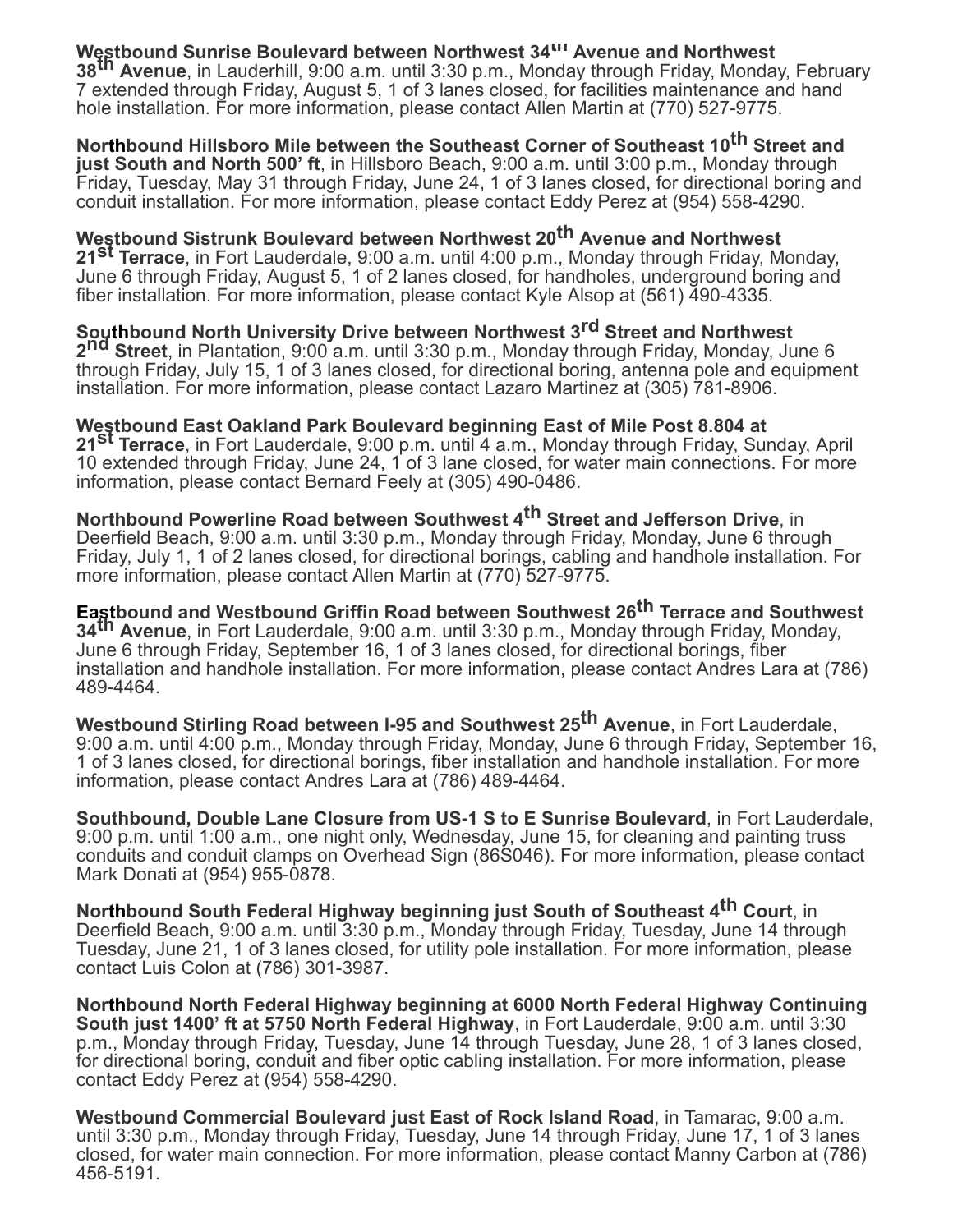**Westbound Sunrise Boulevard between Northwest 34th Avenue and Northwest 38th Avenue**, in Lauderhill, 9:00 a.m. until 3:30 p.m., Monday through Friday, Monday, February 7 extended through Friday, August 5, 1 of 3 lanes closed, for facilities maintenance and hand hole installation. For more information, please contact Allen Martin at (770) 527-9775.

**Northbound Hillsboro Mile between the Southeast Corner of Southeast 10th Street and just South and North 500' ft**, in Hillsboro Beach, 9:00 a.m. until 3:00 p.m., Monday through Friday, Tuesday, May 31 through Friday, June 24, 1 of 3 lanes closed, for directional boring and conduit installation. For more information, please contact Eddy Perez at (954) 558-4290.

**Westbound Sistrunk Boulevard between Northwest 20th Avenue and Northwest 21st Terrace**, in Fort Lauderdale, 9:00 a.m. until 4:00 p.m., Monday through Friday, Monday, June 6 through Friday, August 5, 1 of 2 lanes closed, for handholes, underground boring and fiber installation. For more information, please contact Kyle Alsop at (561) 490-4335.

**Southbound North University Drive between Northwest 3rd Street and Northwest 2nd Street**, in Plantation, 9:00 a.m. until 3:30 p.m., Monday through Friday, Monday, June 6 through Friday, July 15, 1 of 3 lanes closed, for directional boring, antenna pole and equipment installation. For more information, please contact Lazaro Martinez at (305) 781-8906.

**Westbound East Oakland Park Boulevard beginning East of Mile Post 8.804 at 21st Terrace**, in Fort Lauderdale, 9:00 p.m. until 4 a.m., Monday through Friday, Sunday, April 10 extended through Friday, June 24, 1 of 3 lane closed, for water main connections. For more information, please contact Bernard Feely at (305) 490-0486.

**Northbound Powerline Road between Southwest 4th Street and Jefferson Drive**, in Deerfield Beach, 9:00 a.m. until 3:30 p.m., Monday through Friday, Monday, June 6 through Friday, July 1, 1 of 2 lanes closed, for directional borings, cabling and handhole installation. For more information, please contact Allen Martin at (770) 527-9775.

**Eastbound and Westbound Griffin Road between Southwest 26th Terrace and Southwest 34th Avenue**, in Fort Lauderdale, 9:00 a.m. until 3:30 p.m., Monday through Friday, Monday, June 6 through Friday, September 16, 1 of 3 lanes closed, for directional borings, fiber installation and handhole installation. For more information, please contact Andres Lara at (786) 489-4464.

**Westbound Stirling Road between I-95 and Southwest 25th Avenue**, in Fort Lauderdale, 9:00 a.m. until 4:00 p.m., Monday through Friday, Monday, June 6 through Friday, September 16, 1 of 3 lanes closed, for directional borings, fiber installation and handhole installation. For more information, please contact Andres Lara at (786) 489-4464.

**Southbound, Double Lane Closure from US-1 S to E Sunrise Boulevard**, in Fort Lauderdale, 9:00 p.m. until 1:00 a.m., one night only, Wednesday, June 15, for cleaning and painting truss conduits and conduit clamps on Overhead Sign (86S046). For more information, please contact Mark Donati at (954) 955-0878.

**Northbound South Federal Highway beginning just South of Southeast 4th Court**, in Deerfield Beach, 9:00 a.m. until 3:30 p.m., Monday through Friday, Tuesday, June 14 through Tuesday, June 21, 1 of 3 lanes closed, for utility pole installation. For more information, please contact Luis Colon at (786) 301-3987.

**Northbound North Federal Highway beginning at 6000 North Federal Highway Continuing South just 1400' ft at 5750 North Federal Highway**, in Fort Lauderdale, 9:00 a.m. until 3:30 p.m., Monday through Friday, Tuesday, June 14 through Tuesday, June 28, 1 of 3 lanes closed, for directional boring, conduit and fiber optic cabling installation. For more information, please contact Eddy Perez at (954) 558-4290.

**Westbound Commercial Boulevard just East of Rock Island Road**, in Tamarac, 9:00 a.m. until 3:30 p.m., Monday through Friday, Tuesday, June 14 through Friday, June 17, 1 of 3 lanes closed, for water main connection. For more information, please contact Manny Carbon at (786) 456-5191.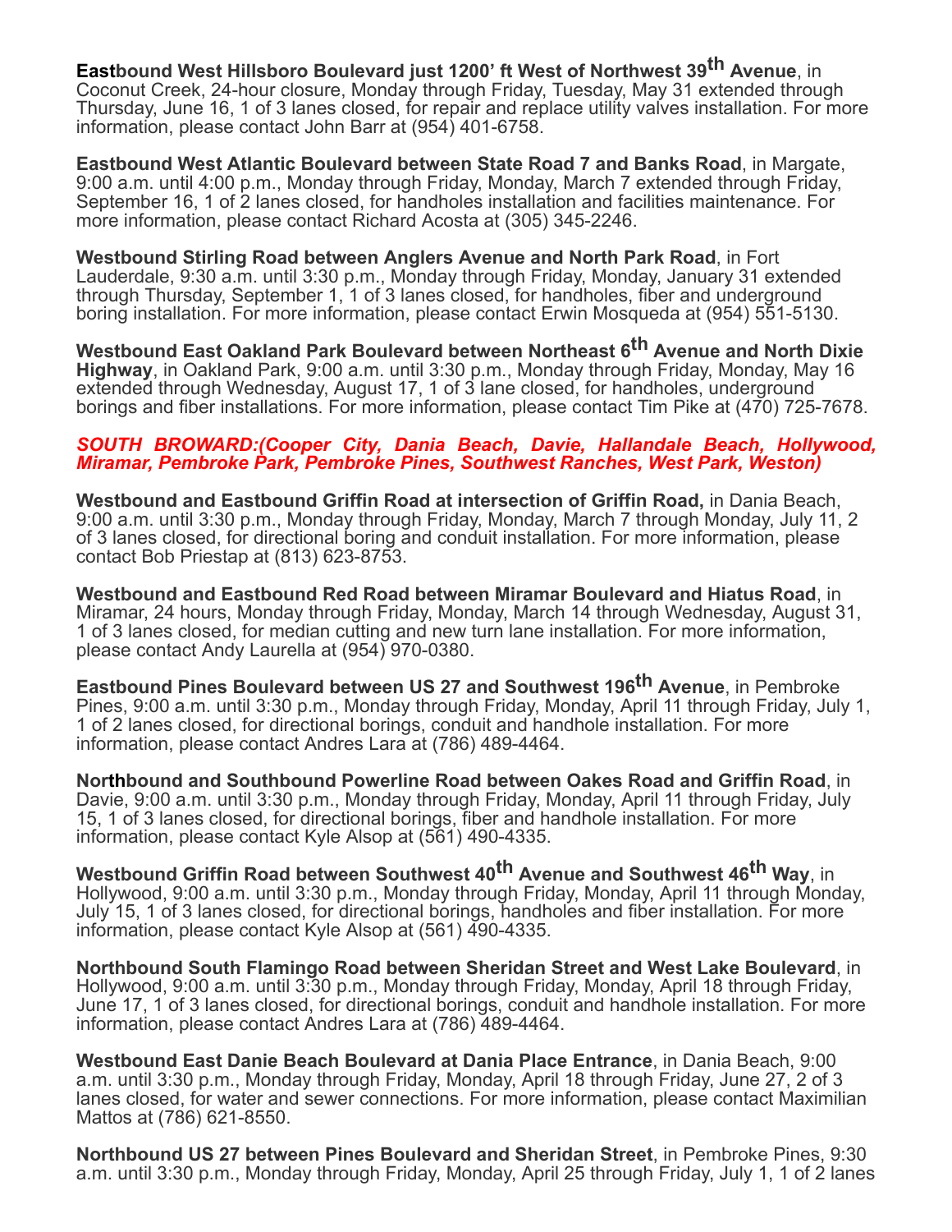**Eastbound West Hillsboro Boulevard just 1200' ft West of Northwest 39th Avenue**, in Coconut Creek, 24-hour closure, Monday through Friday, Tuesday, May 31 extended through Thursday, June 16, 1 of 3 lanes closed, for repair and replace utility valves installation. For more information, please contact John Barr at (954) 401-6758.

**Eastbound West Atlantic Boulevard between State Road 7 and Banks Road**, in Margate, 9:00 a.m. until 4:00 p.m., Monday through Friday, Monday, March 7 extended through Friday, September 16, 1 of 2 lanes closed, for handholes installation and facilities maintenance. For more information, please contact Richard Acosta at (305) 345-2246.

**Westbound Stirling Road between Anglers Avenue and North Park Road**, in Fort Lauderdale, 9:30 a.m. until 3:30 p.m., Monday through Friday, Monday, January 31 extended through Thursday, September 1, 1 of 3 lanes closed, for handholes, fiber and underground boring installation. For more information, please contact Erwin Mosqueda at (954) 551-5130.

**Westbound East Oakland Park Boulevard between Northeast 6th Avenue and North Dixie Highway**, in Oakland Park, 9:00 a.m. until 3:30 p.m., Monday through Friday, Monday, May 16 extended through Wednesday, August 17, 1 of 3 lane closed, for handholes, underground borings and fiber installations. For more information, please contact Tim Pike at (470) 725-7678.

***SOUTH BROWARD:(Cooper City, Dania Beach, Davie, Hallandale Beach, Hollywood, Miramar, Pembroke Park, Pembroke Pines, Southwest Ranches, West Park, Weston)***

**Westbound and Eastbound Griffin Road at intersection of Griffin Road,** in Dania Beach, 9:00 a.m. until 3:30 p.m., Monday through Friday, Monday, March 7 through Monday, July 11, 2 of 3 lanes closed, for directional boring and conduit installation. For more information, please contact Bob Priestap at (813) 623-8753.

**Westbound and Eastbound Red Road between Miramar Boulevard and Hiatus Road**, in Miramar, 24 hours, Monday through Friday, Monday, March 14 through Wednesday, August 31, 1 of 3 lanes closed, for median cutting and new turn lane installation. For more information, please contact Andy Laurella at (954) 970-0380.

**Eastbound Pines Boulevard between US 27 and Southwest 196th Avenue**, in Pembroke Pines, 9:00 a.m. until 3:30 p.m., Monday through Friday, Monday, April 11 through Friday, July 1, 1 of 2 lanes closed, for directional borings, conduit and handhole installation. For more information, please contact Andres Lara at (786) 489-4464.

**Northbound and Southbound Powerline Road between Oakes Road and Griffin Road**, in Davie, 9:00 a.m. until 3:30 p.m., Monday through Friday, Monday, April 11 through Friday, July 15, 1 of 3 lanes closed, for directional borings, fiber and handhole installation. For more information, please contact Kyle Alsop at (561) 490-4335.

**Westbound Griffin Road between Southwest 40th Avenue and Southwest 46th Way**, in Hollywood, 9:00 a.m. until 3:30 p.m., Monday through Friday, Monday, April 11 through Monday, July 15, 1 of 3 lanes closed, for directional borings, handholes and fiber installation. For more information, please contact Kyle Alsop at (561) 490-4335.

**Northbound South Flamingo Road between Sheridan Street and West Lake Boulevard**, in Hollywood, 9:00 a.m. until 3:30 p.m., Monday through Friday, Monday, April 18 through Friday, June 17, 1 of 3 lanes closed, for directional borings, conduit and handhole installation. For more information, please contact Andres Lara at (786) 489-4464.

**Westbound East Danie Beach Boulevard at Dania Place Entrance**, in Dania Beach, 9:00 a.m. until 3:30 p.m., Monday through Friday, Monday, April 18 through Friday, June 27, 2 of 3 lanes closed, for water and sewer connections. For more information, please contact Maximilian Mattos at (786) 621-8550.

**Northbound US 27 between Pines Boulevard and Sheridan Street**, in Pembroke Pines, 9:30 a.m. until 3:30 p.m., Monday through Friday, Monday, April 25 through Friday, July 1, 1 of 2 lanes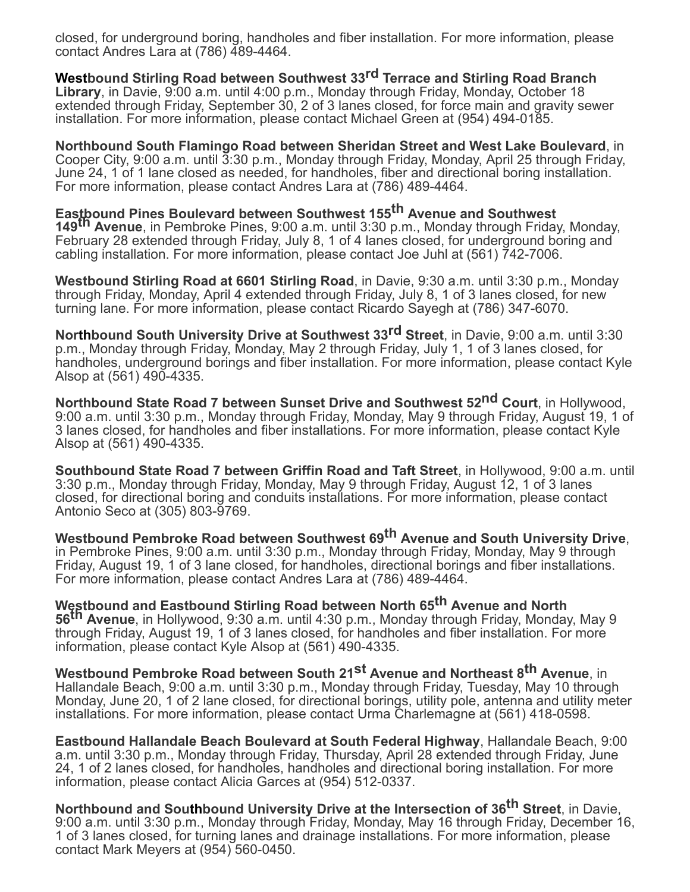closed, for underground boring, handholes and fiber installation. For more information, please contact Andres Lara at (786) 489-4464.

**Westbound Stirling Road between Southwest 33rd Terrace and Stirling Road Branch Library**, in Davie, 9:00 a.m. until 4:00 p.m., Monday through Friday, Monday, October 18 extended through Friday, September 30, 2 of 3 lanes closed, for force main and gravity sewer installation. For more information, please contact Michael Green at (954) 494-0185.

**Northbound South Flamingo Road between Sheridan Street and West Lake Boulevard**, in Cooper City, 9:00 a.m. until 3:30 p.m., Monday through Friday, Monday, April 25 through Friday, June 24, 1 of 1 lane closed as needed, for handholes, fiber and directional boring installation. For more information, please contact Andres Lara at (786) 489-4464.

**Eastbound Pines Boulevard between Southwest 155th Avenue and Southwest 149th Avenue**, in Pembroke Pines, 9:00 a.m. until 3:30 p.m., Monday through Friday, Monday, February 28 extended through Friday, July 8, 1 of 4 lanes closed, for underground boring and cabling installation. For more information, please contact Joe Juhl at (561) 742-7006.

**Westbound Stirling Road at 6601 Stirling Road**, in Davie, 9:30 a.m. until 3:30 p.m., Monday through Friday, Monday, April 4 extended through Friday, July 8, 1 of 3 lanes closed, for new turning lane. For more information, please contact Ricardo Sayegh at (786) 347-6070.

**Northbound South University Drive at Southwest 33rd Street**, in Davie, 9:00 a.m. until 3:30 p.m., Monday through Friday, Monday, May 2 through Friday, July 1, 1 of 3 lanes closed, for handholes, underground borings and fiber installation. For more information, please contact Kyle Alsop at (561) 490-4335.

**Northbound State Road 7 between Sunset Drive and Southwest 52nd Court**, in Hollywood, 9:00 a.m. until 3:30 p.m., Monday through Friday, Monday, May 9 through Friday, August 19, 1 of 3 lanes closed, for handholes and fiber installations. For more information, please contact Kyle Alsop at (561) 490-4335.

**Southbound State Road 7 between Griffin Road and Taft Street**, in Hollywood, 9:00 a.m. until 3:30 p.m., Monday through Friday, Monday, May 9 through Friday, August 12, 1 of 3 lanes closed, for directional boring and conduits installations. For more information, please contact Antonio Seco at (305) 803-9769.

**Westbound Pembroke Road between Southwest 69th Avenue and South University Drive**, in Pembroke Pines, 9:00 a.m. until 3:30 p.m., Monday through Friday, Monday, May 9 through Friday, August 19, 1 of 3 lane closed, for handholes, directional borings and fiber installations. For more information, please contact Andres Lara at (786) 489-4464.

**Westbound and Eastbound Stirling Road between North 65th Avenue and North 56th Avenue**, in Hollywood, 9:30 a.m. until 4:30 p.m., Monday through Friday, Monday, May 9 through Friday, August 19, 1 of 3 lanes closed, for handholes and fiber installation. For more information, please contact Kyle Alsop at (561) 490-4335.

**Westbound Pembroke Road between South 21st Avenue and Northeast 8th Avenue**, in Hallandale Beach, 9:00 a.m. until 3:30 p.m., Monday through Friday, Tuesday, May 10 through Monday, June 20, 1 of 2 lane closed, for directional borings, utility pole, antenna and utility meter installations. For more information, please contact Urma Charlemagne at (561) 418-0598.

**Eastbound Hallandale Beach Boulevard at South Federal Highway**, Hallandale Beach, 9:00 a.m. until 3:30 p.m., Monday through Friday, Thursday, April 28 extended through Friday, June 24, 1 of 2 lanes closed, for handholes, handholes and directional boring installation. For more information, please contact Alicia Garces at (954) 512-0337.

**Northbound and Southbound University Drive at the Intersection of 36th Street**, in Davie, 9:00 a.m. until 3:30 p.m., Monday through Friday, Monday, May 16 through Friday, December 16, 1 of 3 lanes closed, for turning lanes and drainage installations. For more information, please contact Mark Meyers at (954) 560-0450.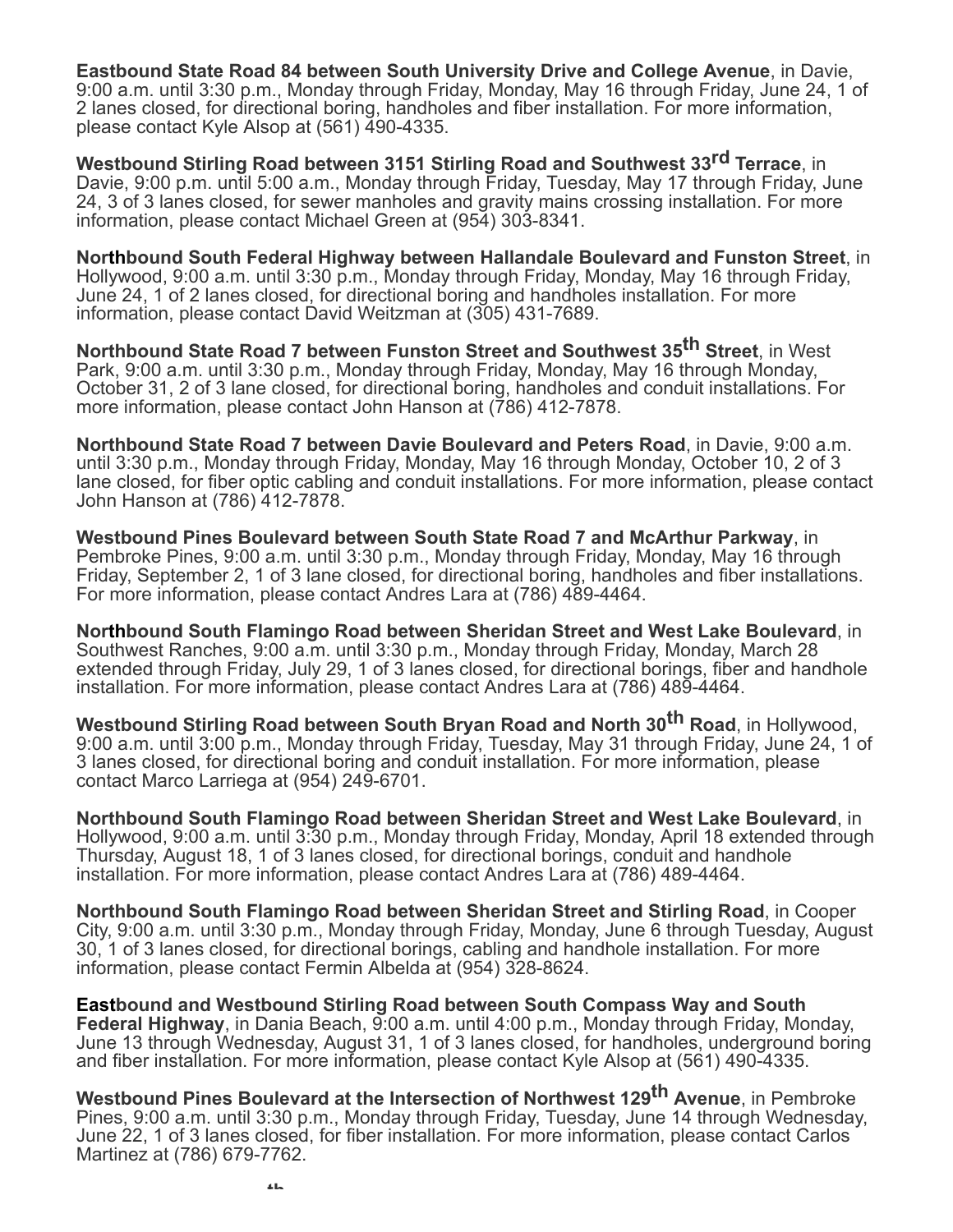**Eastbound State Road 84 between South University Drive and College Avenue**, in Davie, 9:00 a.m. until 3:30 p.m., Monday through Friday, Monday, May 16 through Friday, June 24, 1 of 2 lanes closed, for directional boring, handholes and fiber installation. For more information, please contact Kyle Alsop at (561) 490-4335.

**Westbound Stirling Road between 3151 Stirling Road and Southwest 33rd Terrace**, in Davie, 9:00 p.m. until 5:00 a.m., Monday through Friday, Tuesday, May 17 through Friday, June 24, 3 of 3 lanes closed, for sewer manholes and gravity mains crossing installation. For more information, please contact Michael Green at (954) 303-8341.

**Northbound South Federal Highway between Hallandale Boulevard and Funston Street**, in Hollywood, 9:00 a.m. until 3:30 p.m., Monday through Friday, Monday, May 16 through Friday, June 24, 1 of 2 lanes closed, for directional boring and handholes installation. For more information, please contact David Weitzman at (305) 431-7689.

**Northbound State Road 7 between Funston Street and Southwest 35th Street**, in West Park, 9:00 a.m. until 3:30 p.m., Monday through Friday, Monday, May 16 through Monday, October 31, 2 of 3 lane closed, for directional boring, handholes and conduit installations. For more information, please contact John Hanson at (786) 412-7878.

**Northbound State Road 7 between Davie Boulevard and Peters Road**, in Davie, 9:00 a.m. until 3:30 p.m., Monday through Friday, Monday, May 16 through Monday, October 10, 2 of 3 lane closed, for fiber optic cabling and conduit installations. For more information, please contact John Hanson at (786) 412-7878.

**Westbound Pines Boulevard between South State Road 7 and McArthur Parkway**, in Pembroke Pines, 9:00 a.m. until 3:30 p.m., Monday through Friday, Monday, May 16 through Friday, September 2, 1 of 3 lane closed, for directional boring, handholes and fiber installations. For more information, please contact Andres Lara at (786) 489-4464.

**Northbound South Flamingo Road between Sheridan Street and West Lake Boulevard**, in Southwest Ranches, 9:00 a.m. until 3:30 p.m., Monday through Friday, Monday, March 28 extended through Friday, July 29, 1 of 3 lanes closed, for directional borings, fiber and handhole installation. For more information, please contact Andres Lara at (786) 489-4464.

**Westbound Stirling Road between South Bryan Road and North 30th Road**, in Hollywood, 9:00 a.m. until 3:00 p.m., Monday through Friday, Tuesday, May 31 through Friday, June 24, 1 of 3 lanes closed, for directional boring and conduit installation. For more information, please contact Marco Larriega at (954) 249-6701.

**Northbound South Flamingo Road between Sheridan Street and West Lake Boulevard**, in Hollywood, 9:00 a.m. until 3:30 p.m., Monday through Friday, Monday, April 18 extended through Thursday, August 18, 1 of 3 lanes closed, for directional borings, conduit and handhole installation. For more information, please contact Andres Lara at (786) 489-4464.

**Northbound South Flamingo Road between Sheridan Street and Stirling Road**, in Cooper City, 9:00 a.m. until 3:30 p.m., Monday through Friday, Monday, June 6 through Tuesday, August 30, 1 of 3 lanes closed, for directional borings, cabling and handhole installation. For more information, please contact Fermin Albelda at (954) 328-8624.

**Eastbound and Westbound Stirling Road between South Compass Way and South Federal Highway**, in Dania Beach, 9:00 a.m. until 4:00 p.m., Monday through Friday, Monday, June 13 through Wednesday, August 31, 1 of 3 lanes closed, for handholes, underground boring and fiber installation. For more information, please contact Kyle Alsop at (561) 490-4335.

**Westbound Pines Boulevard at the Intersection of Northwest 129th Avenue**, in Pembroke Pines, 9:00 a.m. until 3:30 p.m., Monday through Friday, Tuesday, June 14 through Wednesday, June 22, 1 of 3 lanes closed, for fiber installation. For more information, please contact Carlos Martinez at (786) 679-7762.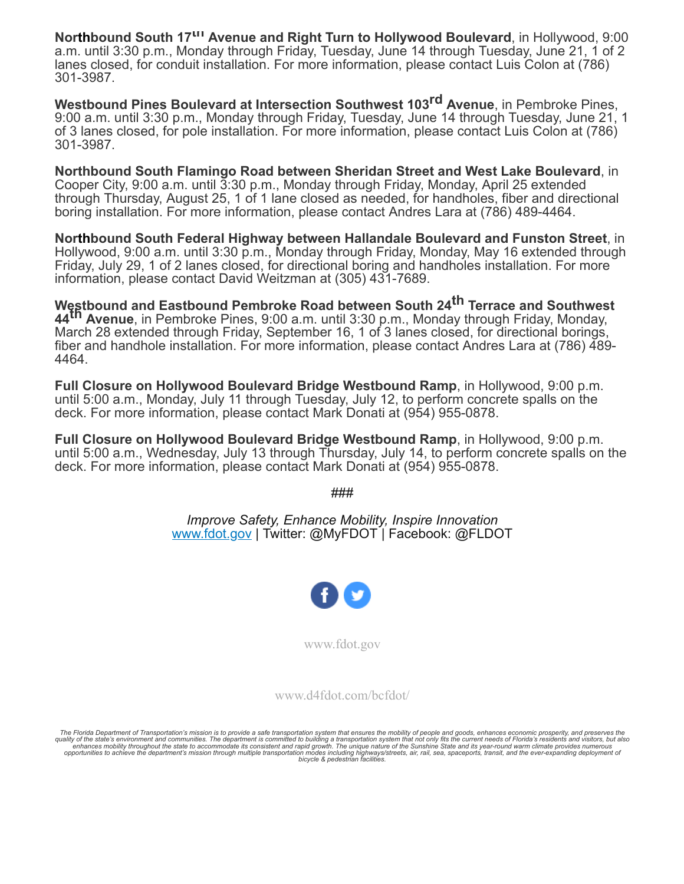**Northbound South 17th Avenue and Right Turn to Hollywood Boulevard**, in Hollywood, 9:00 a.m. until 3:30 p.m., Monday through Friday, Tuesday, June 14 through Tuesday, June 21, 1 of 2 lanes closed, for conduit installation. For more information, please contact Luis Colon at (786) 301-3987.

**Westbound Pines Boulevard at Intersection Southwest 103rd Avenue**, in Pembroke Pines, 9:00 a.m. until 3:30 p.m., Monday through Friday, Tuesday, June 14 through Tuesday, June 21, 1 of 3 lanes closed, for pole installation. For more information, please contact Luis Colon at (786) 301-3987.

**Northbound South Flamingo Road between Sheridan Street and West Lake Boulevard**, in Cooper City, 9:00 a.m. until 3:30 p.m., Monday through Friday, Monday, April 25 extended through Thursday, August 25, 1 of 1 lane closed as needed, for handholes, fiber and directional boring installation. For more information, please contact Andres Lara at (786) 489-4464.

**Northbound South Federal Highway between Hallandale Boulevard and Funston Street**, in Hollywood, 9:00 a.m. until 3:30 p.m., Monday through Friday, Monday, May 16 extended through Friday, July 29, 1 of 2 lanes closed, for directional boring and handholes installation. For more information, please contact David Weitzman at (305) 431-7689.

**Westbound and Eastbound Pembroke Road between South 24th Terrace and Southwest 44th Avenue**, in Pembroke Pines, 9:00 a.m. until 3:30 p.m., Monday through Friday, Monday, March 28 extended through Friday, September 16, 1 of 3 lanes closed, for directional borings, fiber and handhole installation. For more information, please contact Andres Lara at (786) 489-4464.

**Full Closure on Hollywood Boulevard Bridge Westbound Ramp**, in Hollywood, 9:00 p.m. until 5:00 a.m., Monday, July 11 through Tuesday, July 12, to perform concrete spalls on the deck. For more information, please contact Mark Donati at (954) 955-0878.

**Full Closure on Hollywood Boulevard Bridge Westbound Ramp**, in Hollywood, 9:00 p.m. until 5:00 a.m., Wednesday, July 13 through Thursday, July 14, to perform concrete spalls on the deck. For more information, please contact Mark Donati at (954) 955-0878.

###

*Improve Safety, Enhance Mobility, Inspire Innovation*
www.fdot.gov | Twitter: @MyFDOT | Facebook: @FLDOT

www.fdot.gov

www.d4fdot.com/bcfdot/

*The Florida Department of Transportation's mission is to provide a safe transportation system that ensures the mobility of people and goods, enhances economic prosperity, and preserves the quality of the state's environment and communities. The department is committed to building a transportation system that not only fits the current needs of Florida's residents and visitors, but also enhances mobility throughout the state to accommodate its consistent and rapid growth. The unique nature of the Sunshine State and its year-round warm climate provides numerous opportunities to achieve the department's mission through multiple transportation modes including highways/streets, air, rail, sea, spaceports, transit, and the ever-expanding deployment of bicycle & pedestrian facilities.*